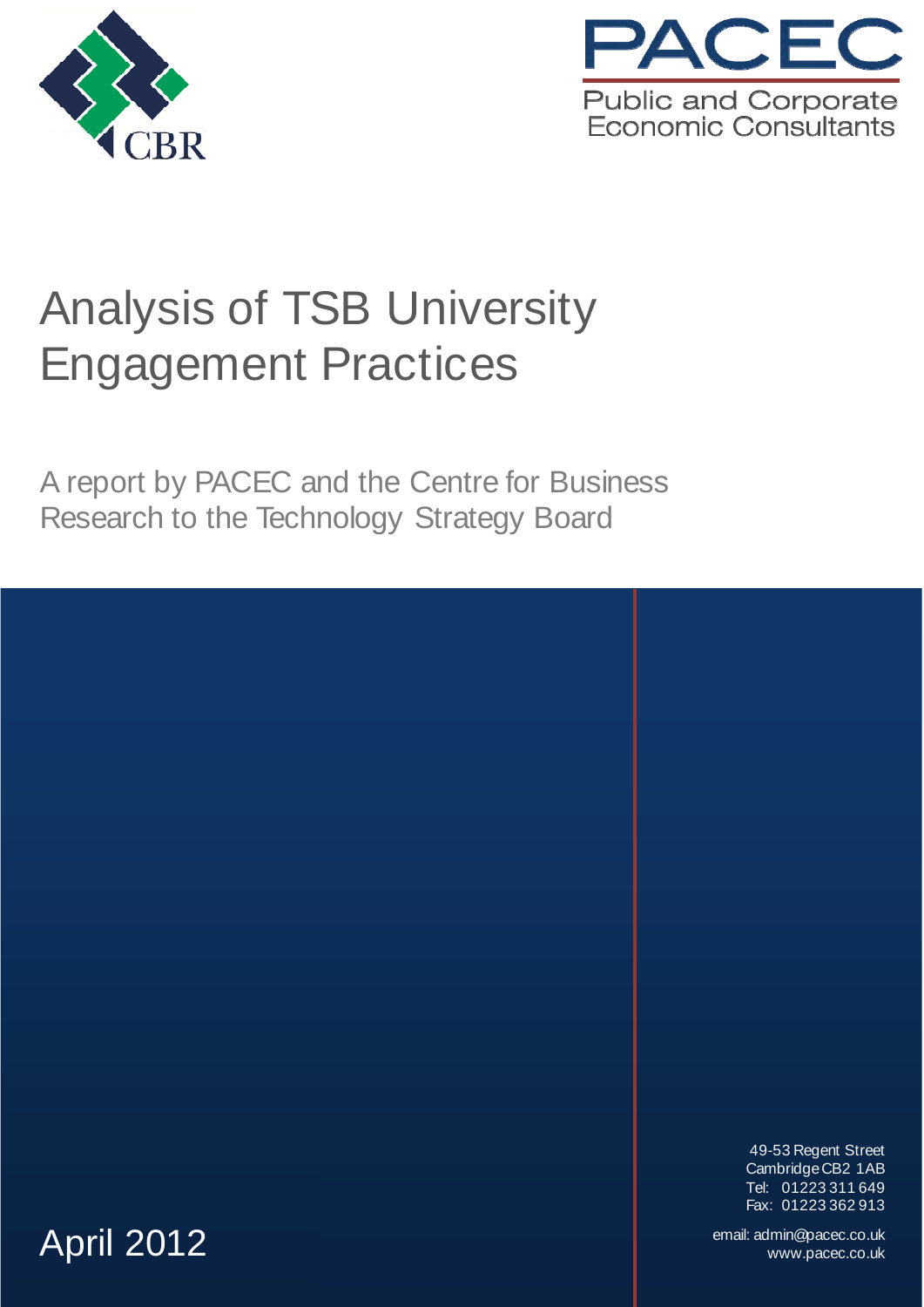CBR

PACEC

Public and Corporate Economic Consultants

# Analysis of TSB University Engagement Practices

A report by PACEC and the Centre for Business Research to the Technology Strategy Board

April 2012

49-53 Regent Street
Cambridge CB2 1AB
Tel: 01223 311 649
Fax: 01223 362 913

email: admin@pacec.co.uk
www.pacec.co.uk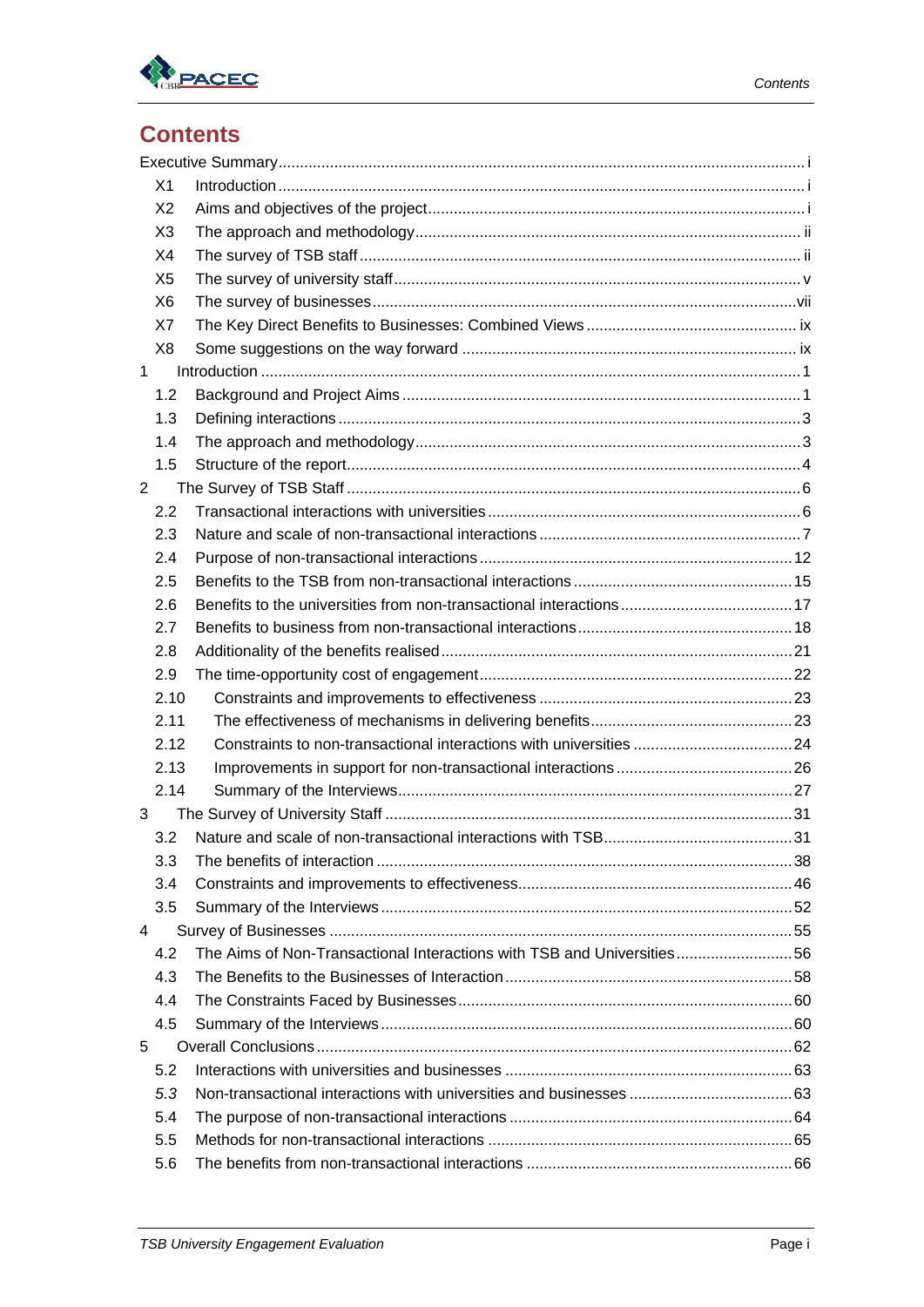# Contents

Executive Summary ..... i

- X1 Introduction ..... i
- X2 Aims and objectives of the project ..... i
- X3 The approach and methodology ..... ii
- X4 The survey of TSB staff ..... ii
- X5 The survey of university staff ..... v
- X6 The survey of businesses ..... vii
- X7 The Key Direct Benefits to Businesses: Combined Views ..... ix
- X8 Some suggestions on the way forward ..... ix

1 Introduction ..... 1

- 1.2 Background and Project Aims ..... 1
- 1.3 Defining interactions ..... 3
- 1.4 The approach and methodology ..... 3
- 1.5 Structure of the report ..... 4

2 The Survey of TSB Staff ..... 6

- 2.2 Transactional interactions with universities ..... 6
- 2.3 Nature and scale of non-transactional interactions ..... 7
- 2.4 Purpose of non-transactional interactions ..... 12
- 2.5 Benefits to the TSB from non-transactional interactions ..... 15
- 2.6 Benefits to the universities from non-transactional interactions ..... 17
- 2.7 Benefits to business from non-transactional interactions ..... 18
- 2.8 Additionality of the benefits realised ..... 21
- 2.9 The time-opportunity cost of engagement ..... 22
- 2.10 Constraints and improvements to effectiveness ..... 23
- 2.11 The effectiveness of mechanisms in delivering benefits ..... 23
- 2.12 Constraints to non-transactional interactions with universities ..... 24
- 2.13 Improvements in support for non-transactional interactions ..... 26
- 2.14 Summary of the Interviews ..... 27

3 The Survey of University Staff ..... 31

- 3.2 Nature and scale of non-transactional interactions with TSB ..... 31
- 3.3 The benefits of interaction ..... 38
- 3.4 Constraints and improvements to effectiveness ..... 46
- 3.5 Summary of the Interviews ..... 52

4 Survey of Businesses ..... 55

- 4.2 The Aims of Non-Transactional Interactions with TSB and Universities ..... 56
- 4.3 The Benefits to the Businesses of Interaction ..... 58
- 4.4 The Constraints Faced by Businesses ..... 60
- 4.5 Summary of the Interviews ..... 60

5 Overall Conclusions ..... 62

- 5.2 Interactions with universities and businesses ..... 63
- *5.3* Non-transactional interactions with universities and businesses ..... 63
- 5.4 The purpose of non-transactional interactions ..... 64
- 5.5 Methods for non-transactional interactions ..... 65
- 5.6 The benefits from non-transactional interactions ..... 66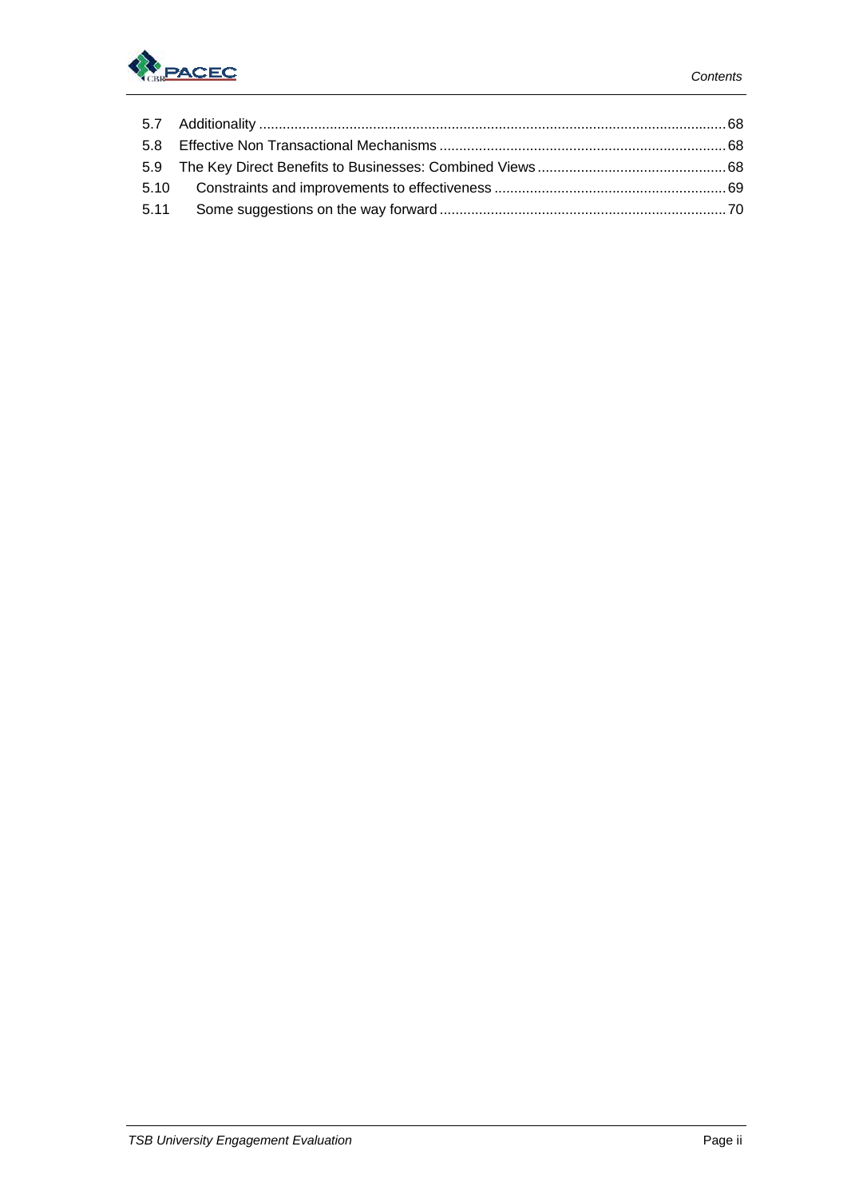5.7 Additionality ..................................................................................................................... 68
5.8 Effective Non Transactional Mechanisms ........................................................................ 68
5.9 The Key Direct Benefits to Businesses: Combined Views ................................................ 68
5.10 Constraints and improvements to effectiveness .......................................................... 69
5.11 Some suggestions on the way forward ......................................................................... 70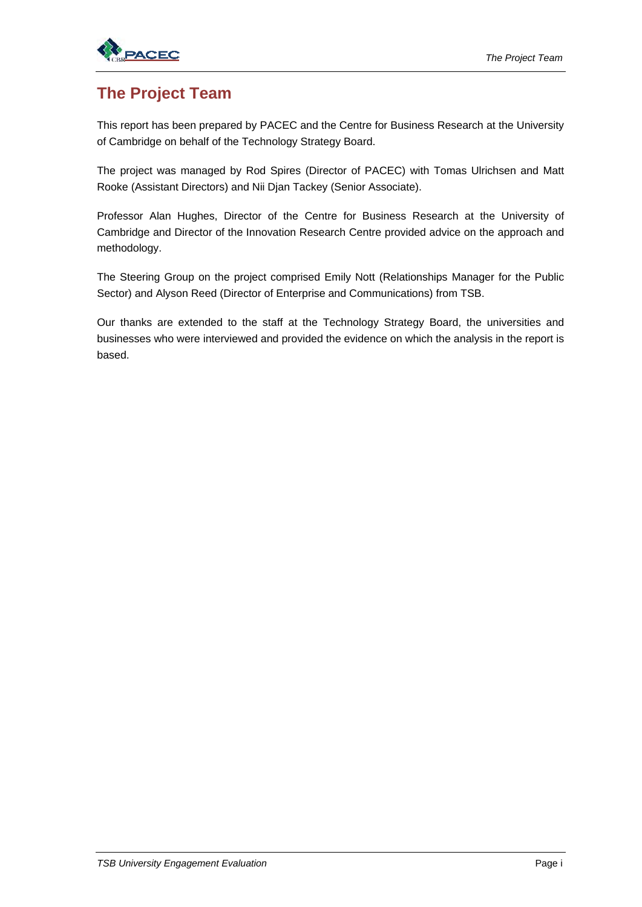# The Project Team

This report has been prepared by PACEC and the Centre for Business Research at the University of Cambridge on behalf of the Technology Strategy Board.

The project was managed by Rod Spires (Director of PACEC) with Tomas Ulrichsen and Matt Rooke (Assistant Directors) and Nii Djan Tackey (Senior Associate).

Professor Alan Hughes, Director of the Centre for Business Research at the University of Cambridge and Director of the Innovation Research Centre provided advice on the approach and methodology.

The Steering Group on the project comprised Emily Nott (Relationships Manager for the Public Sector) and Alyson Reed (Director of Enterprise and Communications) from TSB.

Our thanks are extended to the staff at the Technology Strategy Board, the universities and businesses who were interviewed and provided the evidence on which the analysis in the report is based.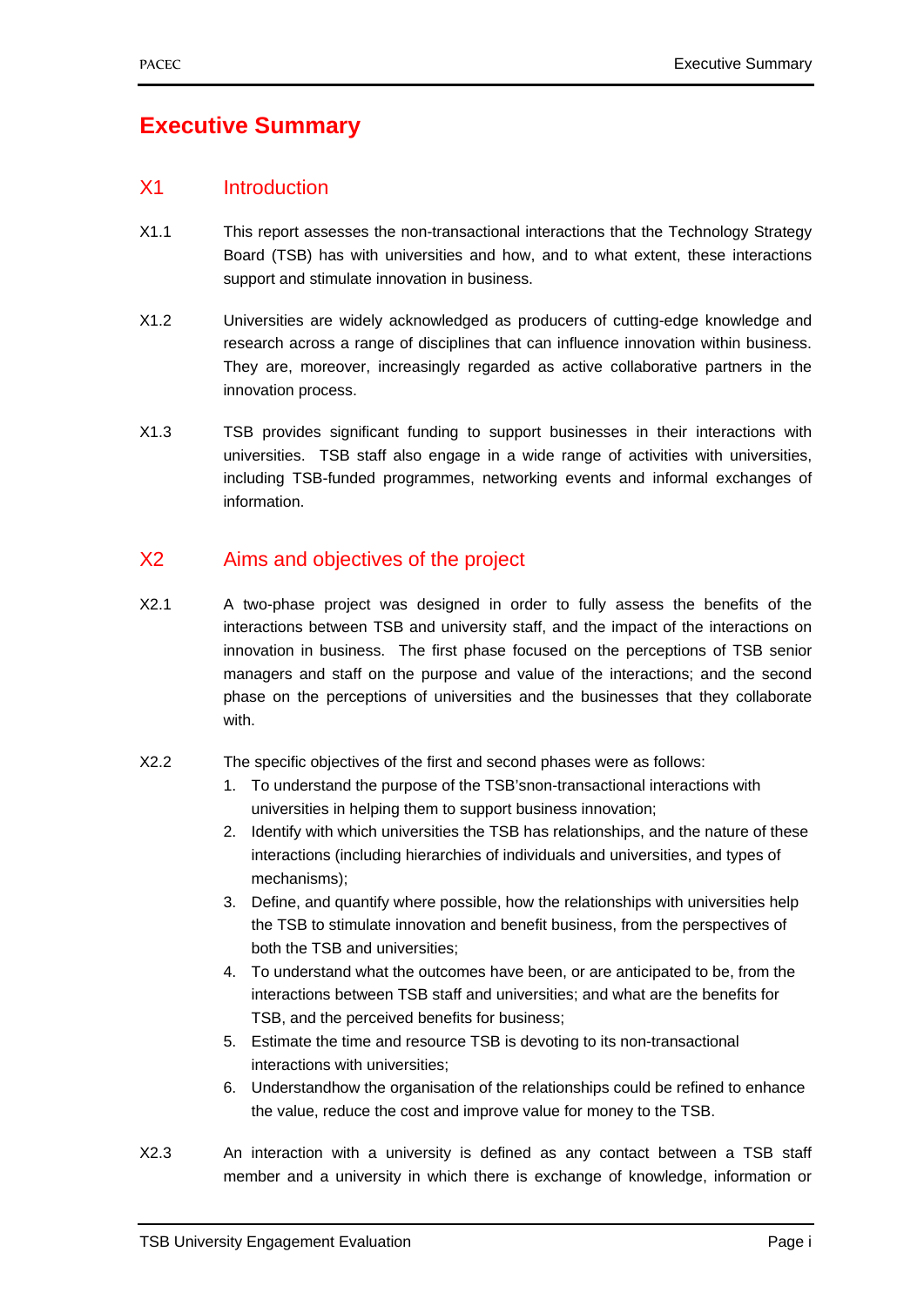# Executive Summary

## X1 Introduction

X1.1 This report assesses the non-transactional interactions that the Technology Strategy Board (TSB) has with universities and how, and to what extent, these interactions support and stimulate innovation in business.

X1.2 Universities are widely acknowledged as producers of cutting-edge knowledge and research across a range of disciplines that can influence innovation within business. They are, moreover, increasingly regarded as active collaborative partners in the innovation process.

X1.3 TSB provides significant funding to support businesses in their interactions with universities. TSB staff also engage in a wide range of activities with universities, including TSB-funded programmes, networking events and informal exchanges of information.

## X2 Aims and objectives of the project

X2.1 A two-phase project was designed in order to fully assess the benefits of the interactions between TSB and university staff, and the impact of the interactions on innovation in business. The first phase focused on the perceptions of TSB senior managers and staff on the purpose and value of the interactions; and the second phase on the perceptions of universities and the businesses that they collaborate with.

X2.2 The specific objectives of the first and second phases were as follows:

1. To understand the purpose of the TSB'snon-transactional interactions with universities in helping them to support business innovation;
2. Identify with which universities the TSB has relationships, and the nature of these interactions (including hierarchies of individuals and universities, and types of mechanisms);
3. Define, and quantify where possible, how the relationships with universities help the TSB to stimulate innovation and benefit business, from the perspectives of both the TSB and universities;
4. To understand what the outcomes have been, or are anticipated to be, from the interactions between TSB staff and universities; and what are the benefits for TSB, and the perceived benefits for business;
5. Estimate the time and resource TSB is devoting to its non-transactional interactions with universities;
6. Understandhow the organisation of the relationships could be refined to enhance the value, reduce the cost and improve value for money to the TSB.

X2.3 An interaction with a university is defined as any contact between a TSB staff member and a university in which there is exchange of knowledge, information or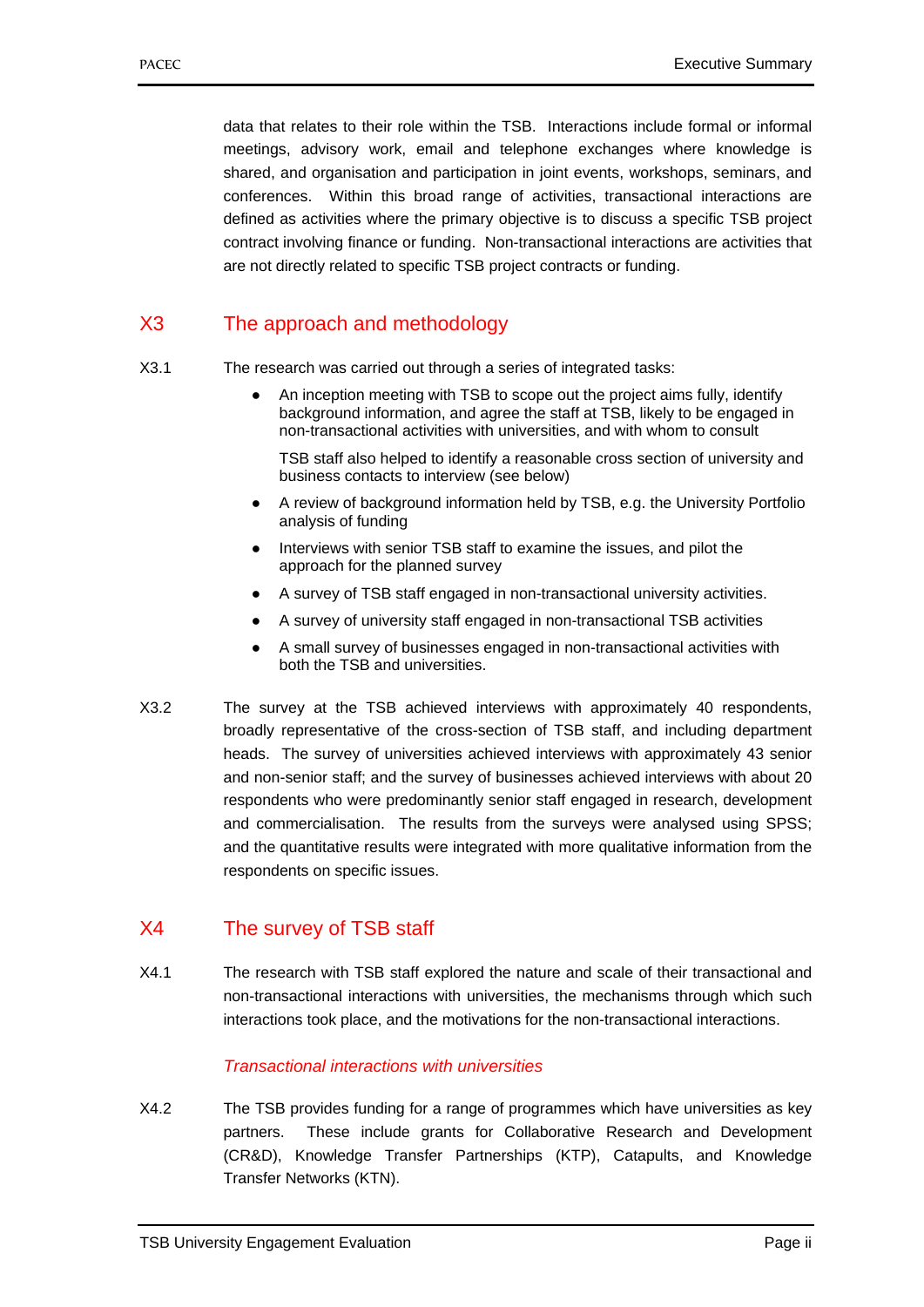data that relates to their role within the TSB. Interactions include formal or informal meetings, advisory work, email and telephone exchanges where knowledge is shared, and organisation and participation in joint events, workshops, seminars, and conferences. Within this broad range of activities, transactional interactions are defined as activities where the primary objective is to discuss a specific TSB project contract involving finance or funding. Non-transactional interactions are activities that are not directly related to specific TSB project contracts or funding.

## X3 The approach and methodology

X3.1 The research was carried out through a series of integrated tasks:

- An inception meeting with TSB to scope out the project aims fully, identify background information, and agree the staff at TSB, likely to be engaged in non-transactional activities with universities, and with whom to consult

  TSB staff also helped to identify a reasonable cross section of university and business contacts to interview (see below)
- A review of background information held by TSB, e.g. the University Portfolio analysis of funding
- Interviews with senior TSB staff to examine the issues, and pilot the approach for the planned survey
- A survey of TSB staff engaged in non-transactional university activities.
- A survey of university staff engaged in non-transactional TSB activities
- A small survey of businesses engaged in non-transactional activities with both the TSB and universities.

X3.2 The survey at the TSB achieved interviews with approximately 40 respondents, broadly representative of the cross-section of TSB staff, and including department heads. The survey of universities achieved interviews with approximately 43 senior and non-senior staff; and the survey of businesses achieved interviews with about 20 respondents who were predominantly senior staff engaged in research, development and commercialisation. The results from the surveys were analysed using SPSS; and the quantitative results were integrated with more qualitative information from the respondents on specific issues.

## X4 The survey of TSB staff

X4.1 The research with TSB staff explored the nature and scale of their transactional and non-transactional interactions with universities, the mechanisms through which such interactions took place, and the motivations for the non-transactional interactions.

### *Transactional interactions with universities*

X4.2 The TSB provides funding for a range of programmes which have universities as key partners. These include grants for Collaborative Research and Development (CR&D), Knowledge Transfer Partnerships (KTP), Catapults, and Knowledge Transfer Networks (KTN).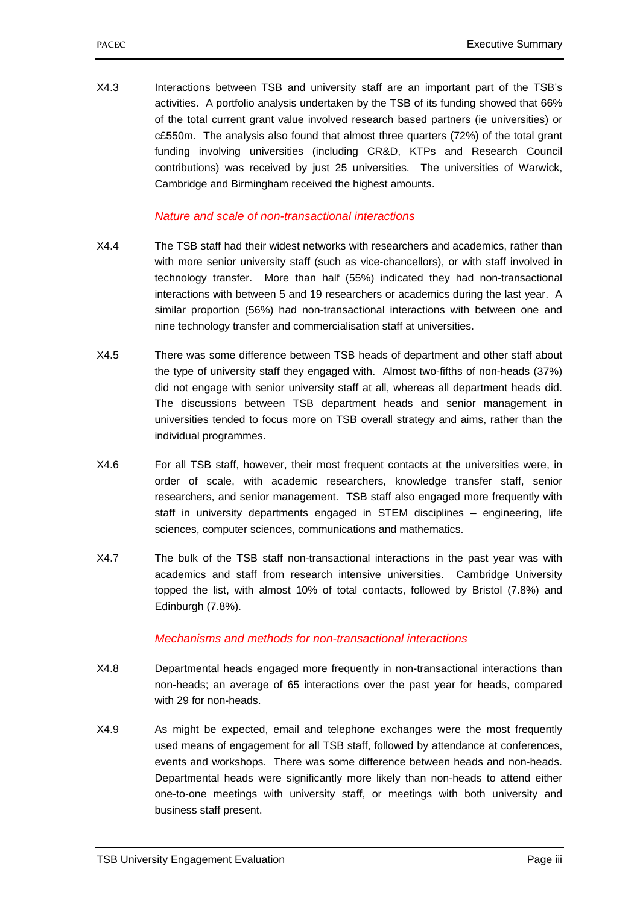X4.3 Interactions between TSB and university staff are an important part of the TSB's activities. A portfolio analysis undertaken by the TSB of its funding showed that 66% of the total current grant value involved research based partners (ie universities) or c£550m. The analysis also found that almost three quarters (72%) of the total grant funding involving universities (including CR&D, KTPs and Research Council contributions) was received by just 25 universities. The universities of Warwick, Cambridge and Birmingham received the highest amounts.

*Nature and scale of non-transactional interactions*

X4.4 The TSB staff had their widest networks with researchers and academics, rather than with more senior university staff (such as vice-chancellors), or with staff involved in technology transfer. More than half (55%) indicated they had non-transactional interactions with between 5 and 19 researchers or academics during the last year. A similar proportion (56%) had non-transactional interactions with between one and nine technology transfer and commercialisation staff at universities.

X4.5 There was some difference between TSB heads of department and other staff about the type of university staff they engaged with. Almost two-fifths of non-heads (37%) did not engage with senior university staff at all, whereas all department heads did. The discussions between TSB department heads and senior management in universities tended to focus more on TSB overall strategy and aims, rather than the individual programmes.

X4.6 For all TSB staff, however, their most frequent contacts at the universities were, in order of scale, with academic researchers, knowledge transfer staff, senior researchers, and senior management. TSB staff also engaged more frequently with staff in university departments engaged in STEM disciplines – engineering, life sciences, computer sciences, communications and mathematics.

X4.7 The bulk of the TSB staff non-transactional interactions in the past year was with academics and staff from research intensive universities. Cambridge University topped the list, with almost 10% of total contacts, followed by Bristol (7.8%) and Edinburgh (7.8%).

*Mechanisms and methods for non-transactional interactions*

X4.8 Departmental heads engaged more frequently in non-transactional interactions than non-heads; an average of 65 interactions over the past year for heads, compared with 29 for non-heads.

X4.9 As might be expected, email and telephone exchanges were the most frequently used means of engagement for all TSB staff, followed by attendance at conferences, events and workshops. There was some difference between heads and non-heads. Departmental heads were significantly more likely than non-heads to attend either one-to-one meetings with university staff, or meetings with both university and business staff present.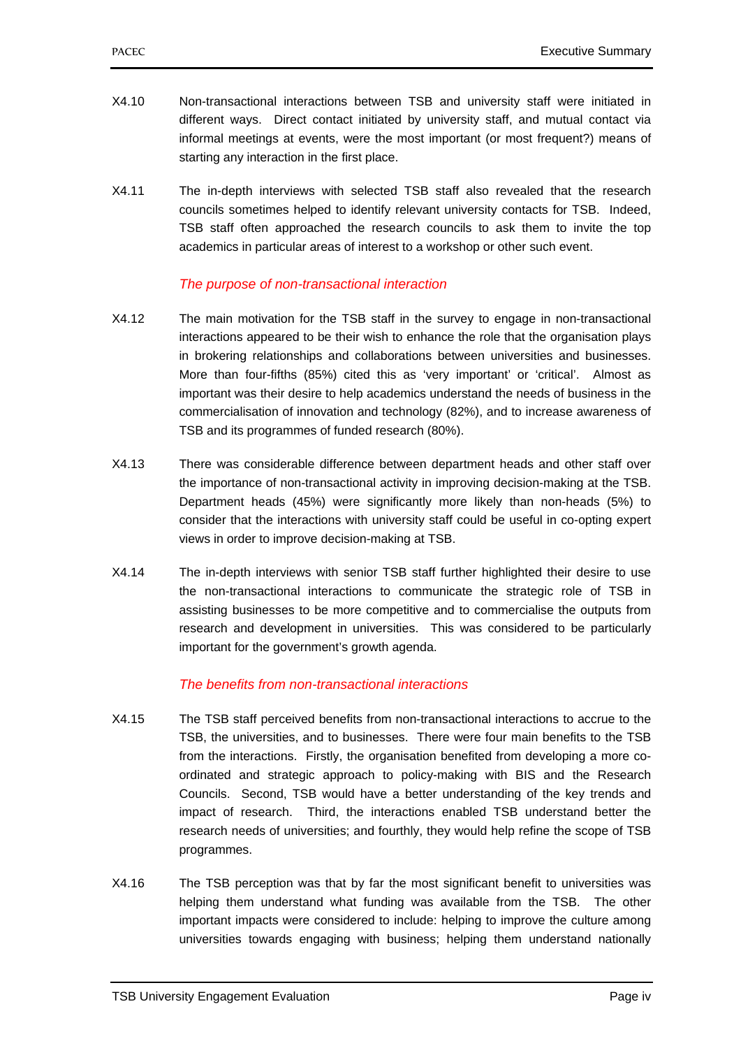X4.10 Non-transactional interactions between TSB and university staff were initiated in different ways. Direct contact initiated by university staff, and mutual contact via informal meetings at events, were the most important (or most frequent?) means of starting any interaction in the first place.

X4.11 The in-depth interviews with selected TSB staff also revealed that the research councils sometimes helped to identify relevant university contacts for TSB. Indeed, TSB staff often approached the research councils to ask them to invite the top academics in particular areas of interest to a workshop or other such event.

### *The purpose of non-transactional interaction*

X4.12 The main motivation for the TSB staff in the survey to engage in non-transactional interactions appeared to be their wish to enhance the role that the organisation plays in brokering relationships and collaborations between universities and businesses. More than four-fifths (85%) cited this as 'very important' or 'critical'. Almost as important was their desire to help academics understand the needs of business in the commercialisation of innovation and technology (82%), and to increase awareness of TSB and its programmes of funded research (80%).

X4.13 There was considerable difference between department heads and other staff over the importance of non-transactional activity in improving decision-making at the TSB. Department heads (45%) were significantly more likely than non-heads (5%) to consider that the interactions with university staff could be useful in co-opting expert views in order to improve decision-making at TSB.

X4.14 The in-depth interviews with senior TSB staff further highlighted their desire to use the non-transactional interactions to communicate the strategic role of TSB in assisting businesses to be more competitive and to commercialise the outputs from research and development in universities. This was considered to be particularly important for the government's growth agenda.

### *The benefits from non-transactional interactions*

X4.15 The TSB staff perceived benefits from non-transactional interactions to accrue to the TSB, the universities, and to businesses. There were four main benefits to the TSB from the interactions. Firstly, the organisation benefited from developing a more co-ordinated and strategic approach to policy-making with BIS and the Research Councils. Second, TSB would have a better understanding of the key trends and impact of research. Third, the interactions enabled TSB understand better the research needs of universities; and fourthly, they would help refine the scope of TSB programmes.

X4.16 The TSB perception was that by far the most significant benefit to universities was helping them understand what funding was available from the TSB. The other important impacts were considered to include: helping to improve the culture among universities towards engaging with business; helping them understand nationally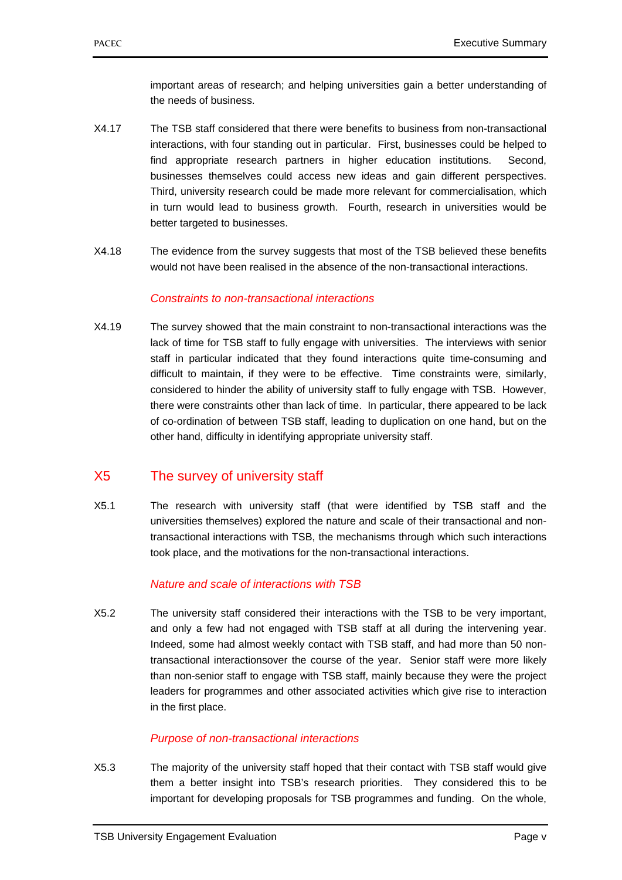important areas of research; and helping universities gain a better understanding of the needs of business.

X4.17 The TSB staff considered that there were benefits to business from non-transactional interactions, with four standing out in particular. First, businesses could be helped to find appropriate research partners in higher education institutions. Second, businesses themselves could access new ideas and gain different perspectives. Third, university research could be made more relevant for commercialisation, which in turn would lead to business growth. Fourth, research in universities would be better targeted to businesses.

X4.18 The evidence from the survey suggests that most of the TSB believed these benefits would not have been realised in the absence of the non-transactional interactions.

### *Constraints to non-transactional interactions*

X4.19 The survey showed that the main constraint to non-transactional interactions was the lack of time for TSB staff to fully engage with universities. The interviews with senior staff in particular indicated that they found interactions quite time-consuming and difficult to maintain, if they were to be effective. Time constraints were, similarly, considered to hinder the ability of university staff to fully engage with TSB. However, there were constraints other than lack of time. In particular, there appeared to be lack of co-ordination of between TSB staff, leading to duplication on one hand, but on the other hand, difficulty in identifying appropriate university staff.

## X5 The survey of university staff

X5.1 The research with university staff (that were identified by TSB staff and the universities themselves) explored the nature and scale of their transactional and non-transactional interactions with TSB, the mechanisms through which such interactions took place, and the motivations for the non-transactional interactions.

### *Nature and scale of interactions with TSB*

X5.2 The university staff considered their interactions with the TSB to be very important, and only a few had not engaged with TSB staff at all during the intervening year. Indeed, some had almost weekly contact with TSB staff, and had more than 50 non-transactional interactionsover the course of the year. Senior staff were more likely than non-senior staff to engage with TSB staff, mainly because they were the project leaders for programmes and other associated activities which give rise to interaction in the first place.

### *Purpose of non-transactional interactions*

X5.3 The majority of the university staff hoped that their contact with TSB staff would give them a better insight into TSB's research priorities. They considered this to be important for developing proposals for TSB programmes and funding. On the whole,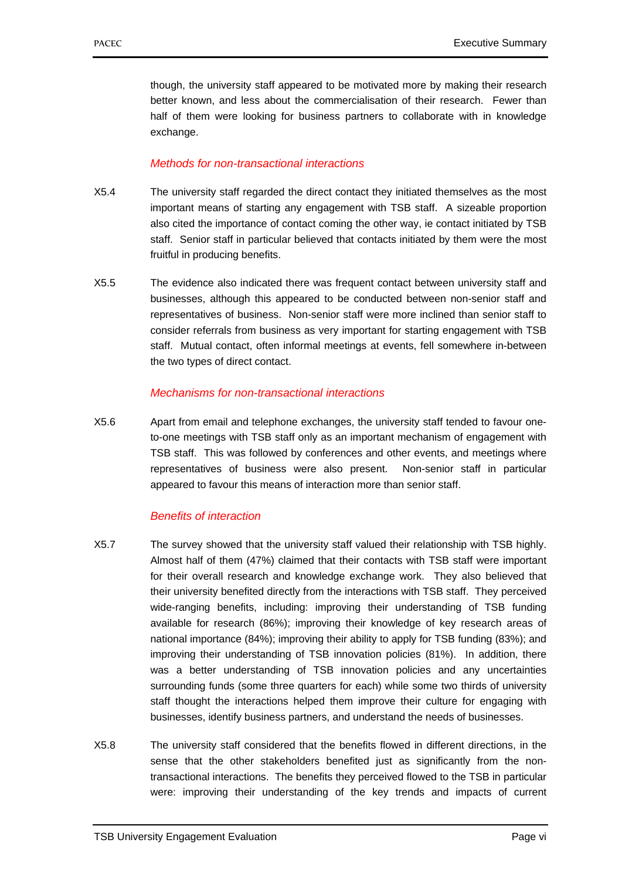though, the university staff appeared to be motivated more by making their research better known, and less about the commercialisation of their research. Fewer than half of them were looking for business partners to collaborate with in knowledge exchange.

### *Methods for non-transactional interactions*

X5.4 The university staff regarded the direct contact they initiated themselves as the most important means of starting any engagement with TSB staff. A sizeable proportion also cited the importance of contact coming the other way, ie contact initiated by TSB staff. Senior staff in particular believed that contacts initiated by them were the most fruitful in producing benefits.

X5.5 The evidence also indicated there was frequent contact between university staff and businesses, although this appeared to be conducted between non-senior staff and representatives of business. Non-senior staff were more inclined than senior staff to consider referrals from business as very important for starting engagement with TSB staff. Mutual contact, often informal meetings at events, fell somewhere in-between the two types of direct contact.

### *Mechanisms for non-transactional interactions*

X5.6 Apart from email and telephone exchanges, the university staff tended to favour one-to-one meetings with TSB staff only as an important mechanism of engagement with TSB staff. This was followed by conferences and other events, and meetings where representatives of business were also present. Non-senior staff in particular appeared to favour this means of interaction more than senior staff.

### *Benefits of interaction*

X5.7 The survey showed that the university staff valued their relationship with TSB highly. Almost half of them (47%) claimed that their contacts with TSB staff were important for their overall research and knowledge exchange work. They also believed that their university benefited directly from the interactions with TSB staff. They perceived wide-ranging benefits, including: improving their understanding of TSB funding available for research (86%); improving their knowledge of key research areas of national importance (84%); improving their ability to apply for TSB funding (83%); and improving their understanding of TSB innovation policies (81%). In addition, there was a better understanding of TSB innovation policies and any uncertainties surrounding funds (some three quarters for each) while some two thirds of university staff thought the interactions helped them improve their culture for engaging with businesses, identify business partners, and understand the needs of businesses.

X5.8 The university staff considered that the benefits flowed in different directions, in the sense that the other stakeholders benefited just as significantly from the non-transactional interactions. The benefits they perceived flowed to the TSB in particular were: improving their understanding of the key trends and impacts of current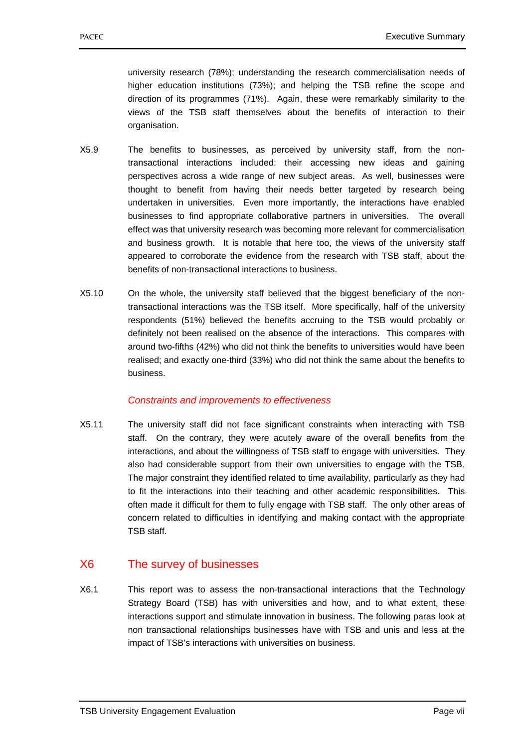university research (78%); understanding the research commercialisation needs of higher education institutions (73%); and helping the TSB refine the scope and direction of its programmes (71%). Again, these were remarkably similarity to the views of the TSB staff themselves about the benefits of interaction to their organisation.

X5.9 The benefits to businesses, as perceived by university staff, from the non-transactional interactions included: their accessing new ideas and gaining perspectives across a wide range of new subject areas. As well, businesses were thought to benefit from having their needs better targeted by research being undertaken in universities. Even more importantly, the interactions have enabled businesses to find appropriate collaborative partners in universities. The overall effect was that university research was becoming more relevant for commercialisation and business growth. It is notable that here too, the views of the university staff appeared to corroborate the evidence from the research with TSB staff, about the benefits of non-transactional interactions to business.

X5.10 On the whole, the university staff believed that the biggest beneficiary of the non-transactional interactions was the TSB itself. More specifically, half of the university respondents (51%) believed the benefits accruing to the TSB would probably or definitely not been realised on the absence of the interactions. This compares with around two-fifths (42%) who did not think the benefits to universities would have been realised; and exactly one-third (33%) who did not think the same about the benefits to business.

*Constraints and improvements to effectiveness*

X5.11 The university staff did not face significant constraints when interacting with TSB staff. On the contrary, they were acutely aware of the overall benefits from the interactions, and about the willingness of TSB staff to engage with universities. They also had considerable support from their own universities to engage with the TSB. The major constraint they identified related to time availability, particularly as they had to fit the interactions into their teaching and other academic responsibilities. This often made it difficult for them to fully engage with TSB staff. The only other areas of concern related to difficulties in identifying and making contact with the appropriate TSB staff.

## X6 The survey of businesses

X6.1 This report was to assess the non-transactional interactions that the Technology Strategy Board (TSB) has with universities and how, and to what extent, these interactions support and stimulate innovation in business. The following paras look at non transactional relationships businesses have with TSB and unis and less at the impact of TSB's interactions with universities on business.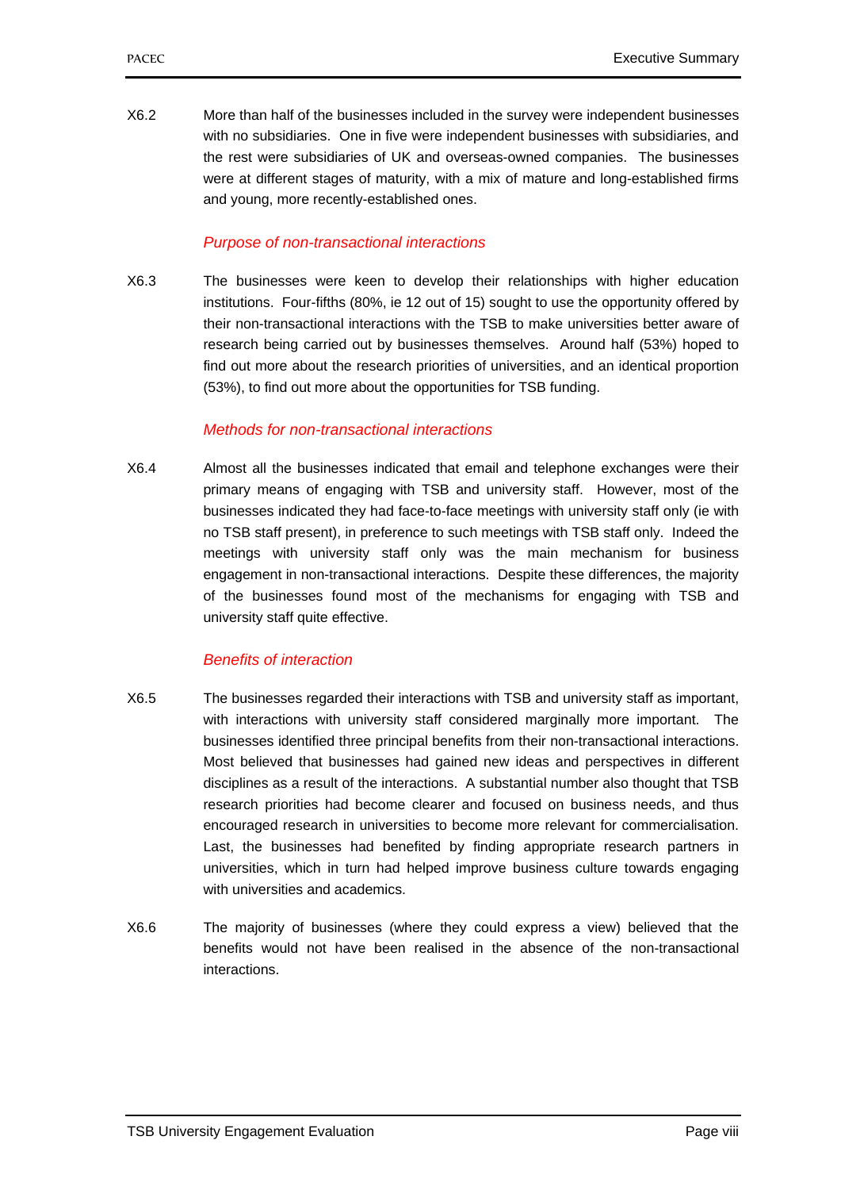X6.2 More than half of the businesses included in the survey were independent businesses with no subsidiaries. One in five were independent businesses with subsidiaries, and the rest were subsidiaries of UK and overseas-owned companies. The businesses were at different stages of maturity, with a mix of mature and long-established firms and young, more recently-established ones.

*Purpose of non-transactional interactions*

X6.3 The businesses were keen to develop their relationships with higher education institutions. Four-fifths (80%, ie 12 out of 15) sought to use the opportunity offered by their non-transactional interactions with the TSB to make universities better aware of research being carried out by businesses themselves. Around half (53%) hoped to find out more about the research priorities of universities, and an identical proportion (53%), to find out more about the opportunities for TSB funding.

*Methods for non-transactional interactions*

X6.4 Almost all the businesses indicated that email and telephone exchanges were their primary means of engaging with TSB and university staff. However, most of the businesses indicated they had face-to-face meetings with university staff only (ie with no TSB staff present), in preference to such meetings with TSB staff only. Indeed the meetings with university staff only was the main mechanism for business engagement in non-transactional interactions. Despite these differences, the majority of the businesses found most of the mechanisms for engaging with TSB and university staff quite effective.

*Benefits of interaction*

X6.5 The businesses regarded their interactions with TSB and university staff as important, with interactions with university staff considered marginally more important. The businesses identified three principal benefits from their non-transactional interactions. Most believed that businesses had gained new ideas and perspectives in different disciplines as a result of the interactions. A substantial number also thought that TSB research priorities had become clearer and focused on business needs, and thus encouraged research in universities to become more relevant for commercialisation. Last, the businesses had benefited by finding appropriate research partners in universities, which in turn had helped improve business culture towards engaging with universities and academics.

X6.6 The majority of businesses (where they could express a view) believed that the benefits would not have been realised in the absence of the non-transactional interactions.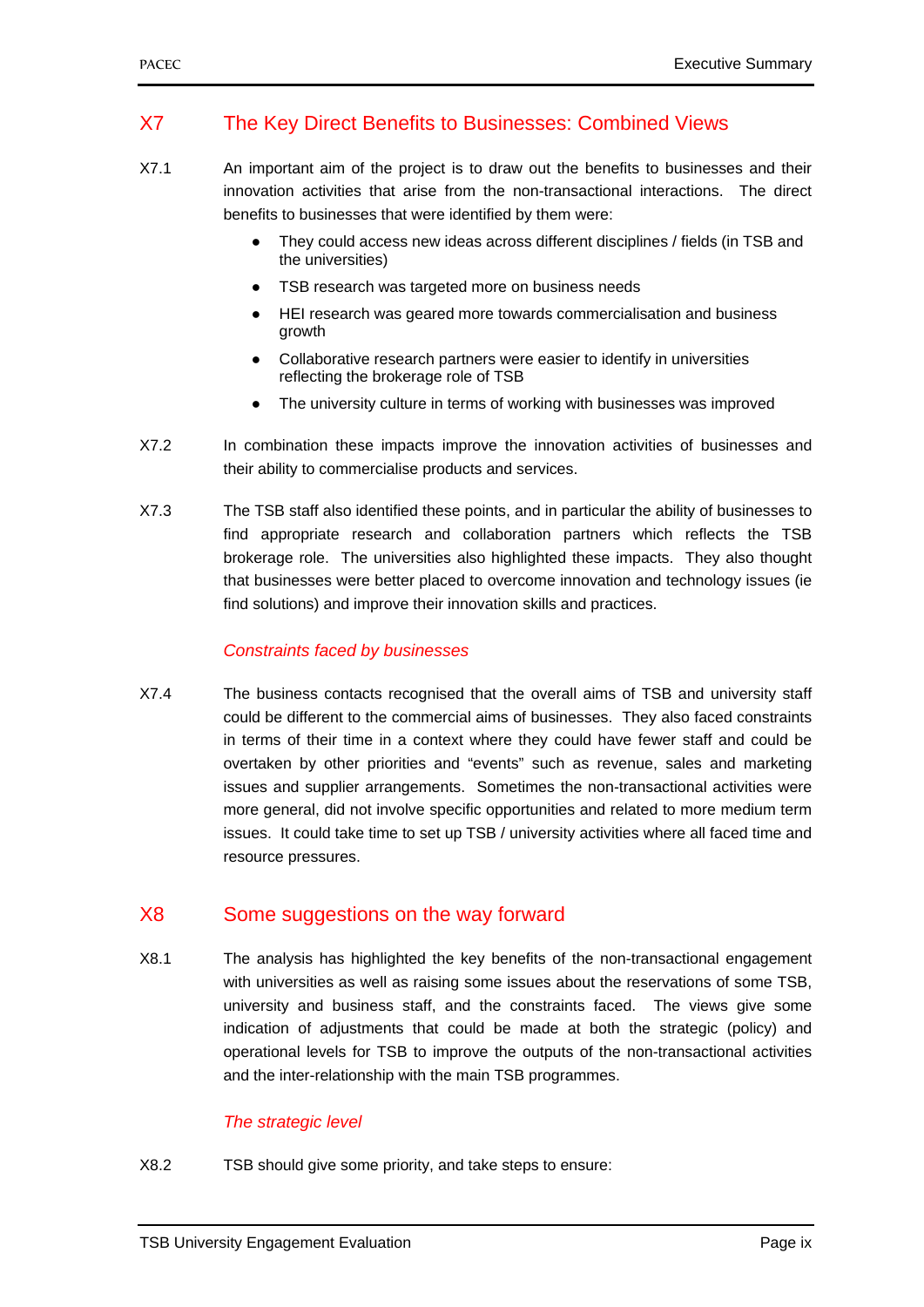## X7 The Key Direct Benefits to Businesses: Combined Views

X7.1 An important aim of the project is to draw out the benefits to businesses and their innovation activities that arise from the non-transactional interactions. The direct benefits to businesses that were identified by them were:

- They could access new ideas across different disciplines / fields (in TSB and the universities)
- TSB research was targeted more on business needs
- HEI research was geared more towards commercialisation and business growth
- Collaborative research partners were easier to identify in universities reflecting the brokerage role of TSB
- The university culture in terms of working with businesses was improved

X7.2 In combination these impacts improve the innovation activities of businesses and their ability to commercialise products and services.

X7.3 The TSB staff also identified these points, and in particular the ability of businesses to find appropriate research and collaboration partners which reflects the TSB brokerage role. The universities also highlighted these impacts. They also thought that businesses were better placed to overcome innovation and technology issues (ie find solutions) and improve their innovation skills and practices.

### *Constraints faced by businesses*

X7.4 The business contacts recognised that the overall aims of TSB and university staff could be different to the commercial aims of businesses. They also faced constraints in terms of their time in a context where they could have fewer staff and could be overtaken by other priorities and "events" such as revenue, sales and marketing issues and supplier arrangements. Sometimes the non-transactional activities were more general, did not involve specific opportunities and related to more medium term issues. It could take time to set up TSB / university activities where all faced time and resource pressures.

## X8 Some suggestions on the way forward

X8.1 The analysis has highlighted the key benefits of the non-transactional engagement with universities as well as raising some issues about the reservations of some TSB, university and business staff, and the constraints faced. The views give some indication of adjustments that could be made at both the strategic (policy) and operational levels for TSB to improve the outputs of the non-transactional activities and the inter-relationship with the main TSB programmes.

### *The strategic level*

X8.2 TSB should give some priority, and take steps to ensure: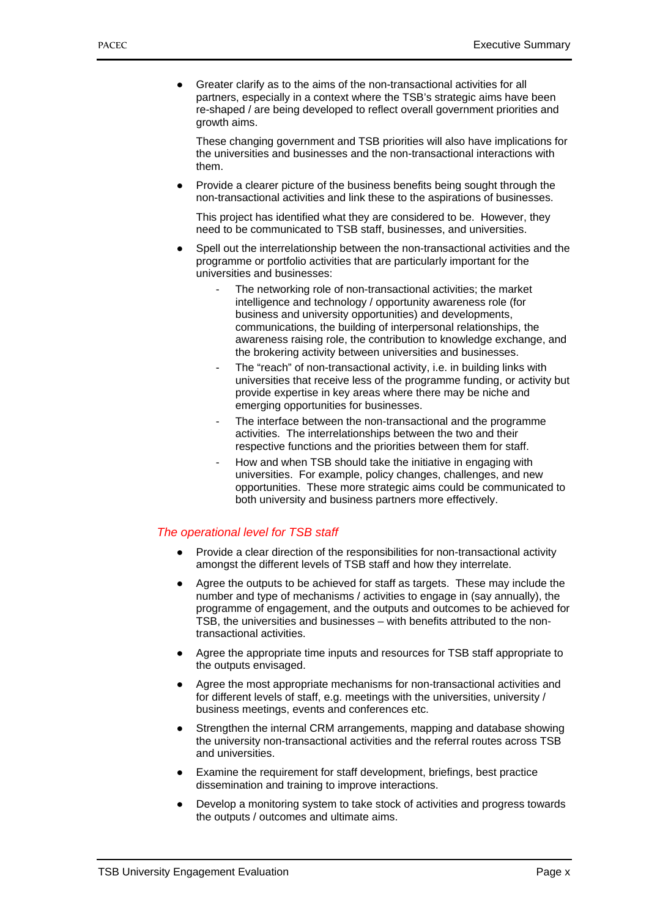- Greater clarify as to the aims of the non-transactional activities for all partners, especially in a context where the TSB's strategic aims have been re-shaped / are being developed to reflect overall government priorities and growth aims.

  These changing government and TSB priorities will also have implications for the universities and businesses and the non-transactional interactions with them.

- Provide a clearer picture of the business benefits being sought through the non-transactional activities and link these to the aspirations of businesses.

  This project has identified what they are considered to be. However, they need to be communicated to TSB staff, businesses, and universities.

- Spell out the interrelationship between the non-transactional activities and the programme or portfolio activities that are particularly important for the universities and businesses:
  - The networking role of non-transactional activities; the market intelligence and technology / opportunity awareness role (for business and university opportunities) and developments, communications, the building of interpersonal relationships, the awareness raising role, the contribution to knowledge exchange, and the brokering activity between universities and businesses.
  - The "reach" of non-transactional activity, i.e. in building links with universities that receive less of the programme funding, or activity but provide expertise in key areas where there may be niche and emerging opportunities for businesses.
  - The interface between the non-transactional and the programme activities. The interrelationships between the two and their respective functions and the priorities between them for staff.
  - How and when TSB should take the initiative in engaging with universities. For example, policy changes, challenges, and new opportunities. These more strategic aims could be communicated to both university and business partners more effectively.

### *The operational level for TSB staff*

- Provide a clear direction of the responsibilities for non-transactional activity amongst the different levels of TSB staff and how they interrelate.
- Agree the outputs to be achieved for staff as targets. These may include the number and type of mechanisms / activities to engage in (say annually), the programme of engagement, and the outputs and outcomes to be achieved for TSB, the universities and businesses – with benefits attributed to the non-transactional activities.
- Agree the appropriate time inputs and resources for TSB staff appropriate to the outputs envisaged.
- Agree the most appropriate mechanisms for non-transactional activities and for different levels of staff, e.g. meetings with the universities, university / business meetings, events and conferences etc.
- Strengthen the internal CRM arrangements, mapping and database showing the university non-transactional activities and the referral routes across TSB and universities.
- Examine the requirement for staff development, briefings, best practice dissemination and training to improve interactions.
- Develop a monitoring system to take stock of activities and progress towards the outputs / outcomes and ultimate aims.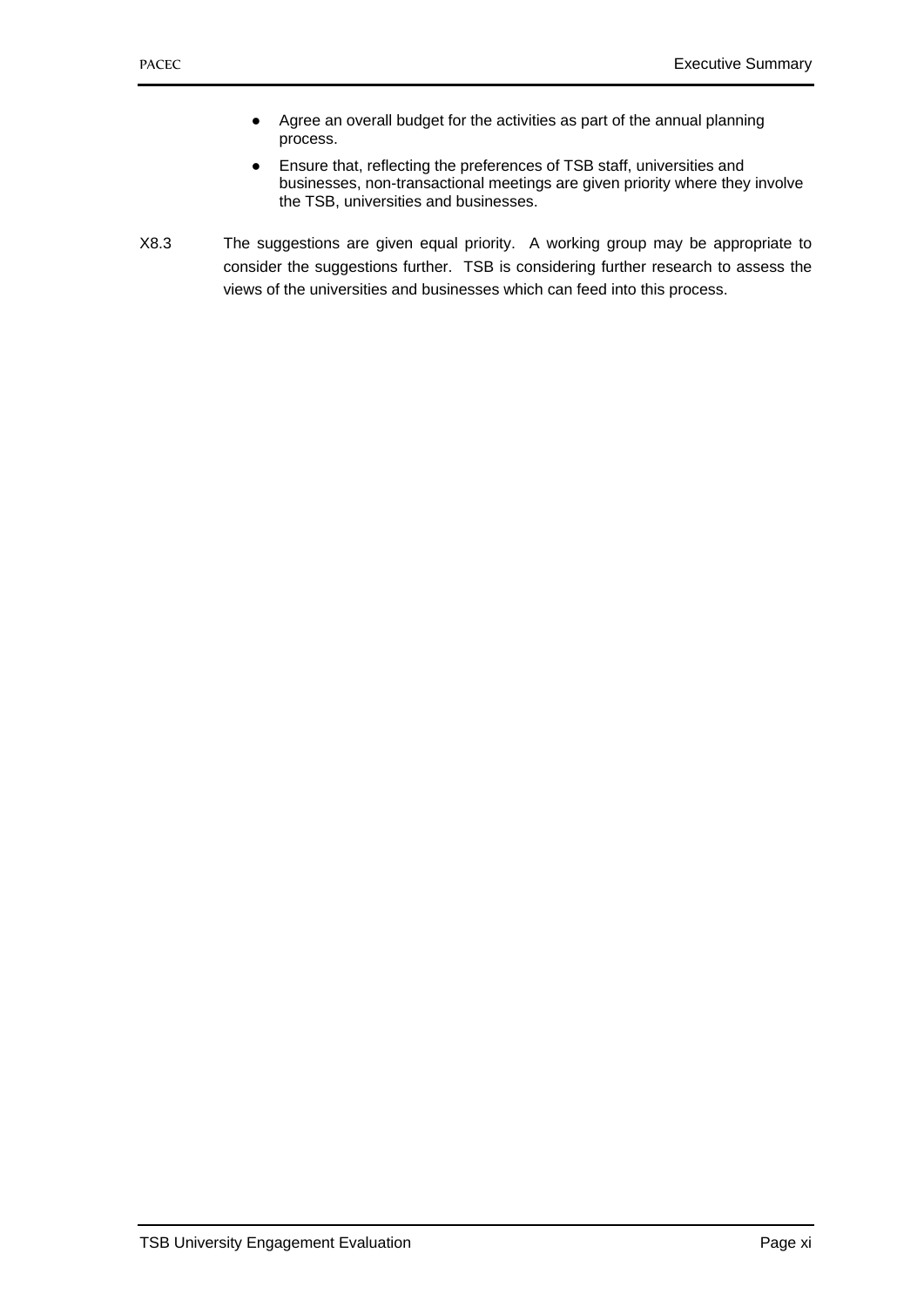- Agree an overall budget for the activities as part of the annual planning process.
- Ensure that, reflecting the preferences of TSB staff, universities and businesses, non-transactional meetings are given priority where they involve the TSB, universities and businesses.

X8.3 The suggestions are given equal priority. A working group may be appropriate to consider the suggestions further. TSB is considering further research to assess the views of the universities and businesses which can feed into this process.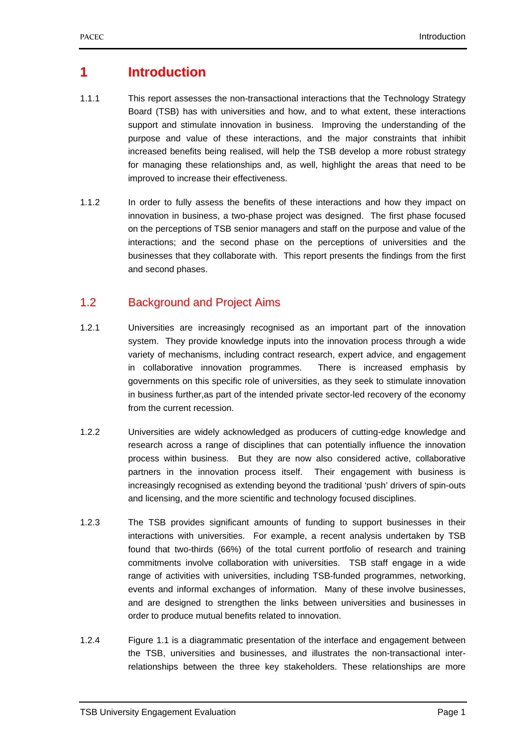# 1 Introduction

1.1.1 This report assesses the non-transactional interactions that the Technology Strategy Board (TSB) has with universities and how, and to what extent, these interactions support and stimulate innovation in business. Improving the understanding of the purpose and value of these interactions, and the major constraints that inhibit increased benefits being realised, will help the TSB develop a more robust strategy for managing these relationships and, as well, highlight the areas that need to be improved to increase their effectiveness.

1.1.2 In order to fully assess the benefits of these interactions and how they impact on innovation in business, a two-phase project was designed. The first phase focused on the perceptions of TSB senior managers and staff on the purpose and value of the interactions; and the second phase on the perceptions of universities and the businesses that they collaborate with. This report presents the findings from the first and second phases.

## 1.2 Background and Project Aims

1.2.1 Universities are increasingly recognised as an important part of the innovation system. They provide knowledge inputs into the innovation process through a wide variety of mechanisms, including contract research, expert advice, and engagement in collaborative innovation programmes. There is increased emphasis by governments on this specific role of universities, as they seek to stimulate innovation in business further,as part of the intended private sector-led recovery of the economy from the current recession.

1.2.2 Universities are widely acknowledged as producers of cutting-edge knowledge and research across a range of disciplines that can potentially influence the innovation process within business. But they are now also considered active, collaborative partners in the innovation process itself. Their engagement with business is increasingly recognised as extending beyond the traditional 'push' drivers of spin-outs and licensing, and the more scientific and technology focused disciplines.

1.2.3 The TSB provides significant amounts of funding to support businesses in their interactions with universities. For example, a recent analysis undertaken by TSB found that two-thirds (66%) of the total current portfolio of research and training commitments involve collaboration with universities. TSB staff engage in a wide range of activities with universities, including TSB-funded programmes, networking, events and informal exchanges of information. Many of these involve businesses, and are designed to strengthen the links between universities and businesses in order to produce mutual benefits related to innovation.

1.2.4 Figure 1.1 is a diagrammatic presentation of the interface and engagement between the TSB, universities and businesses, and illustrates the non-transactional inter-relationships between the three key stakeholders. These relationships are more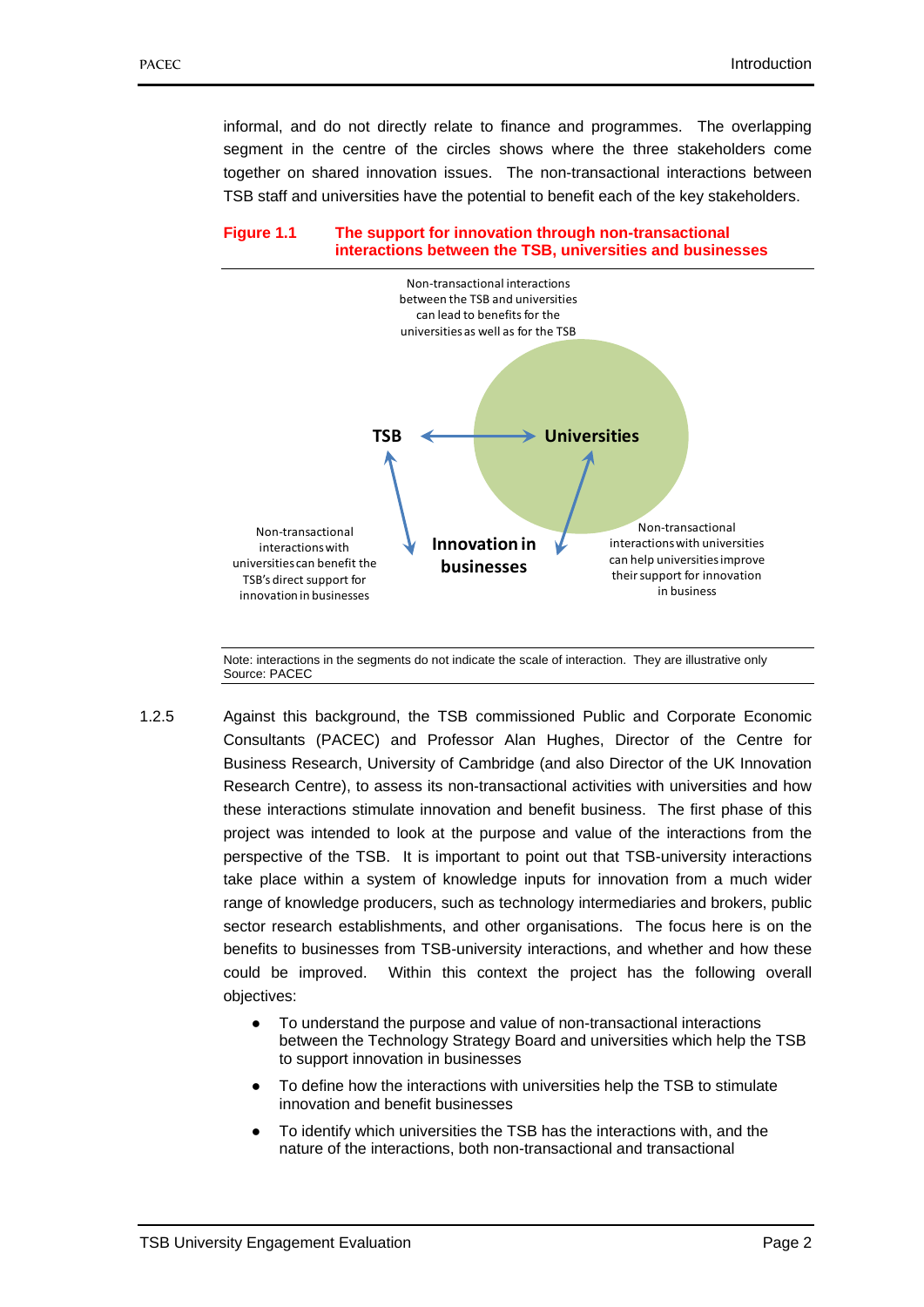informal, and do not directly relate to finance and programmes. The overlapping segment in the centre of the circles shows where the three stakeholders come together on shared innovation issues. The non-transactional interactions between TSB staff and universities have the potential to benefit each of the key stakeholders.

**Figure 1.1 The support for innovation through non-transactional interactions between the TSB, universities and businesses**

Non-transactional interactions between the TSB and universities can lead to benefits for the universities as well as for the TSB

**TSB** ↔ **Universities**

**Innovation in businesses**

Non-transactional interactions with universities can benefit the TSB's direct support for innovation in businesses

Non-transactional interactions with universities can help universities improve their support for innovation in business

Note: interactions in the segments do not indicate the scale of interaction. They are illustrative only
Source: PACEC

1.2.5 Against this background, the TSB commissioned Public and Corporate Economic Consultants (PACEC) and Professor Alan Hughes, Director of the Centre for Business Research, University of Cambridge (and also Director of the UK Innovation Research Centre), to assess its non-transactional activities with universities and how these interactions stimulate innovation and benefit business. The first phase of this project was intended to look at the purpose and value of the interactions from the perspective of the TSB. It is important to point out that TSB-university interactions take place within a system of knowledge inputs for innovation from a much wider range of knowledge producers, such as technology intermediaries and brokers, public sector research establishments, and other organisations. The focus here is on the benefits to businesses from TSB-university interactions, and whether and how these could be improved. Within this context the project has the following overall objectives:

- To understand the purpose and value of non-transactional interactions between the Technology Strategy Board and universities which help the TSB to support innovation in businesses
- To define how the interactions with universities help the TSB to stimulate innovation and benefit businesses
- To identify which universities the TSB has the interactions with, and the nature of the interactions, both non-transactional and transactional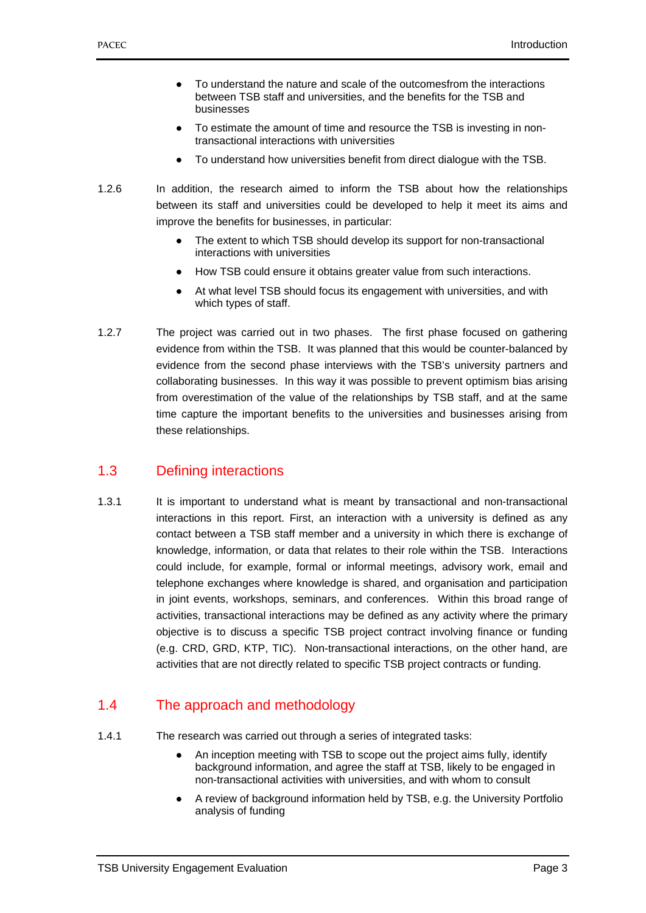- To understand the nature and scale of the outcomesfrom the interactions between TSB staff and universities, and the benefits for the TSB and businesses
- To estimate the amount of time and resource the TSB is investing in non-transactional interactions with universities
- To understand how universities benefit from direct dialogue with the TSB.

1.2.6 In addition, the research aimed to inform the TSB about how the relationships between its staff and universities could be developed to help it meet its aims and improve the benefits for businesses, in particular:

- The extent to which TSB should develop its support for non-transactional interactions with universities
- How TSB could ensure it obtains greater value from such interactions.
- At what level TSB should focus its engagement with universities, and with which types of staff.

1.2.7 The project was carried out in two phases. The first phase focused on gathering evidence from within the TSB. It was planned that this would be counter-balanced by evidence from the second phase interviews with the TSB's university partners and collaborating businesses. In this way it was possible to prevent optimism bias arising from overestimation of the value of the relationships by TSB staff, and at the same time capture the important benefits to the universities and businesses arising from these relationships.

## 1.3 Defining interactions

1.3.1 It is important to understand what is meant by transactional and non-transactional interactions in this report. First, an interaction with a university is defined as any contact between a TSB staff member and a university in which there is exchange of knowledge, information, or data that relates to their role within the TSB. Interactions could include, for example, formal or informal meetings, advisory work, email and telephone exchanges where knowledge is shared, and organisation and participation in joint events, workshops, seminars, and conferences. Within this broad range of activities, transactional interactions may be defined as any activity where the primary objective is to discuss a specific TSB project contract involving finance or funding (e.g. CRD, GRD, KTP, TIC). Non-transactional interactions, on the other hand, are activities that are not directly related to specific TSB project contracts or funding.

## 1.4 The approach and methodology

1.4.1 The research was carried out through a series of integrated tasks:

- An inception meeting with TSB to scope out the project aims fully, identify background information, and agree the staff at TSB, likely to be engaged in non-transactional activities with universities, and with whom to consult
- A review of background information held by TSB, e.g. the University Portfolio analysis of funding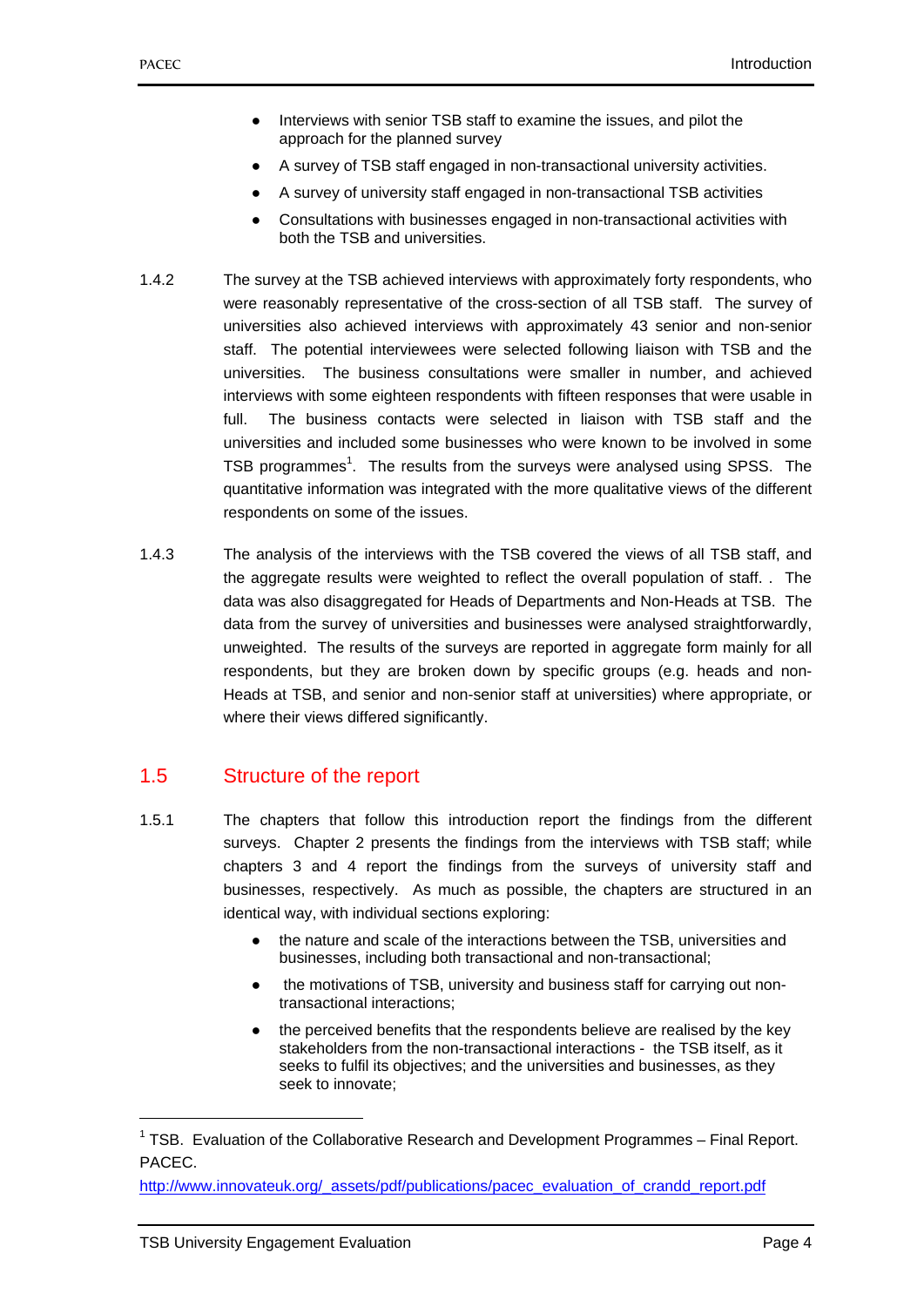- Interviews with senior TSB staff to examine the issues, and pilot the approach for the planned survey
- A survey of TSB staff engaged in non-transactional university activities.
- A survey of university staff engaged in non-transactional TSB activities
- Consultations with businesses engaged in non-transactional activities with both the TSB and universities.

1.4.2 The survey at the TSB achieved interviews with approximately forty respondents, who were reasonably representative of the cross-section of all TSB staff. The survey of universities also achieved interviews with approximately 43 senior and non-senior staff. The potential interviewees were selected following liaison with TSB and the universities. The business consultations were smaller in number, and achieved interviews with some eighteen respondents with fifteen responses that were usable in full. The business contacts were selected in liaison with TSB staff and the universities and included some businesses who were known to be involved in some TSB programmes[1]. The results from the surveys were analysed using SPSS. The quantitative information was integrated with the more qualitative views of the different respondents on some of the issues.

1.4.3 The analysis of the interviews with the TSB covered the views of all TSB staff, and the aggregate results were weighted to reflect the overall population of staff. . The data was also disaggregated for Heads of Departments and Non-Heads at TSB. The data from the survey of universities and businesses were analysed straightforwardly, unweighted. The results of the surveys are reported in aggregate form mainly for all respondents, but they are broken down by specific groups (e.g. heads and non-Heads at TSB, and senior and non-senior staff at universities) where appropriate, or where their views differed significantly.

## 1.5 Structure of the report

1.5.1 The chapters that follow this introduction report the findings from the different surveys. Chapter 2 presents the findings from the interviews with TSB staff; while chapters 3 and 4 report the findings from the surveys of university staff and businesses, respectively. As much as possible, the chapters are structured in an identical way, with individual sections exploring:

- the nature and scale of the interactions between the TSB, universities and businesses, including both transactional and non-transactional;
- the motivations of TSB, university and business staff for carrying out non-transactional interactions;
- the perceived benefits that the respondents believe are realised by the key stakeholders from the non-transactional interactions - the TSB itself, as it seeks to fulfil its objectives; and the universities and businesses, as they seek to innovate;

[1] TSB. Evaluation of the Collaborative Research and Development Programmes – Final Report. PACEC. http://www.innovateuk.org/_assets/pdf/publications/pacec_evaluation_of_crandd_report.pdf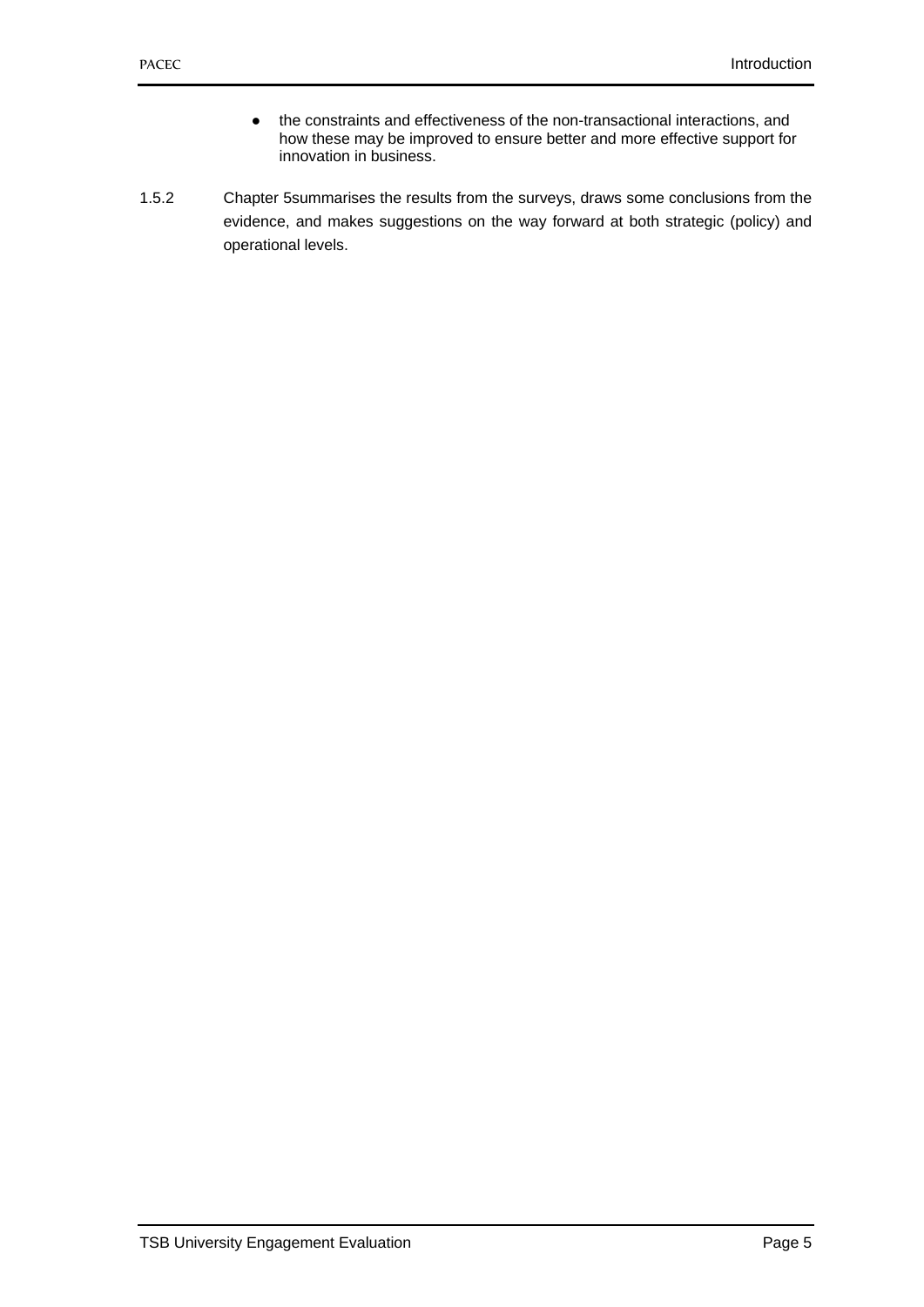- the constraints and effectiveness of the non-transactional interactions, and how these may be improved to ensure better and more effective support for innovation in business.

1.5.2 Chapter 5summarises the results from the surveys, draws some conclusions from the evidence, and makes suggestions on the way forward at both strategic (policy) and operational levels.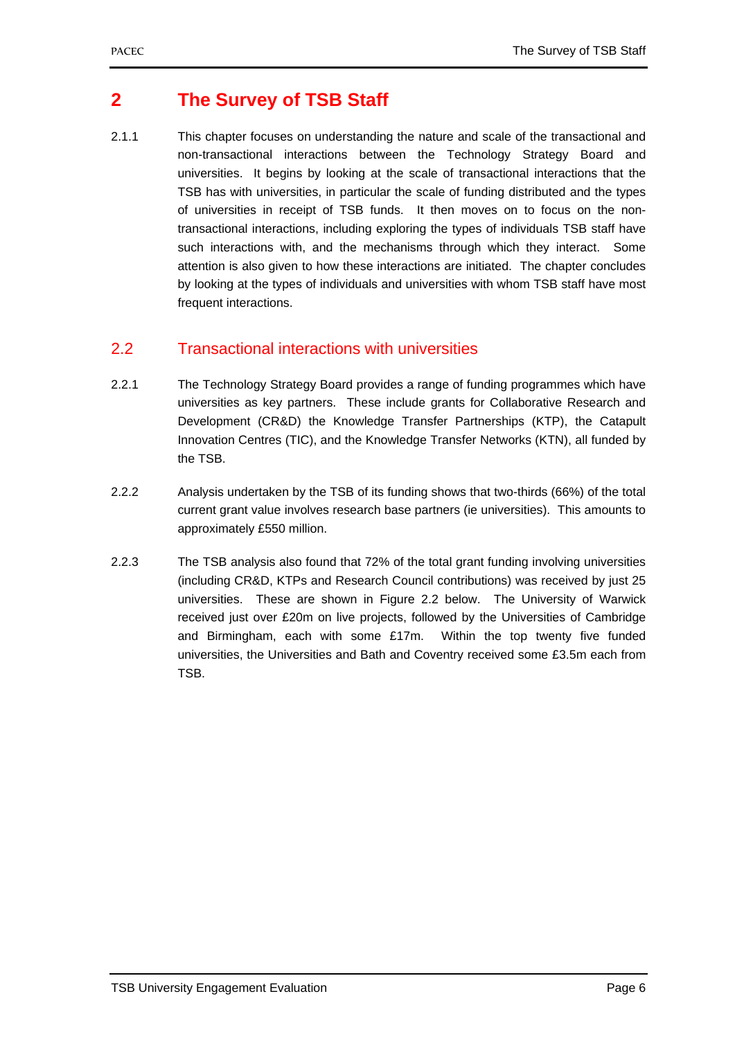# 2 The Survey of TSB Staff

2.1.1 This chapter focuses on understanding the nature and scale of the transactional and non-transactional interactions between the Technology Strategy Board and universities. It begins by looking at the scale of transactional interactions that the TSB has with universities, in particular the scale of funding distributed and the types of universities in receipt of TSB funds. It then moves on to focus on the non-transactional interactions, including exploring the types of individuals TSB staff have such interactions with, and the mechanisms through which they interact. Some attention is also given to how these interactions are initiated. The chapter concludes by looking at the types of individuals and universities with whom TSB staff have most frequent interactions.

## 2.2 Transactional interactions with universities

2.2.1 The Technology Strategy Board provides a range of funding programmes which have universities as key partners. These include grants for Collaborative Research and Development (CR&D) the Knowledge Transfer Partnerships (KTP), the Catapult Innovation Centres (TIC), and the Knowledge Transfer Networks (KTN), all funded by the TSB.

2.2.2 Analysis undertaken by the TSB of its funding shows that two-thirds (66%) of the total current grant value involves research base partners (ie universities). This amounts to approximately £550 million.

2.2.3 The TSB analysis also found that 72% of the total grant funding involving universities (including CR&D, KTPs and Research Council contributions) was received by just 25 universities. These are shown in Figure 2.2 below. The University of Warwick received just over £20m on live projects, followed by the Universities of Cambridge and Birmingham, each with some £17m. Within the top twenty five funded universities, the Universities and Bath and Coventry received some £3.5m each from TSB.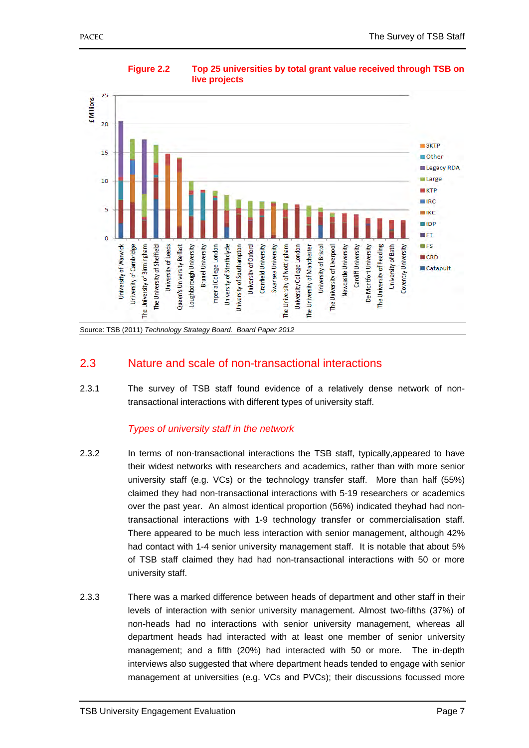**Figure 2.2 Top 25 universities by total grant value received through TSB on live projects**

Source: TSB (2011) *Technology Strategy Board. Board Paper 2012*

## 2.3 Nature and scale of non-transactional interactions

2.3.1 The survey of TSB staff found evidence of a relatively dense network of non-transactional interactions with different types of university staff.

### *Types of university staff in the network*

2.3.2 In terms of non-transactional interactions the TSB staff, typically,appeared to have their widest networks with researchers and academics, rather than with more senior university staff (e.g. VCs) or the technology transfer staff. More than half (55%) claimed they had non-transactional interactions with 5-19 researchers or academics over the past year. An almost identical proportion (56%) indicated theyhad had non-transactional interactions with 1-9 technology transfer or commercialisation staff. There appeared to be much less interaction with senior management, although 42% had contact with 1-4 senior university management staff. It is notable that about 5% of TSB staff claimed they had had non-transactional interactions with 50 or more university staff.

2.3.3 There was a marked difference between heads of department and other staff in their levels of interaction with senior university management. Almost two-fifths (37%) of non-heads had no interactions with senior university management, whereas all department heads had interacted with at least one member of senior university management; and a fifth (20%) had interacted with 50 or more. The in-depth interviews also suggested that where department heads tended to engage with senior management at universities (e.g. VCs and PVCs); their discussions focussed more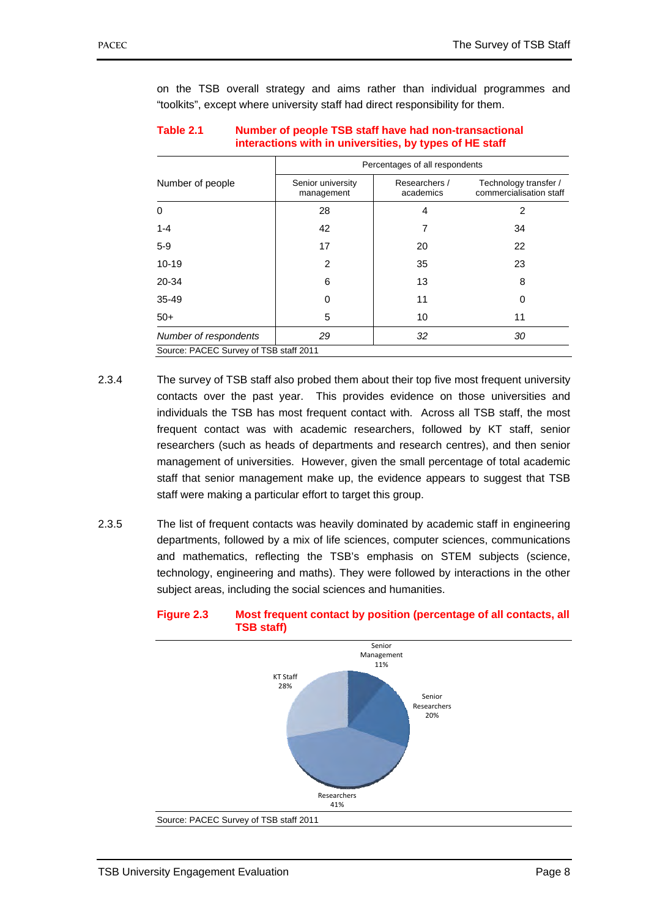on the TSB overall strategy and aims rather than individual programmes and "toolkits", except where university staff had direct responsibility for them.

**Table 2.1 Number of people TSB staff have had non-transactional interactions with in universities, by types of HE staff**

| Number of people | Percentages of all respondents | | |
|---|---|---|---|
| | Senior university management | Researchers / academics | Technology transfer / commercialisation staff |
| 0 | 28 | 4 | 2 |
| 1-4 | 42 | 7 | 34 |
| 5-9 | 17 | 20 | 22 |
| 10-19 | 2 | 35 | 23 |
| 20-34 | 6 | 13 | 8 |
| 35-49 | 0 | 11 | 0 |
| 50+ | 5 | 10 | 11 |
| *Number of respondents* | *29* | *32* | *30* |

Source: PACEC Survey of TSB staff 2011

2.3.4 The survey of TSB staff also probed them about their top five most frequent university contacts over the past year. This provides evidence on those universities and individuals the TSB has most frequent contact with. Across all TSB staff, the most frequent contact was with academic researchers, followed by KT staff, senior researchers (such as heads of departments and research centres), and then senior management of universities. However, given the small percentage of total academic staff that senior management make up, the evidence appears to suggest that TSB staff were making a particular effort to target this group.

2.3.5 The list of frequent contacts was heavily dominated by academic staff in engineering departments, followed by a mix of life sciences, computer sciences, communications and mathematics, reflecting the TSB's emphasis on STEM subjects (science, technology, engineering and maths). They were followed by interactions in the other subject areas, including the social sciences and humanities.

**Figure 2.3 Most frequent contact by position (percentage of all contacts, all TSB staff)**

Senior Management 11%; Senior Researchers 20%; Researchers 41%; KT Staff 28%

Source: PACEC Survey of TSB staff 2011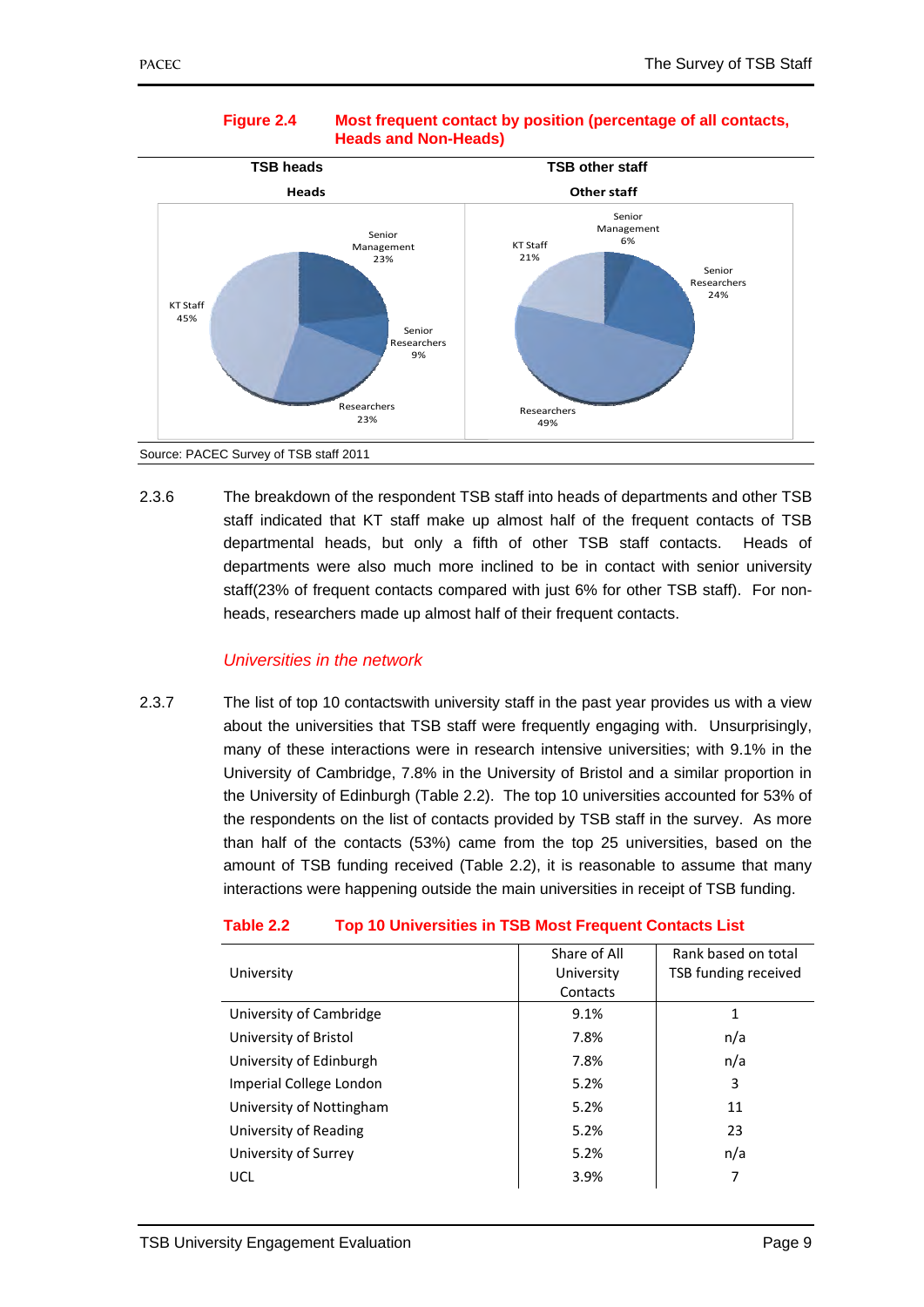**Figure 2.4 Most frequent contact by position (percentage of all contacts, Heads and Non-Heads)**

| | TSB heads | TSB other staff |
|---|---|---|
| Senior Management | 23% | 6% |
| Senior Researchers | 9% | 24% |
| Researchers | 23% | 49% |
| KT Staff | 45% | 21% |

Source: PACEC Survey of TSB staff 2011

2.3.6 The breakdown of the respondent TSB staff into heads of departments and other TSB staff indicated that KT staff make up almost half of the frequent contacts of TSB departmental heads, but only a fifth of other TSB staff contacts. Heads of departments were also much more inclined to be in contact with senior university staff(23% of frequent contacts compared with just 6% for other TSB staff). For non-heads, researchers made up almost half of their frequent contacts.

### *Universities in the network*

2.3.7 The list of top 10 contactswith university staff in the past year provides us with a view about the universities that TSB staff were frequently engaging with. Unsurprisingly, many of these interactions were in research intensive universities; with 9.1% in the University of Cambridge, 7.8% in the University of Bristol and a similar proportion in the University of Edinburgh (Table 2.2). The top 10 universities accounted for 53% of the respondents on the list of contacts provided by TSB staff in the survey. As more than half of the contacts (53%) came from the top 25 universities, based on the amount of TSB funding received (Table 2.2), it is reasonable to assume that many interactions were happening outside the main universities in receipt of TSB funding.

**Table 2.2 Top 10 Universities in TSB Most Frequent Contacts List**

| University | Share of All University Contacts | Rank based on total TSB funding received |
|---|---|---|
| University of Cambridge | 9.1% | 1 |
| University of Bristol | 7.8% | n/a |
| University of Edinburgh | 7.8% | n/a |
| Imperial College London | 5.2% | 3 |
| University of Nottingham | 5.2% | 11 |
| University of Reading | 5.2% | 23 |
| University of Surrey | 5.2% | n/a |
| UCL | 3.9% | 7 |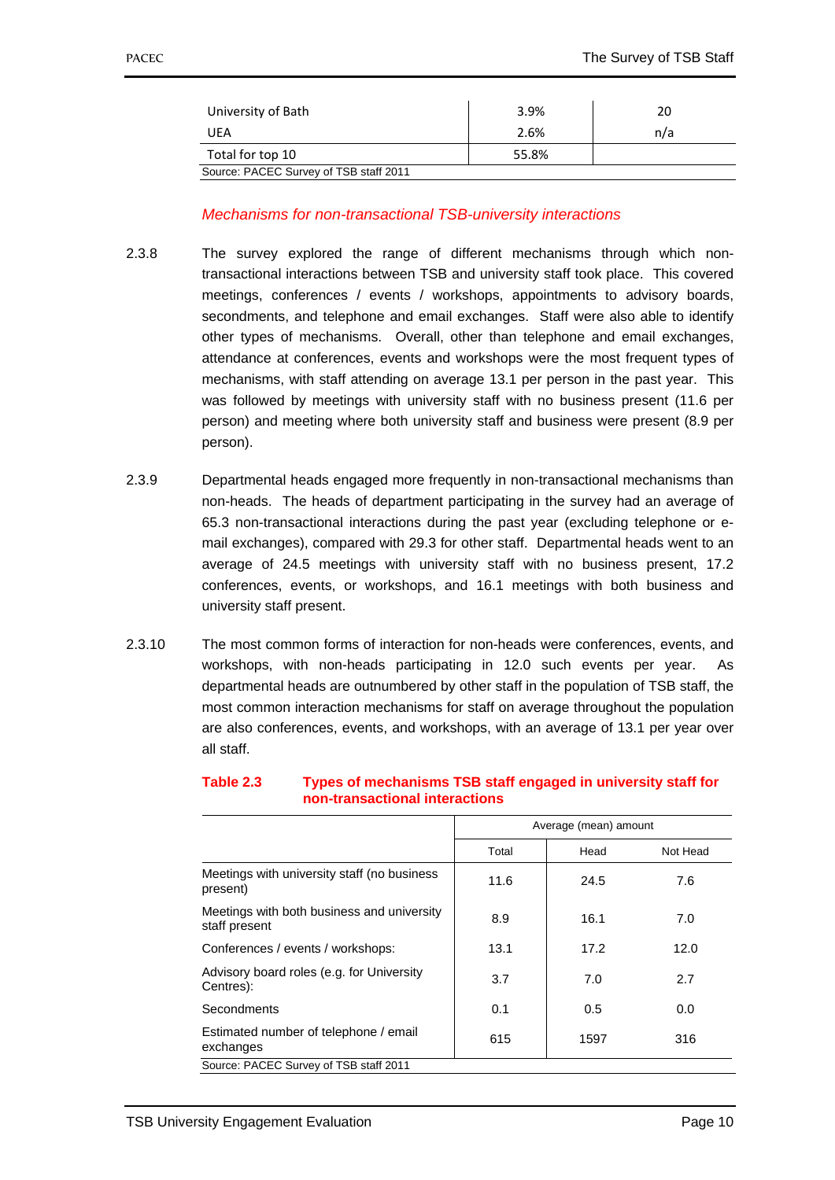| | | |
|---|---|---|
| University of Bath | 3.9% | 20 |
| UEA | 2.6% | n/a |
| Total for top 10 | 55.8% | |

Source: PACEC Survey of TSB staff 2011

### *Mechanisms for non-transactional TSB-university interactions*

2.3.8 The survey explored the range of different mechanisms through which non-transactional interactions between TSB and university staff took place. This covered meetings, conferences / events / workshops, appointments to advisory boards, secondments, and telephone and email exchanges. Staff were also able to identify other types of mechanisms. Overall, other than telephone and email exchanges, attendance at conferences, events and workshops were the most frequent types of mechanisms, with staff attending on average 13.1 per person in the past year. This was followed by meetings with university staff with no business present (11.6 per person) and meeting where both university staff and business were present (8.9 per person).

2.3.9 Departmental heads engaged more frequently in non-transactional mechanisms than non-heads. The heads of department participating in the survey had an average of 65.3 non-transactional interactions during the past year (excluding telephone or e-mail exchanges), compared with 29.3 for other staff. Departmental heads went to an average of 24.5 meetings with university staff with no business present, 17.2 conferences, events, or workshops, and 16.1 meetings with both business and university staff present.

2.3.10 The most common forms of interaction for non-heads were conferences, events, and workshops, with non-heads participating in 12.0 such events per year. As departmental heads are outnumbered by other staff in the population of TSB staff, the most common interaction mechanisms for staff on average throughout the population are also conferences, events, and workshops, with an average of 13.1 per year over all staff.

**Table 2.3 Types of mechanisms TSB staff engaged in university staff for non-transactional interactions**

| | Average (mean) amount | | |
|---|---|---|---|
| | Total | Head | Not Head |
| Meetings with university staff (no business present) | 11.6 | 24.5 | 7.6 |
| Meetings with both business and university staff present | 8.9 | 16.1 | 7.0 |
| Conferences / events / workshops: | 13.1 | 17.2 | 12.0 |
| Advisory board roles (e.g. for University Centres): | 3.7 | 7.0 | 2.7 |
| Secondments | 0.1 | 0.5 | 0.0 |
| Estimated number of telephone / email exchanges | 615 | 1597 | 316 |

Source: PACEC Survey of TSB staff 2011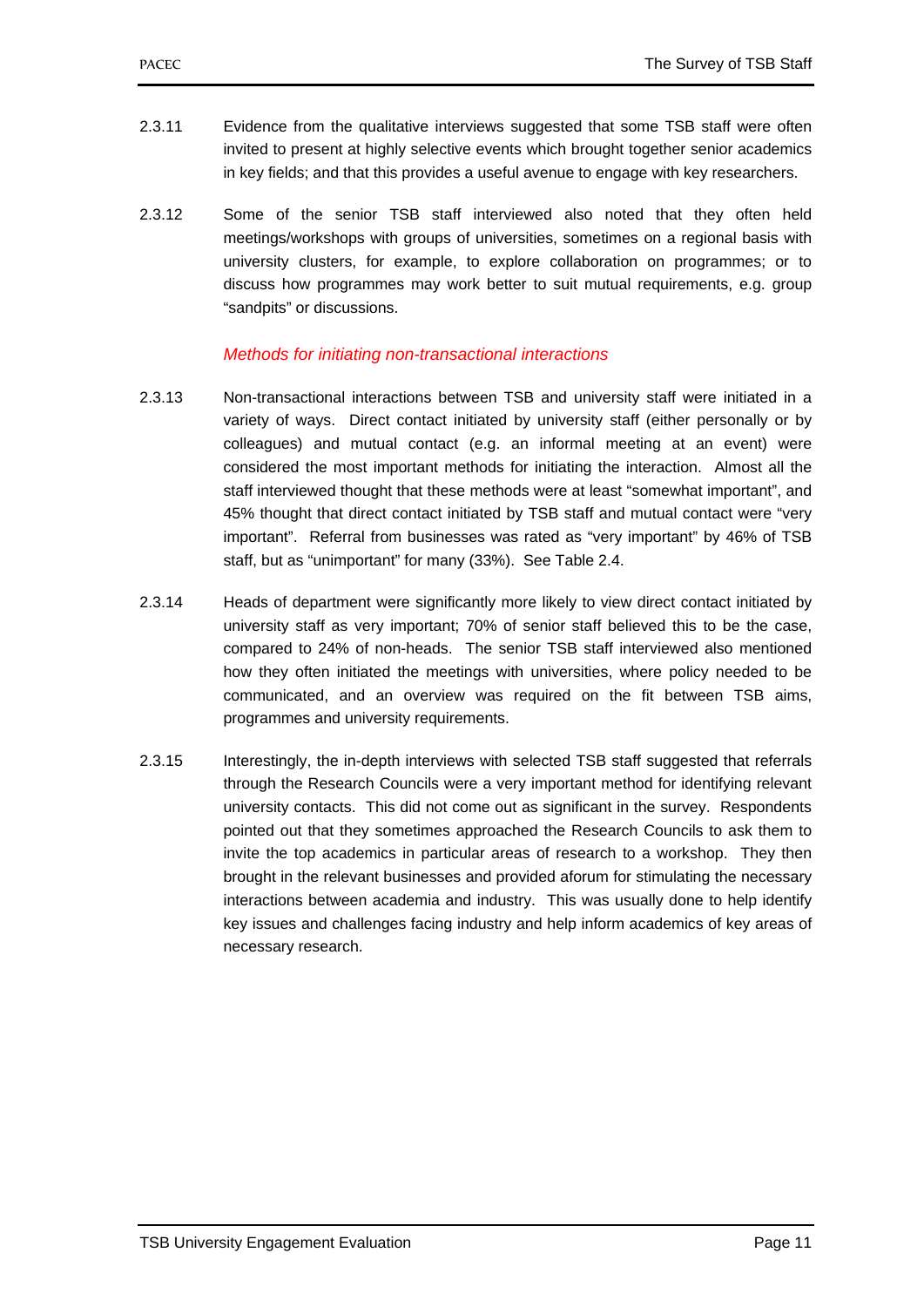2.3.11 Evidence from the qualitative interviews suggested that some TSB staff were often invited to present at highly selective events which brought together senior academics in key fields; and that this provides a useful avenue to engage with key researchers.

2.3.12 Some of the senior TSB staff interviewed also noted that they often held meetings/workshops with groups of universities, sometimes on a regional basis with university clusters, for example, to explore collaboration on programmes; or to discuss how programmes may work better to suit mutual requirements, e.g. group "sandpits" or discussions.

*Methods for initiating non-transactional interactions*

2.3.13 Non-transactional interactions between TSB and university staff were initiated in a variety of ways. Direct contact initiated by university staff (either personally or by colleagues) and mutual contact (e.g. an informal meeting at an event) were considered the most important methods for initiating the interaction. Almost all the staff interviewed thought that these methods were at least "somewhat important", and 45% thought that direct contact initiated by TSB staff and mutual contact were "very important". Referral from businesses was rated as "very important" by 46% of TSB staff, but as "unimportant" for many (33%). See Table 2.4.

2.3.14 Heads of department were significantly more likely to view direct contact initiated by university staff as very important; 70% of senior staff believed this to be the case, compared to 24% of non-heads. The senior TSB staff interviewed also mentioned how they often initiated the meetings with universities, where policy needed to be communicated, and an overview was required on the fit between TSB aims, programmes and university requirements.

2.3.15 Interestingly, the in-depth interviews with selected TSB staff suggested that referrals through the Research Councils were a very important method for identifying relevant university contacts. This did not come out as significant in the survey. Respondents pointed out that they sometimes approached the Research Councils to ask them to invite the top academics in particular areas of research to a workshop. They then brought in the relevant businesses and provided aforum for stimulating the necessary interactions between academia and industry. This was usually done to help identify key issues and challenges facing industry and help inform academics of key areas of necessary research.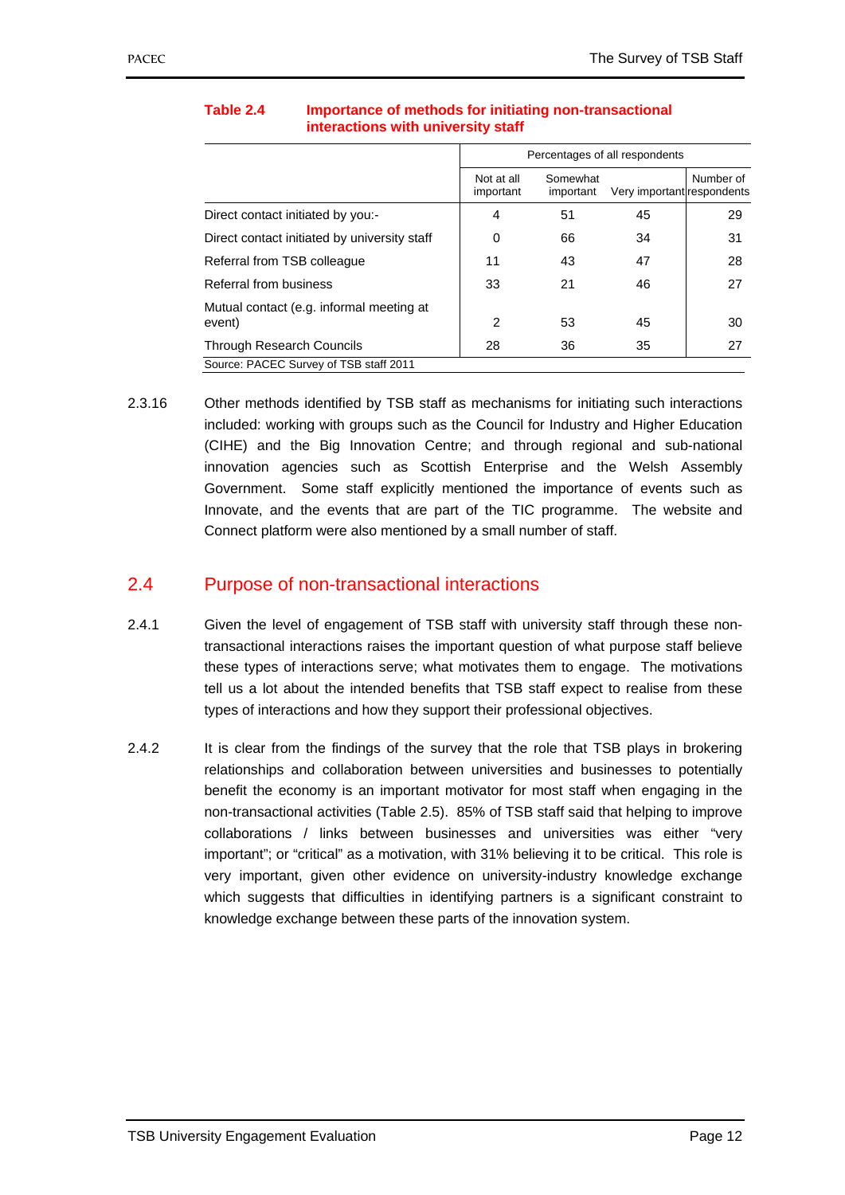**Table 2.4 Importance of methods for initiating non-transactional interactions with university staff**

| | Percentages of all respondents | | | |
|---|---|---|---|---|
| | Not at all important | Somewhat important | Very important | Number of respondents |
| Direct contact initiated by you:- | 4 | 51 | 45 | 29 |
| Direct contact initiated by university staff | 0 | 66 | 34 | 31 |
| Referral from TSB colleague | 11 | 43 | 47 | 28 |
| Referral from business | 33 | 21 | 46 | 27 |
| Mutual contact (e.g. informal meeting at event) | 2 | 53 | 45 | 30 |
| Through Research Councils | 28 | 36 | 35 | 27 |

Source: PACEC Survey of TSB staff 2011

2.3.16 Other methods identified by TSB staff as mechanisms for initiating such interactions included: working with groups such as the Council for Industry and Higher Education (CIHE) and the Big Innovation Centre; and through regional and sub-national innovation agencies such as Scottish Enterprise and the Welsh Assembly Government. Some staff explicitly mentioned the importance of events such as Innovate, and the events that are part of the TIC programme. The website and Connect platform were also mentioned by a small number of staff.

## 2.4 Purpose of non-transactional interactions

2.4.1 Given the level of engagement of TSB staff with university staff through these non-transactional interactions raises the important question of what purpose staff believe these types of interactions serve; what motivates them to engage. The motivations tell us a lot about the intended benefits that TSB staff expect to realise from these types of interactions and how they support their professional objectives.

2.4.2 It is clear from the findings of the survey that the role that TSB plays in brokering relationships and collaboration between universities and businesses to potentially benefit the economy is an important motivator for most staff when engaging in the non-transactional activities (Table 2.5). 85% of TSB staff said that helping to improve collaborations / links between businesses and universities was either "very important"; or "critical" as a motivation, with 31% believing it to be critical. This role is very important, given other evidence on university-industry knowledge exchange which suggests that difficulties in identifying partners is a significant constraint to knowledge exchange between these parts of the innovation system.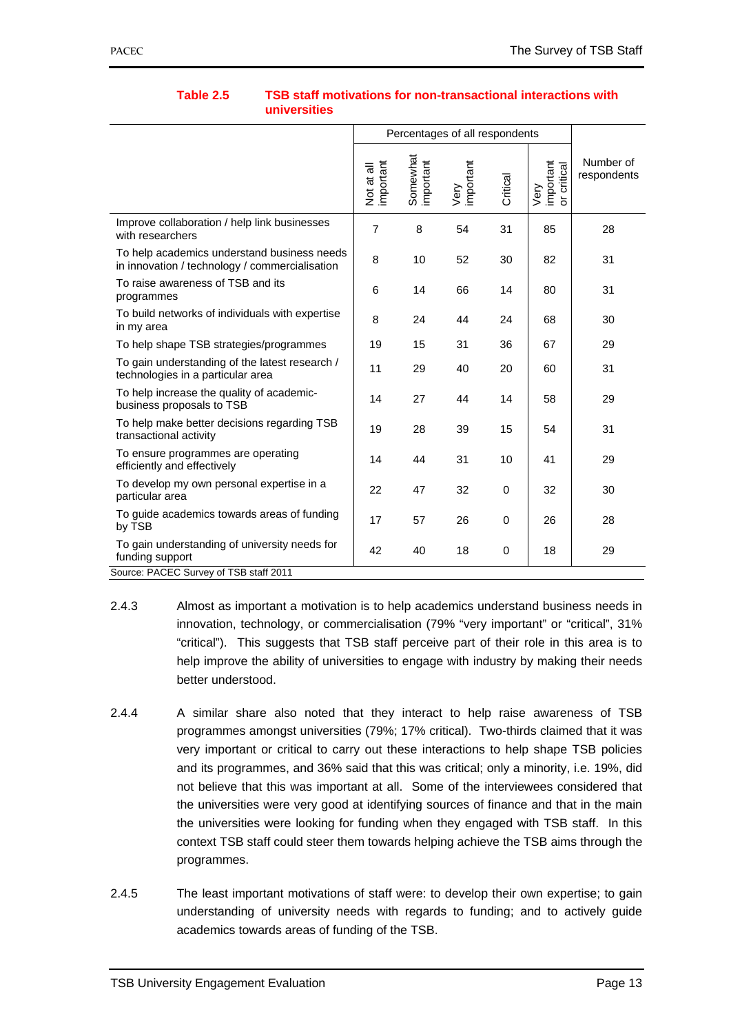**Table 2.5 TSB staff motivations for non-transactional interactions with universities**

| | Percentages of all respondents | | | | | |
|---|---|---|---|---|---|---|
| | Not at all important | Somewhat important | Very important | Critical | Very important or critical | Number of respondents |
| Improve collaboration / help link businesses with researchers | 7 | 8 | 54 | 31 | 85 | 28 |
| To help academics understand business needs in innovation / technology / commercialisation | 8 | 10 | 52 | 30 | 82 | 31 |
| To raise awareness of TSB and its programmes | 6 | 14 | 66 | 14 | 80 | 31 |
| To build networks of individuals with expertise in my area | 8 | 24 | 44 | 24 | 68 | 30 |
| To help shape TSB strategies/programmes | 19 | 15 | 31 | 36 | 67 | 29 |
| To gain understanding of the latest research / technologies in a particular area | 11 | 29 | 40 | 20 | 60 | 31 |
| To help increase the quality of academic-business proposals to TSB | 14 | 27 | 44 | 14 | 58 | 29 |
| To help make better decisions regarding TSB transactional activity | 19 | 28 | 39 | 15 | 54 | 31 |
| To ensure programmes are operating efficiently and effectively | 14 | 44 | 31 | 10 | 41 | 29 |
| To develop my own personal expertise in a particular area | 22 | 47 | 32 | 0 | 32 | 30 |
| To guide academics towards areas of funding by TSB | 17 | 57 | 26 | 0 | 26 | 28 |
| To gain understanding of university needs for funding support | 42 | 40 | 18 | 0 | 18 | 29 |

Source: PACEC Survey of TSB staff 2011

2.4.3 Almost as important a motivation is to help academics understand business needs in innovation, technology, or commercialisation (79% "very important" or "critical", 31% "critical"). This suggests that TSB staff perceive part of their role in this area is to help improve the ability of universities to engage with industry by making their needs better understood.

2.4.4 A similar share also noted that they interact to help raise awareness of TSB programmes amongst universities (79%; 17% critical). Two-thirds claimed that it was very important or critical to carry out these interactions to help shape TSB policies and its programmes, and 36% said that this was critical; only a minority, i.e. 19%, did not believe that this was important at all. Some of the interviewees considered that the universities were very good at identifying sources of finance and that in the main the universities were looking for funding when they engaged with TSB staff. In this context TSB staff could steer them towards helping achieve the TSB aims through the programmes.

2.4.5 The least important motivations of staff were: to develop their own expertise; to gain understanding of university needs with regards to funding; and to actively guide academics towards areas of funding of the TSB.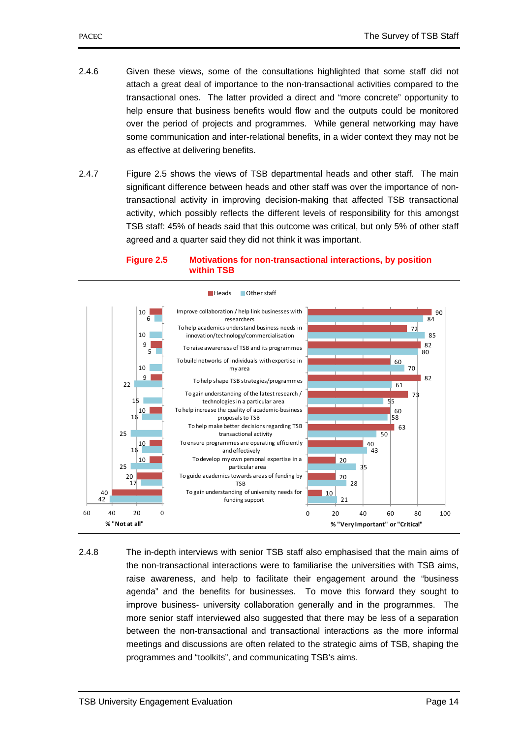2.4.6 Given these views, some of the consultations highlighted that some staff did not attach a great deal of importance to the non-transactional activities compared to the transactional ones. The latter provided a direct and "more concrete" opportunity to help ensure that business benefits would flow and the outputs could be monitored over the period of projects and programmes. While general networking may have some communication and inter-relational benefits, in a wider context they may not be as effective at delivering benefits.

2.4.7 Figure 2.5 shows the views of TSB departmental heads and other staff. The main significant difference between heads and other staff was over the importance of non-transactional activity in improving decision-making that affected TSB transactional activity, which possibly reflects the different levels of responsibility for this amongst TSB staff: 45% of heads said that this outcome was critical, but only 5% of other staff agreed and a quarter said they did not think it was important.

**Figure 2.5 Motivations for non-transactional interactions, by position within TSB**

| Motivation | Heads: % "Not at all" | Other staff: % "Not at all" | Heads: % "Very Important" or "Critical" | Other staff: % "Very Important" or "Critical" |
|---|---|---|---|---|
| Improve collaboration / help link businesses with researchers | 10 | 6 | 90 | 84 |
| To help academics understand business needs in innovation/technology/commercialisation | | 10 | 72 | 85 |
| To raise awareness of TSB and its programmes | 9 | 5 | 82 | 80 |
| To build networks of individuals with expertise in my area | | 10 | 60 | 70 |
| To help shape TSB strategies/programmes | 9 | 22 | 82 | 61 |
| To gain understanding of the latest research / technologies in a particular area | | 15 | 73 | 55 |
| To help increase the quality of academic-business proposals to TSB | 10 | 16 | 60 | 58 |
| To help make better decisions regarding TSB transactional activity | | 25 | 63 | 50 |
| To ensure programmes are operating efficiently and effectively | 10 | 16 | 40 | 43 |
| To develop my own personal expertise in a particular area | 10 | 25 | 20 | 35 |
| To guide academics towards areas of funding by TSB | 20 | 17 | 20 | 28 |
| To gain understanding of university needs for funding support | 40 | 42 | 10 | 21 |

2.4.8 The in-depth interviews with senior TSB staff also emphasised that the main aims of the non-transactional interactions were to familiarise the universities with TSB aims, raise awareness, and help to facilitate their engagement around the "business agenda" and the benefits for businesses. To move this forward they sought to improve business- university collaboration generally and in the programmes. The more senior staff interviewed also suggested that there may be less of a separation between the non-transactional and transactional interactions as the more informal meetings and discussions are often related to the strategic aims of TSB, shaping the programmes and "toolkits", and communicating TSB's aims.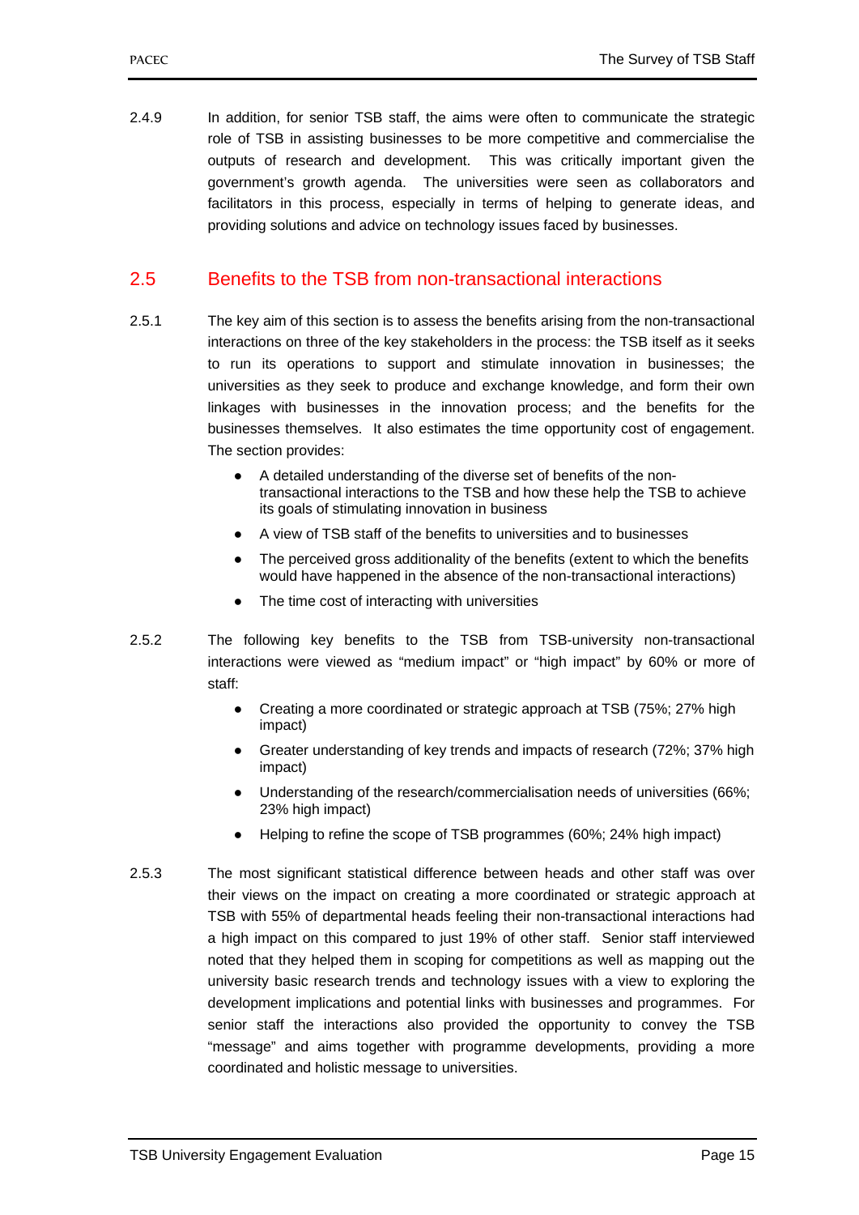2.4.9 In addition, for senior TSB staff, the aims were often to communicate the strategic role of TSB in assisting businesses to be more competitive and commercialise the outputs of research and development. This was critically important given the government's growth agenda. The universities were seen as collaborators and facilitators in this process, especially in terms of helping to generate ideas, and providing solutions and advice on technology issues faced by businesses.

## 2.5 Benefits to the TSB from non-transactional interactions

2.5.1 The key aim of this section is to assess the benefits arising from the non-transactional interactions on three of the key stakeholders in the process: the TSB itself as it seeks to run its operations to support and stimulate innovation in businesses; the universities as they seek to produce and exchange knowledge, and form their own linkages with businesses in the innovation process; and the benefits for the businesses themselves. It also estimates the time opportunity cost of engagement. The section provides:

- A detailed understanding of the diverse set of benefits of the non-transactional interactions to the TSB and how these help the TSB to achieve its goals of stimulating innovation in business
- A view of TSB staff of the benefits to universities and to businesses
- The perceived gross additionality of the benefits (extent to which the benefits would have happened in the absence of the non-transactional interactions)
- The time cost of interacting with universities

2.5.2 The following key benefits to the TSB from TSB-university non-transactional interactions were viewed as "medium impact" or "high impact" by 60% or more of staff:

- Creating a more coordinated or strategic approach at TSB (75%; 27% high impact)
- Greater understanding of key trends and impacts of research (72%; 37% high impact)
- Understanding of the research/commercialisation needs of universities (66%; 23% high impact)
- Helping to refine the scope of TSB programmes (60%; 24% high impact)

2.5.3 The most significant statistical difference between heads and other staff was over their views on the impact on creating a more coordinated or strategic approach at TSB with 55% of departmental heads feeling their non-transactional interactions had a high impact on this compared to just 19% of other staff. Senior staff interviewed noted that they helped them in scoping for competitions as well as mapping out the university basic research trends and technology issues with a view to exploring the development implications and potential links with businesses and programmes. For senior staff the interactions also provided the opportunity to convey the TSB "message" and aims together with programme developments, providing a more coordinated and holistic message to universities.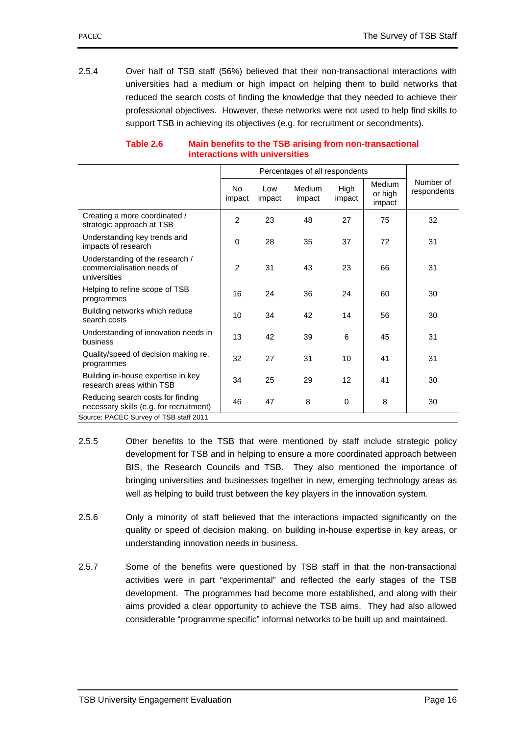2.5.4 Over half of TSB staff (56%) believed that their non-transactional interactions with universities had a medium or high impact on helping them to build networks that reduced the search costs of finding the knowledge that they needed to achieve their professional objectives. However, these networks were not used to help find skills to support TSB in achieving its objectives (e.g. for recruitment or secondments).

**Table 2.6 Main benefits to the TSB arising from non-transactional interactions with universities**

| | Percentages of all respondents | | | | | Number of respondents |
|---|---|---|---|---|---|---|
| | No impact | Low impact | Medium impact | High impact | Medium or high impact | |
| Creating a more coordinated / strategic approach at TSB | 2 | 23 | 48 | 27 | 75 | 32 |
| Understanding key trends and impacts of research | 0 | 28 | 35 | 37 | 72 | 31 |
| Understanding of the research / commercialisation needs of universities | 2 | 31 | 43 | 23 | 66 | 31 |
| Helping to refine scope of TSB programmes | 16 | 24 | 36 | 24 | 60 | 30 |
| Building networks which reduce search costs | 10 | 34 | 42 | 14 | 56 | 30 |
| Understanding of innovation needs in business | 13 | 42 | 39 | 6 | 45 | 31 |
| Quality/speed of decision making re. programmes | 32 | 27 | 31 | 10 | 41 | 31 |
| Building in-house expertise in key research areas within TSB | 34 | 25 | 29 | 12 | 41 | 30 |
| Reducing search costs for finding necessary skills (e.g. for recruitment) | 46 | 47 | 8 | 0 | 8 | 30 |

Source: PACEC Survey of TSB staff 2011

2.5.5 Other benefits to the TSB that were mentioned by staff include strategic policy development for TSB and in helping to ensure a more coordinated approach between BIS, the Research Councils and TSB. They also mentioned the importance of bringing universities and businesses together in new, emerging technology areas as well as helping to build trust between the key players in the innovation system.

2.5.6 Only a minority of staff believed that the interactions impacted significantly on the quality or speed of decision making, on building in-house expertise in key areas, or understanding innovation needs in business.

2.5.7 Some of the benefits were questioned by TSB staff in that the non-transactional activities were in part "experimental" and reflected the early stages of the TSB development. The programmes had become more established, and along with their aims provided a clear opportunity to achieve the TSB aims. They had also allowed considerable "programme specific" informal networks to be built up and maintained.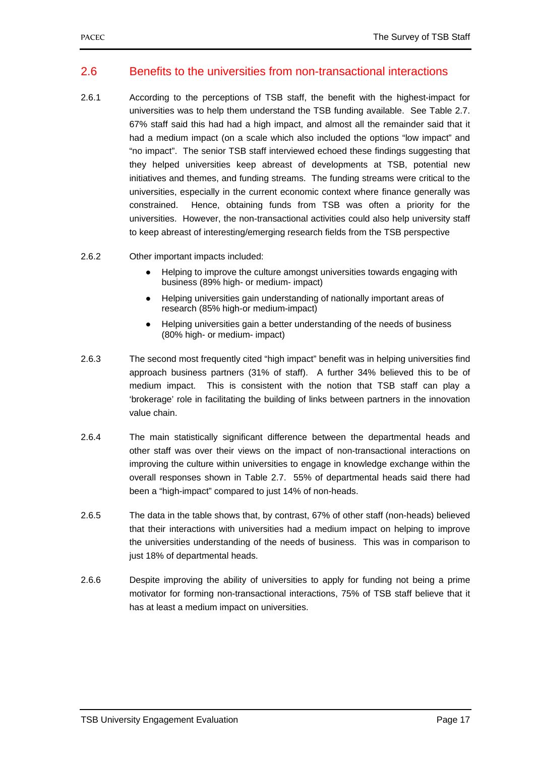## 2.6 Benefits to the universities from non-transactional interactions

2.6.1 According to the perceptions of TSB staff, the benefit with the highest-impact for universities was to help them understand the TSB funding available. See Table 2.7. 67% staff said this had had a high impact, and almost all the remainder said that it had a medium impact (on a scale which also included the options "low impact" and "no impact". The senior TSB staff interviewed echoed these findings suggesting that they helped universities keep abreast of developments at TSB, potential new initiatives and themes, and funding streams. The funding streams were critical to the universities, especially in the current economic context where finance generally was constrained. Hence, obtaining funds from TSB was often a priority for the universities. However, the non-transactional activities could also help university staff to keep abreast of interesting/emerging research fields from the TSB perspective

2.6.2 Other important impacts included:

- Helping to improve the culture amongst universities towards engaging with business (89% high- or medium- impact)
- Helping universities gain understanding of nationally important areas of research (85% high-or medium-impact)
- Helping universities gain a better understanding of the needs of business (80% high- or medium- impact)

2.6.3 The second most frequently cited "high impact" benefit was in helping universities find approach business partners (31% of staff). A further 34% believed this to be of medium impact. This is consistent with the notion that TSB staff can play a 'brokerage' role in facilitating the building of links between partners in the innovation value chain.

2.6.4 The main statistically significant difference between the departmental heads and other staff was over their views on the impact of non-transactional interactions on improving the culture within universities to engage in knowledge exchange within the overall responses shown in Table 2.7. 55% of departmental heads said there had been a "high-impact" compared to just 14% of non-heads.

2.6.5 The data in the table shows that, by contrast, 67% of other staff (non-heads) believed that their interactions with universities had a medium impact on helping to improve the universities understanding of the needs of business. This was in comparison to just 18% of departmental heads.

2.6.6 Despite improving the ability of universities to apply for funding not being a prime motivator for forming non-transactional interactions, 75% of TSB staff believe that it has at least a medium impact on universities.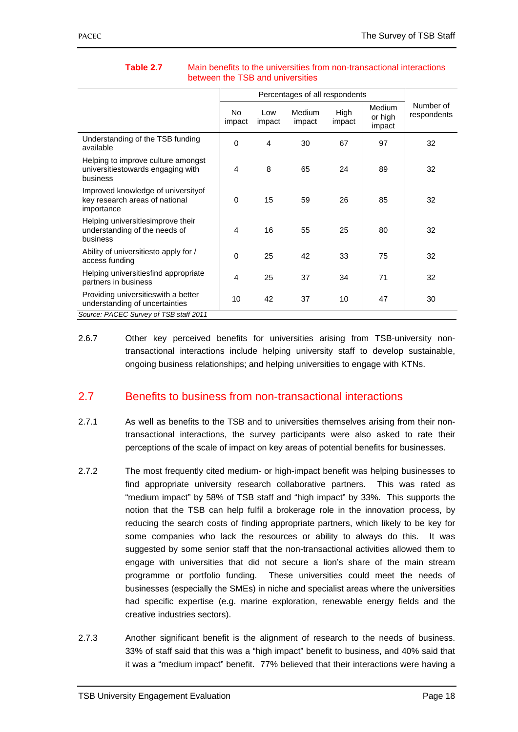**Table 2.7** Main benefits to the universities from non-transactional interactions between the TSB and universities

| | Percentages of all respondents | | | | | Number of respondents |
|---|---|---|---|---|---|---|
| | No impact | Low impact | Medium impact | High impact | Medium or high impact | |
| Understanding of the TSB funding available | 0 | 4 | 30 | 67 | 97 | 32 |
| Helping to improve culture amongst universitiestowards engaging with business | 4 | 8 | 65 | 24 | 89 | 32 |
| Improved knowledge of universityof key research areas of national importance | 0 | 15 | 59 | 26 | 85 | 32 |
| Helping universitiesimprove their understanding of the needs of business | 4 | 16 | 55 | 25 | 80 | 32 |
| Ability of universitiesto apply for / access funding | 0 | 25 | 42 | 33 | 75 | 32 |
| Helping universitiesfind appropriate partners in business | 4 | 25 | 37 | 34 | 71 | 32 |
| Providing universitieswith a better understanding of uncertainties | 10 | 42 | 37 | 10 | 47 | 30 |

*Source: PACEC Survey of TSB staff 2011*

2.6.7 Other key perceived benefits for universities arising from TSB-university non-transactional interactions include helping university staff to develop sustainable, ongoing business relationships; and helping universities to engage with KTNs.

## 2.7 Benefits to business from non-transactional interactions

2.7.1 As well as benefits to the TSB and to universities themselves arising from their non-transactional interactions, the survey participants were also asked to rate their perceptions of the scale of impact on key areas of potential benefits for businesses.

2.7.2 The most frequently cited medium- or high-impact benefit was helping businesses to find appropriate university research collaborative partners. This was rated as "medium impact" by 58% of TSB staff and "high impact" by 33%. This supports the notion that the TSB can help fulfil a brokerage role in the innovation process, by reducing the search costs of finding appropriate partners, which likely to be key for some companies who lack the resources or ability to always do this. It was suggested by some senior staff that the non-transactional activities allowed them to engage with universities that did not secure a lion's share of the main stream programme or portfolio funding. These universities could meet the needs of businesses (especially the SMEs) in niche and specialist areas where the universities had specific expertise (e.g. marine exploration, renewable energy fields and the creative industries sectors).

2.7.3 Another significant benefit is the alignment of research to the needs of business. 33% of staff said that this was a "high impact" benefit to business, and 40% said that it was a "medium impact" benefit. 77% believed that their interactions were having a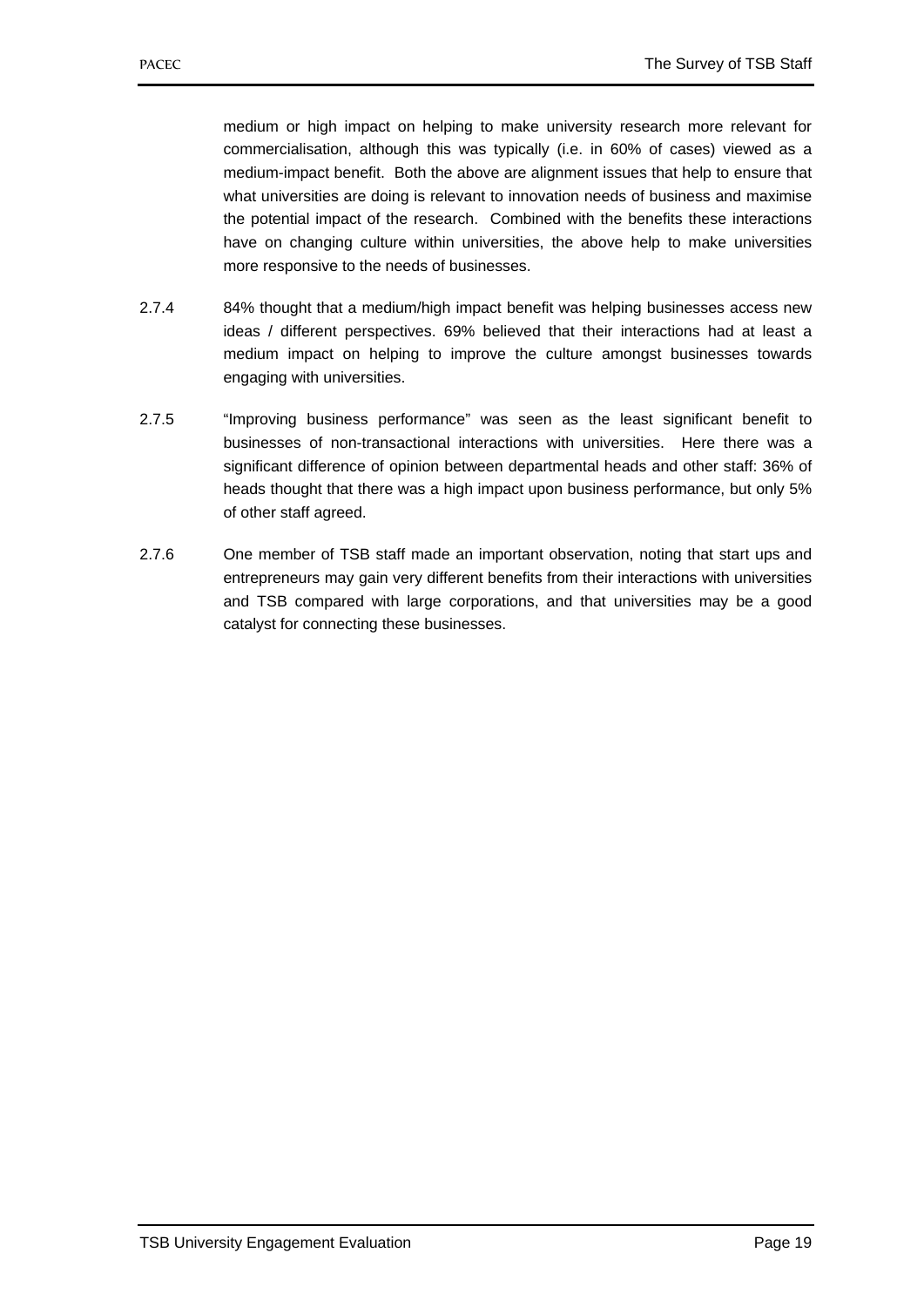medium or high impact on helping to make university research more relevant for commercialisation, although this was typically (i.e. in 60% of cases) viewed as a medium-impact benefit. Both the above are alignment issues that help to ensure that what universities are doing is relevant to innovation needs of business and maximise the potential impact of the research. Combined with the benefits these interactions have on changing culture within universities, the above help to make universities more responsive to the needs of businesses.

2.7.4 84% thought that a medium/high impact benefit was helping businesses access new ideas / different perspectives. 69% believed that their interactions had at least a medium impact on helping to improve the culture amongst businesses towards engaging with universities.

2.7.5 "Improving business performance" was seen as the least significant benefit to businesses of non-transactional interactions with universities. Here there was a significant difference of opinion between departmental heads and other staff: 36% of heads thought that there was a high impact upon business performance, but only 5% of other staff agreed.

2.7.6 One member of TSB staff made an important observation, noting that start ups and entrepreneurs may gain very different benefits from their interactions with universities and TSB compared with large corporations, and that universities may be a good catalyst for connecting these businesses.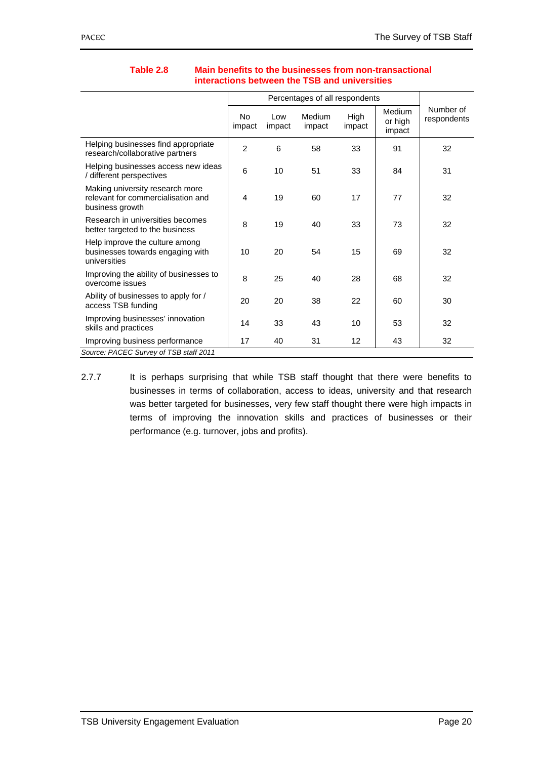**Table 2.8 Main benefits to the businesses from non-transactional interactions between the TSB and universities**

| | Percentages of all respondents | | | | | Number of respondents |
|---|---|---|---|---|---|---|
| | No impact | Low impact | Medium impact | High impact | Medium or high impact | |
| Helping businesses find appropriate research/collaborative partners | 2 | 6 | 58 | 33 | 91 | 32 |
| Helping businesses access new ideas / different perspectives | 6 | 10 | 51 | 33 | 84 | 31 |
| Making university research more relevant for commercialisation and business growth | 4 | 19 | 60 | 17 | 77 | 32 |
| Research in universities becomes better targeted to the business | 8 | 19 | 40 | 33 | 73 | 32 |
| Help improve the culture among businesses towards engaging with universities | 10 | 20 | 54 | 15 | 69 | 32 |
| Improving the ability of businesses to overcome issues | 8 | 25 | 40 | 28 | 68 | 32 |
| Ability of businesses to apply for / access TSB funding | 20 | 20 | 38 | 22 | 60 | 30 |
| Improving businesses' innovation skills and practices | 14 | 33 | 43 | 10 | 53 | 32 |
| Improving business performance | 17 | 40 | 31 | 12 | 43 | 32 |

*Source: PACEC Survey of TSB staff 2011*

2.7.7 It is perhaps surprising that while TSB staff thought that there were benefits to businesses in terms of collaboration, access to ideas, university and that research was better targeted for businesses, very few staff thought there were high impacts in terms of improving the innovation skills and practices of businesses or their performance (e.g. turnover, jobs and profits).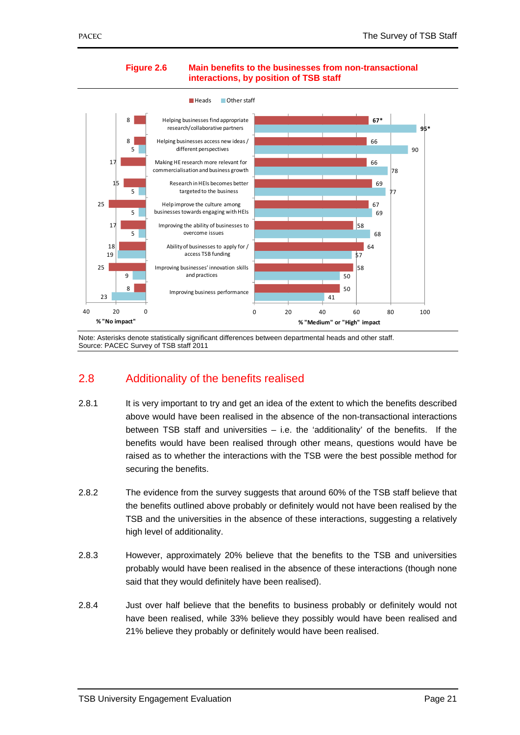**Figure 2.6 Main benefits to the businesses from non-transactional interactions, by position of TSB staff**

| Benefit | % "No impact" Heads | % "No impact" Other staff | % "Medium" or "High" impact Heads | % "Medium" or "High" impact Other staff |
|---|---|---|---|---|
| Helping businesses find appropriate research/collaborative partners | 8 | | 67* | 95* |
| Helping businesses access new ideas / different perspectives | 8 | 5 | 66 | 90 |
| Making HE research more relevant for commercialisation and business growth | 17 | | 66 | 78 |
| Research in HEIs becomes better targeted to the business | 15 | 5 | 69 | 77 |
| Help improve the culture among businesses towards engaging with HEIs | 25 | 5 | 67 | 69 |
| Improving the ability of businesses to overcome issues | 17 | 5 | 58 | 68 |
| Ability of businesses to apply for / access TSB funding | 18 | 19 | 64 | 57 |
| Improving businesses' innovation skills and practices | 25 | 9 | 58 | 50 |
| Improving business performance | 8 | 23 | 50 | 41 |

Note: Asterisks denote statistically significant differences between departmental heads and other staff.
Source: PACEC Survey of TSB staff 2011

## 2.8 Additionality of the benefits realised

2.8.1 It is very important to try and get an idea of the extent to which the benefits described above would have been realised in the absence of the non-transactional interactions between TSB staff and universities – i.e. the 'additionality' of the benefits. If the benefits would have been realised through other means, questions would have be raised as to whether the interactions with the TSB were the best possible method for securing the benefits.

2.8.2 The evidence from the survey suggests that around 60% of the TSB staff believe that the benefits outlined above probably or definitely would not have been realised by the TSB and the universities in the absence of these interactions, suggesting a relatively high level of additionality.

2.8.3 However, approximately 20% believe that the benefits to the TSB and universities probably would have been realised in the absence of these interactions (though none said that they would definitely have been realised).

2.8.4 Just over half believe that the benefits to business probably or definitely would not have been realised, while 33% believe they possibly would have been realised and 21% believe they probably or definitely would have been realised.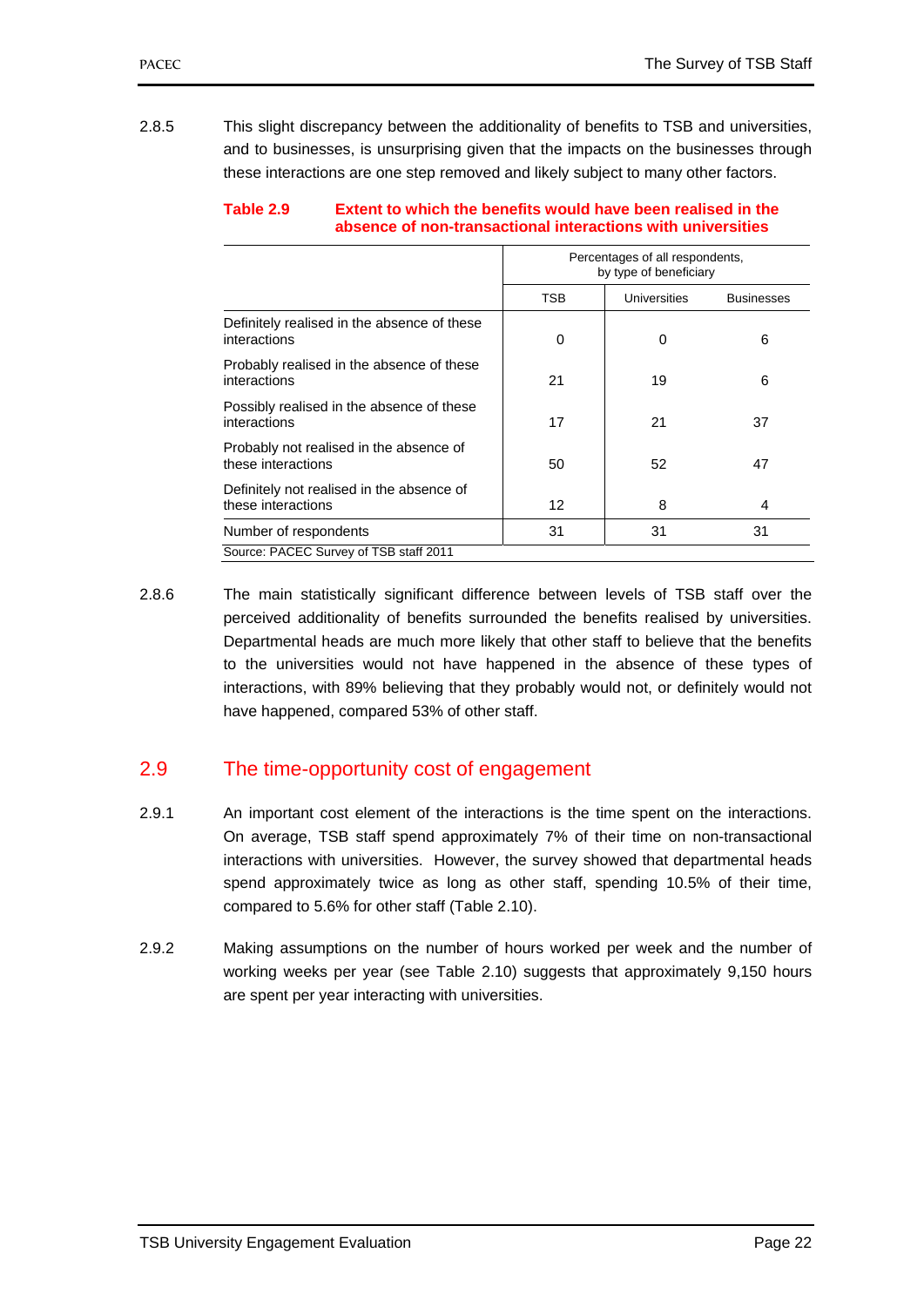2.8.5 This slight discrepancy between the additionality of benefits to TSB and universities, and to businesses, is unsurprising given that the impacts on the businesses through these interactions are one step removed and likely subject to many other factors.

**Table 2.9 Extent to which the benefits would have been realised in the absence of non-transactional interactions with universities**

| | Percentages of all respondents, by type of beneficiary | | |
|---|---|---|---|
| | TSB | Universities | Businesses |
| Definitely realised in the absence of these interactions | 0 | 0 | 6 |
| Probably realised in the absence of these interactions | 21 | 19 | 6 |
| Possibly realised in the absence of these interactions | 17 | 21 | 37 |
| Probably not realised in the absence of these interactions | 50 | 52 | 47 |
| Definitely not realised in the absence of these interactions | 12 | 8 | 4 |
| Number of respondents | 31 | 31 | 31 |

Source: PACEC Survey of TSB staff 2011

2.8.6 The main statistically significant difference between levels of TSB staff over the perceived additionality of benefits surrounded the benefits realised by universities. Departmental heads are much more likely that other staff to believe that the benefits to the universities would not have happened in the absence of these types of interactions, with 89% believing that they probably would not, or definitely would not have happened, compared 53% of other staff.

## 2.9 The time-opportunity cost of engagement

2.9.1 An important cost element of the interactions is the time spent on the interactions. On average, TSB staff spend approximately 7% of their time on non-transactional interactions with universities. However, the survey showed that departmental heads spend approximately twice as long as other staff, spending 10.5% of their time, compared to 5.6% for other staff (Table 2.10).

2.9.2 Making assumptions on the number of hours worked per week and the number of working weeks per year (see Table 2.10) suggests that approximately 9,150 hours are spent per year interacting with universities.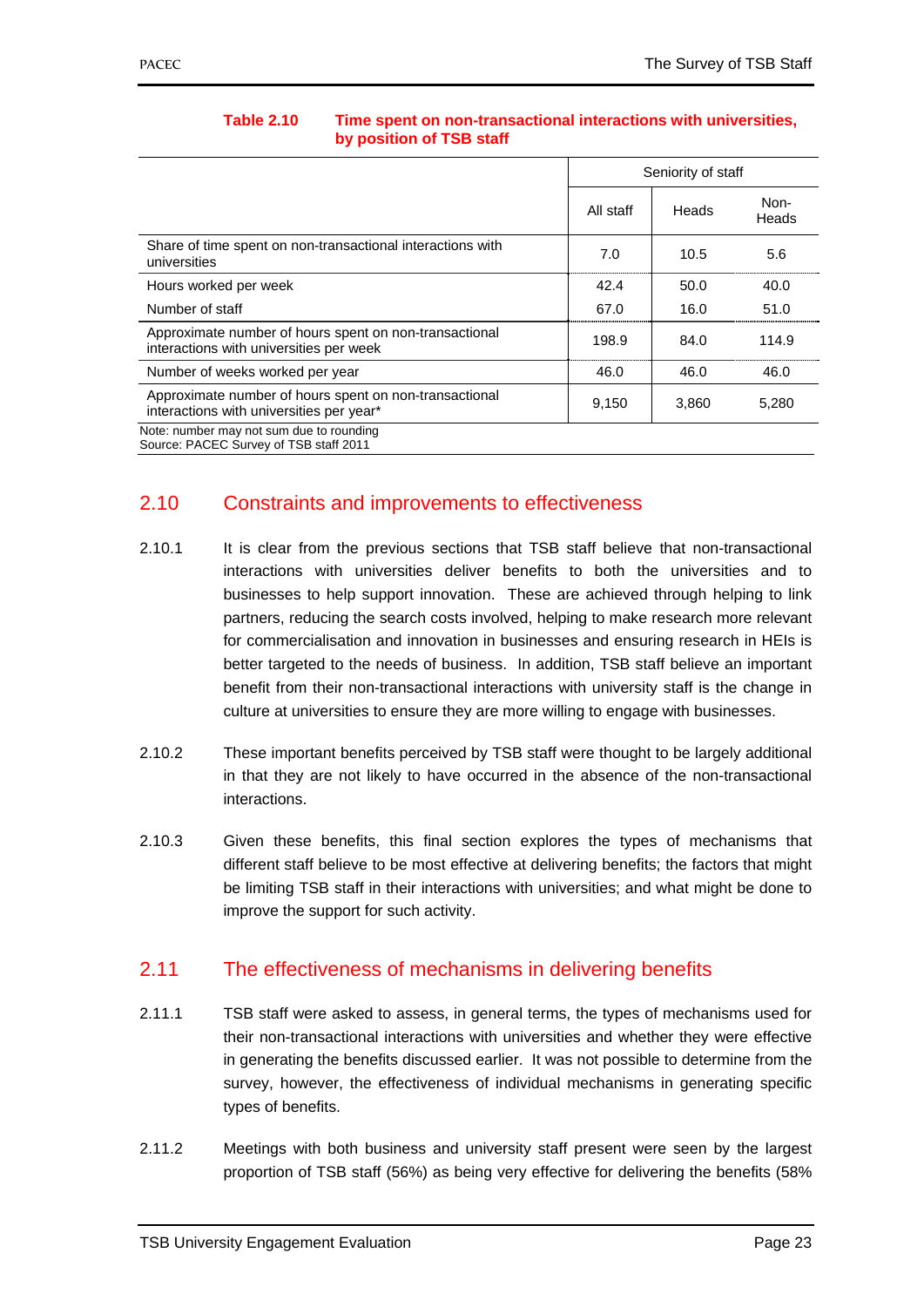**Table 2.10 Time spent on non-transactional interactions with universities, by position of TSB staff**

| | Seniority of staff | | |
|---|---|---|---|
| | All staff | Heads | Non-Heads |
| Share of time spent on non-transactional interactions with universities | 7.0 | 10.5 | 5.6 |
| Hours worked per week | 42.4 | 50.0 | 40.0 |
| Number of staff | 67.0 | 16.0 | 51.0 |
| Approximate number of hours spent on non-transactional interactions with universities per week | 198.9 | 84.0 | 114.9 |
| Number of weeks worked per year | 46.0 | 46.0 | 46.0 |
| Approximate number of hours spent on non-transactional interactions with universities per year* | 9,150 | 3,860 | 5,280 |

Note: number may not sum due to rounding
Source: PACEC Survey of TSB staff 2011

## 2.10 Constraints and improvements to effectiveness

2.10.1 It is clear from the previous sections that TSB staff believe that non-transactional interactions with universities deliver benefits to both the universities and to businesses to help support innovation. These are achieved through helping to link partners, reducing the search costs involved, helping to make research more relevant for commercialisation and innovation in businesses and ensuring research in HEIs is better targeted to the needs of business. In addition, TSB staff believe an important benefit from their non-transactional interactions with university staff is the change in culture at universities to ensure they are more willing to engage with businesses.

2.10.2 These important benefits perceived by TSB staff were thought to be largely additional in that they are not likely to have occurred in the absence of the non-transactional interactions.

2.10.3 Given these benefits, this final section explores the types of mechanisms that different staff believe to be most effective at delivering benefits; the factors that might be limiting TSB staff in their interactions with universities; and what might be done to improve the support for such activity.

## 2.11 The effectiveness of mechanisms in delivering benefits

2.11.1 TSB staff were asked to assess, in general terms, the types of mechanisms used for their non-transactional interactions with universities and whether they were effective in generating the benefits discussed earlier. It was not possible to determine from the survey, however, the effectiveness of individual mechanisms in generating specific types of benefits.

2.11.2 Meetings with both business and university staff present were seen by the largest proportion of TSB staff (56%) as being very effective for delivering the benefits (58%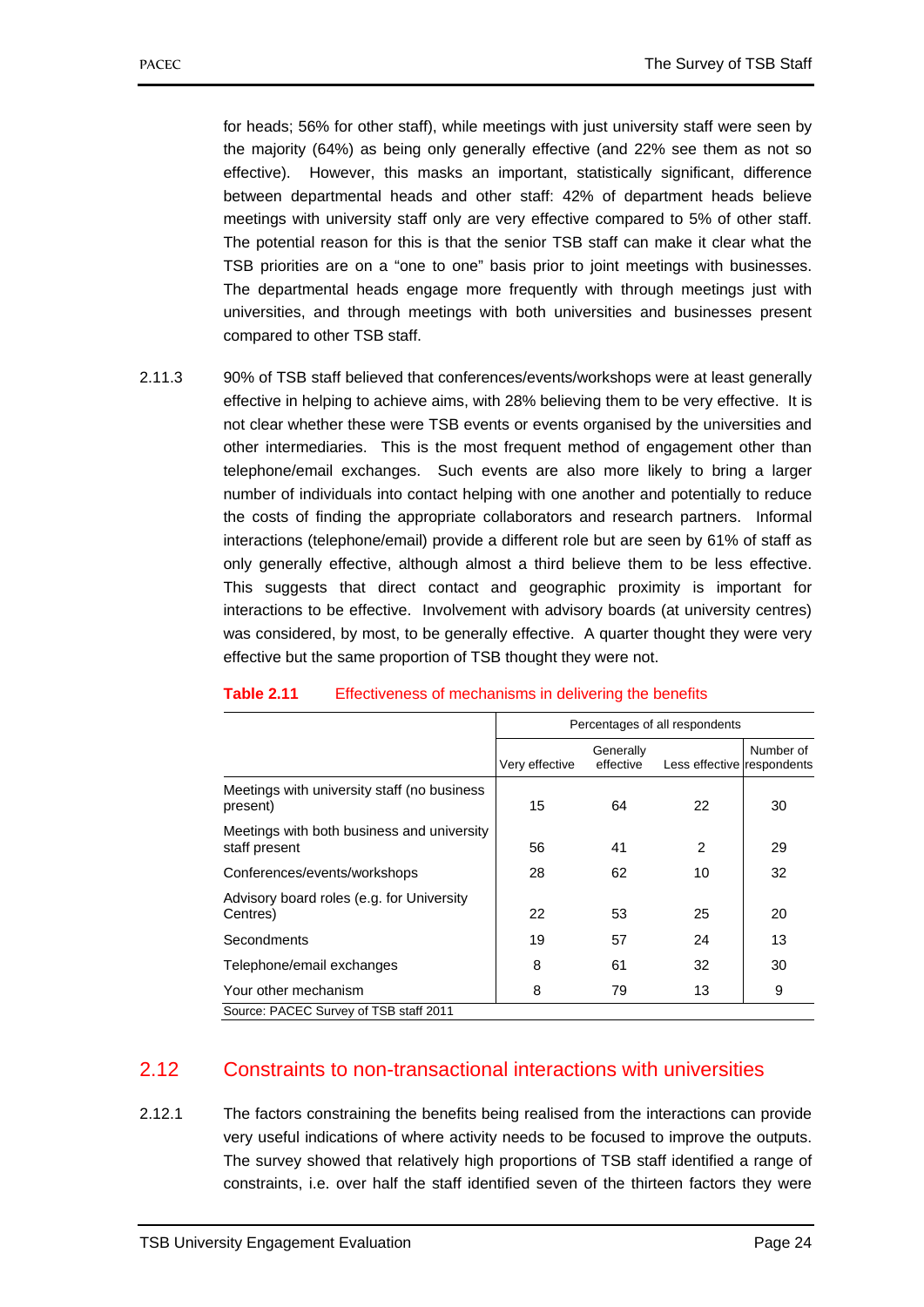for heads; 56% for other staff), while meetings with just university staff were seen by the majority (64%) as being only generally effective (and 22% see them as not so effective). However, this masks an important, statistically significant, difference between departmental heads and other staff: 42% of department heads believe meetings with university staff only are very effective compared to 5% of other staff. The potential reason for this is that the senior TSB staff can make it clear what the TSB priorities are on a "one to one" basis prior to joint meetings with businesses. The departmental heads engage more frequently with through meetings just with universities, and through meetings with both universities and businesses present compared to other TSB staff.

2.11.3 90% of TSB staff believed that conferences/events/workshops were at least generally effective in helping to achieve aims, with 28% believing them to be very effective. It is not clear whether these were TSB events or events organised by the universities and other intermediaries. This is the most frequent method of engagement other than telephone/email exchanges. Such events are also more likely to bring a larger number of individuals into contact helping with one another and potentially to reduce the costs of finding the appropriate collaborators and research partners. Informal interactions (telephone/email) provide a different role but are seen by 61% of staff as only generally effective, although almost a third believe them to be less effective. This suggests that direct contact and geographic proximity is important for interactions to be effective. Involvement with advisory boards (at university centres) was considered, by most, to be generally effective. A quarter thought they were very effective but the same proportion of TSB thought they were not.

**Table 2.11** Effectiveness of mechanisms in delivering the benefits

| | Percentages of all respondents | | | |
|---|---|---|---|---|
| | Very effective | Generally effective | Less effective | Number of respondents |
| Meetings with university staff (no business present) | 15 | 64 | 22 | 30 |
| Meetings with both business and university staff present | 56 | 41 | 2 | 29 |
| Conferences/events/workshops | 28 | 62 | 10 | 32 |
| Advisory board roles (e.g. for University Centres) | 22 | 53 | 25 | 20 |
| Secondments | 19 | 57 | 24 | 13 |
| Telephone/email exchanges | 8 | 61 | 32 | 30 |
| Your other mechanism | 8 | 79 | 13 | 9 |

Source: PACEC Survey of TSB staff 2011

## 2.12 Constraints to non-transactional interactions with universities

2.12.1 The factors constraining the benefits being realised from the interactions can provide very useful indications of where activity needs to be focused to improve the outputs. The survey showed that relatively high proportions of TSB staff identified a range of constraints, i.e. over half the staff identified seven of the thirteen factors they were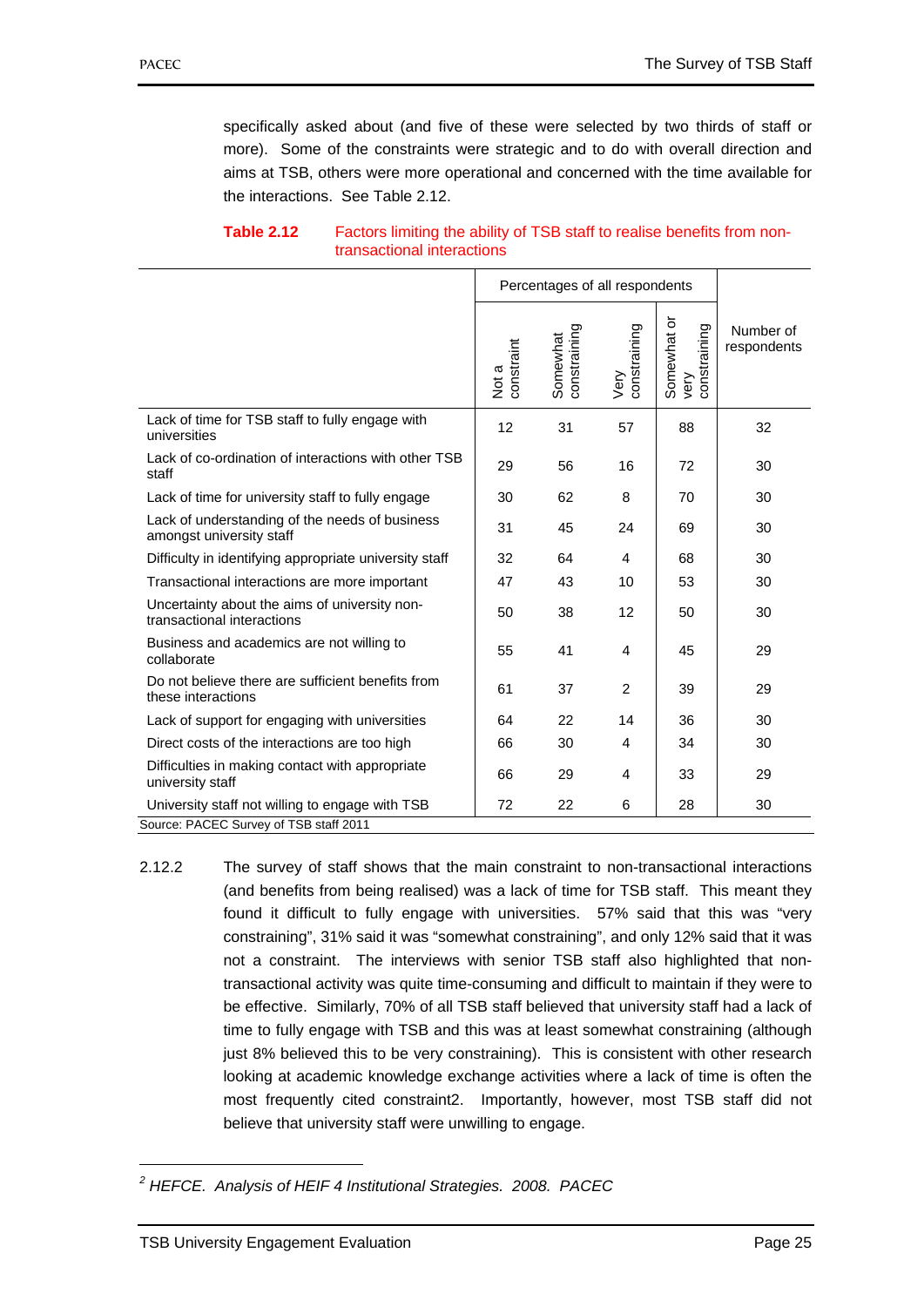specifically asked about (and five of these were selected by two thirds of staff or more). Some of the constraints were strategic and to do with overall direction and aims at TSB, others were more operational and concerned with the time available for the interactions. See Table 2.12.

**Table 2.12** Factors limiting the ability of TSB staff to realise benefits from non-transactional interactions

| | Percentages of all respondents | | | | |
|---|---|---|---|---|---|
| | Not a constraint | Somewhat constraining | Very constraining | Somewhat or very constraining | Number of respondents |
| Lack of time for TSB staff to fully engage with universities | 12 | 31 | 57 | 88 | 32 |
| Lack of co-ordination of interactions with other TSB staff | 29 | 56 | 16 | 72 | 30 |
| Lack of time for university staff to fully engage | 30 | 62 | 8 | 70 | 30 |
| Lack of understanding of the needs of business amongst university staff | 31 | 45 | 24 | 69 | 30 |
| Difficulty in identifying appropriate university staff | 32 | 64 | 4 | 68 | 30 |
| Transactional interactions are more important | 47 | 43 | 10 | 53 | 30 |
| Uncertainty about the aims of university non-transactional interactions | 50 | 38 | 12 | 50 | 30 |
| Business and academics are not willing to collaborate | 55 | 41 | 4 | 45 | 29 |
| Do not believe there are sufficient benefits from these interactions | 61 | 37 | 2 | 39 | 29 |
| Lack of support for engaging with universities | 64 | 22 | 14 | 36 | 30 |
| Direct costs of the interactions are too high | 66 | 30 | 4 | 34 | 30 |
| Difficulties in making contact with appropriate university staff | 66 | 29 | 4 | 33 | 29 |
| University staff not willing to engage with TSB | 72 | 22 | 6 | 28 | 30 |

Source: PACEC Survey of TSB staff 2011

2.12.2 The survey of staff shows that the main constraint to non-transactional interactions (and benefits from being realised) was a lack of time for TSB staff. This meant they found it difficult to fully engage with universities. 57% said that this was "very constraining", 31% said it was "somewhat constraining", and only 12% said that it was not a constraint. The interviews with senior TSB staff also highlighted that non-transactional activity was quite time-consuming and difficult to maintain if they were to be effective. Similarly, 70% of all TSB staff believed that university staff had a lack of time to fully engage with TSB and this was at least somewhat constraining (although just 8% believed this to be very constraining). This is consistent with other research looking at academic knowledge exchange activities where a lack of time is often the most frequently cited constraint[2]. Importantly, however, most TSB staff did not believe that university staff were unwilling to engage.

---

[2] *HEFCE. Analysis of HEIF 4 Institutional Strategies. 2008. PACEC*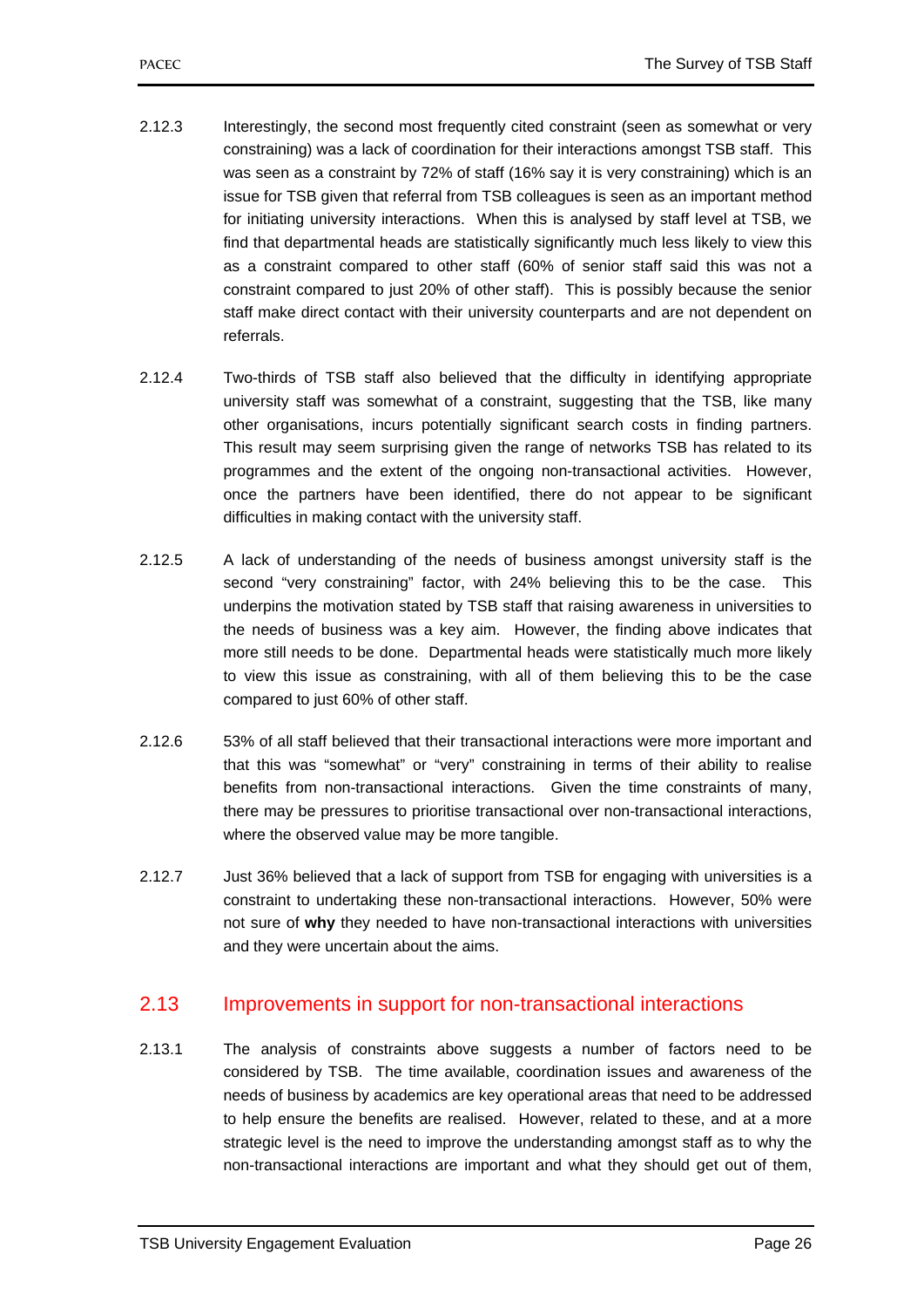2.12.3 Interestingly, the second most frequently cited constraint (seen as somewhat or very constraining) was a lack of coordination for their interactions amongst TSB staff. This was seen as a constraint by 72% of staff (16% say it is very constraining) which is an issue for TSB given that referral from TSB colleagues is seen as an important method for initiating university interactions. When this is analysed by staff level at TSB, we find that departmental heads are statistically significantly much less likely to view this as a constraint compared to other staff (60% of senior staff said this was not a constraint compared to just 20% of other staff). This is possibly because the senior staff make direct contact with their university counterparts and are not dependent on referrals.

2.12.4 Two-thirds of TSB staff also believed that the difficulty in identifying appropriate university staff was somewhat of a constraint, suggesting that the TSB, like many other organisations, incurs potentially significant search costs in finding partners. This result may seem surprising given the range of networks TSB has related to its programmes and the extent of the ongoing non-transactional activities. However, once the partners have been identified, there do not appear to be significant difficulties in making contact with the university staff.

2.12.5 A lack of understanding of the needs of business amongst university staff is the second "very constraining" factor, with 24% believing this to be the case. This underpins the motivation stated by TSB staff that raising awareness in universities to the needs of business was a key aim. However, the finding above indicates that more still needs to be done. Departmental heads were statistically much more likely to view this issue as constraining, with all of them believing this to be the case compared to just 60% of other staff.

2.12.6 53% of all staff believed that their transactional interactions were more important and that this was "somewhat" or "very" constraining in terms of their ability to realise benefits from non-transactional interactions. Given the time constraints of many, there may be pressures to prioritise transactional over non-transactional interactions, where the observed value may be more tangible.

2.12.7 Just 36% believed that a lack of support from TSB for engaging with universities is a constraint to undertaking these non-transactional interactions. However, 50% were not sure of **why** they needed to have non-transactional interactions with universities and they were uncertain about the aims.

## 2.13 Improvements in support for non-transactional interactions

2.13.1 The analysis of constraints above suggests a number of factors need to be considered by TSB. The time available, coordination issues and awareness of the needs of business by academics are key operational areas that need to be addressed to help ensure the benefits are realised. However, related to these, and at a more strategic level is the need to improve the understanding amongst staff as to why the non-transactional interactions are important and what they should get out of them,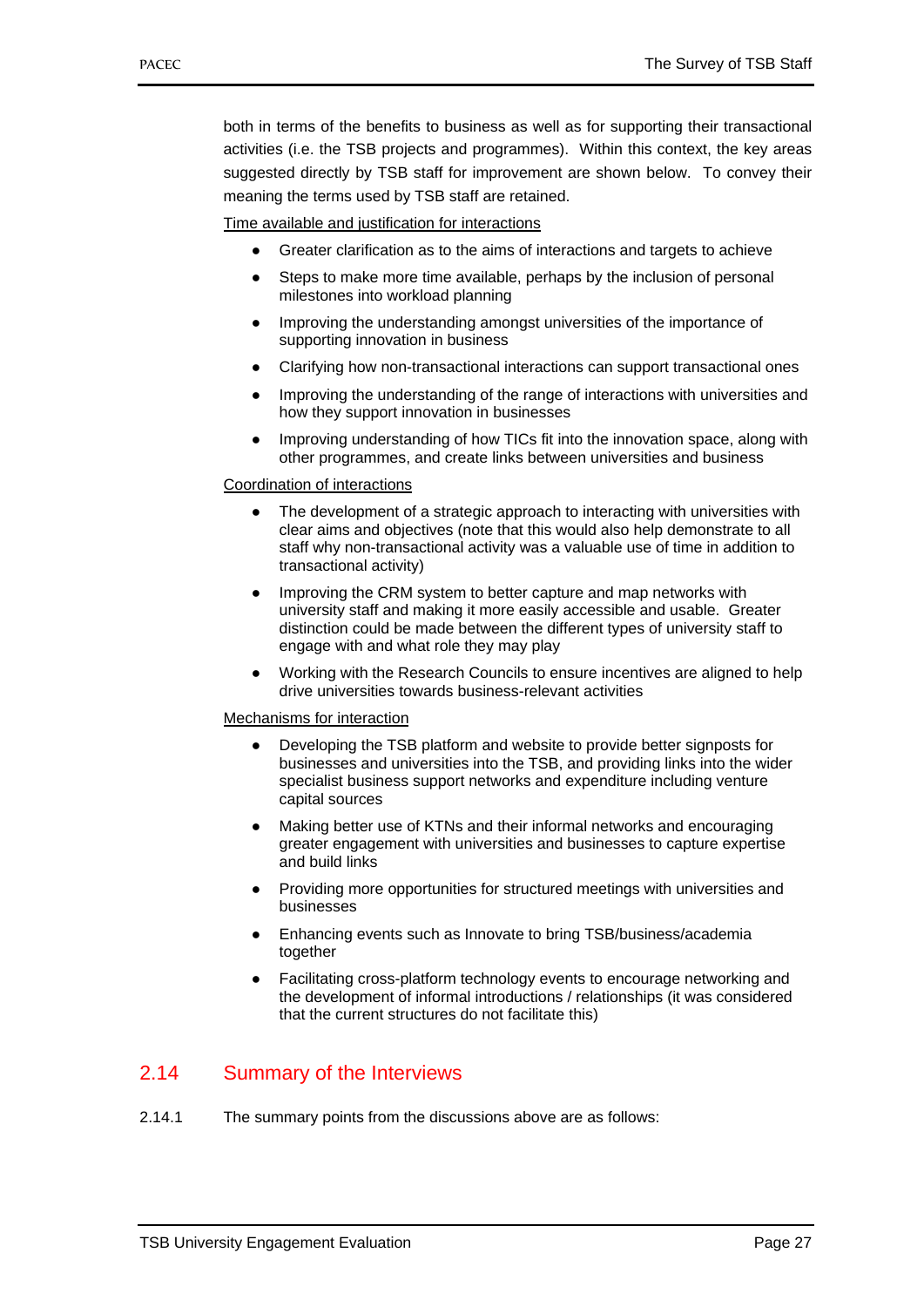both in terms of the benefits to business as well as for supporting their transactional activities (i.e. the TSB projects and programmes). Within this context, the key areas suggested directly by TSB staff for improvement are shown below. To convey their meaning the terms used by TSB staff are retained.

<u>Time available and justification for interactions</u>

- Greater clarification as to the aims of interactions and targets to achieve
- Steps to make more time available, perhaps by the inclusion of personal milestones into workload planning
- Improving the understanding amongst universities of the importance of supporting innovation in business
- Clarifying how non-transactional interactions can support transactional ones
- Improving the understanding of the range of interactions with universities and how they support innovation in businesses
- Improving understanding of how TICs fit into the innovation space, along with other programmes, and create links between universities and business

<u>Coordination of interactions</u>

- The development of a strategic approach to interacting with universities with clear aims and objectives (note that this would also help demonstrate to all staff why non-transactional activity was a valuable use of time in addition to transactional activity)
- Improving the CRM system to better capture and map networks with university staff and making it more easily accessible and usable. Greater distinction could be made between the different types of university staff to engage with and what role they may play
- Working with the Research Councils to ensure incentives are aligned to help drive universities towards business-relevant activities

<u>Mechanisms for interaction</u>

- Developing the TSB platform and website to provide better signposts for businesses and universities into the TSB, and providing links into the wider specialist business support networks and expenditure including venture capital sources
- Making better use of KTNs and their informal networks and encouraging greater engagement with universities and businesses to capture expertise and build links
- Providing more opportunities for structured meetings with universities and businesses
- Enhancing events such as Innovate to bring TSB/business/academia together
- Facilitating cross-platform technology events to encourage networking and the development of informal introductions / relationships (it was considered that the current structures do not facilitate this)

## 2.14 Summary of the Interviews

2.14.1 The summary points from the discussions above are as follows: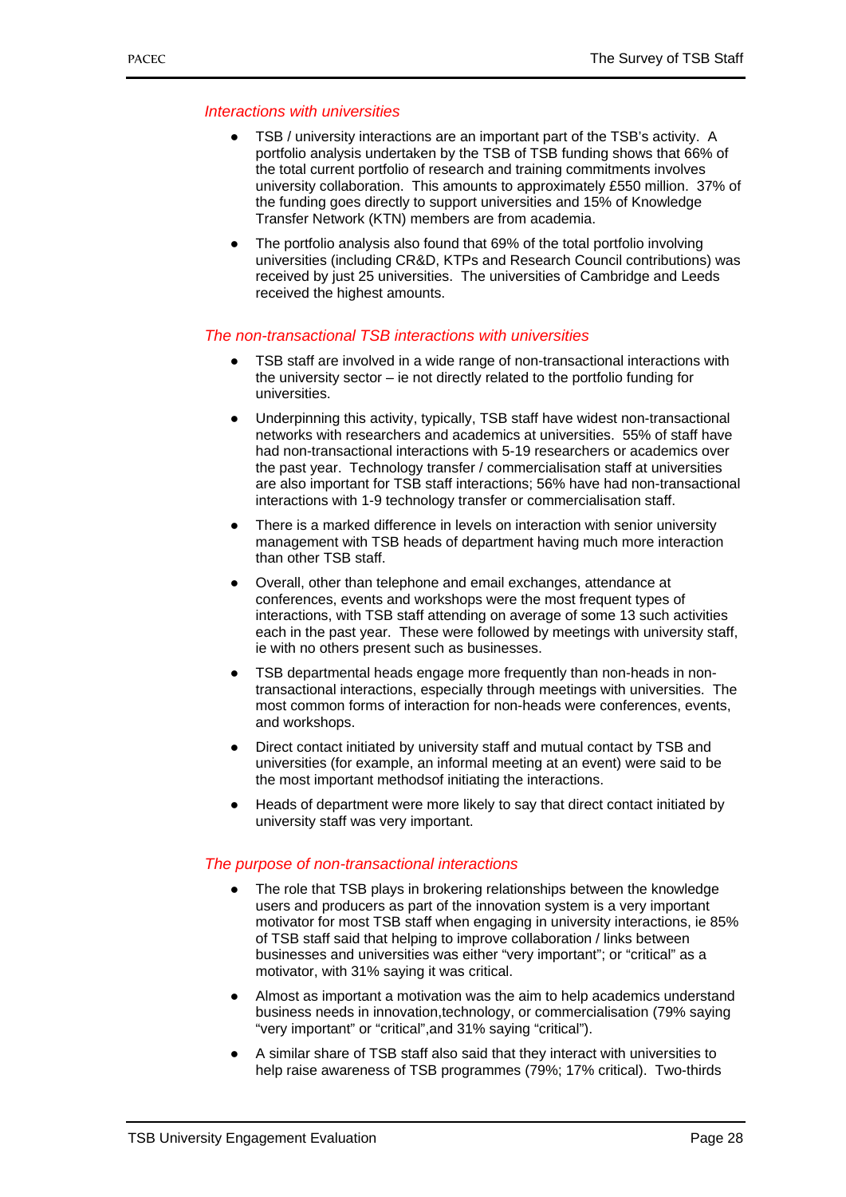### *Interactions with universities*

- TSB / university interactions are an important part of the TSB's activity. A portfolio analysis undertaken by the TSB of TSB funding shows that 66% of the total current portfolio of research and training commitments involves university collaboration. This amounts to approximately £550 million. 37% of the funding goes directly to support universities and 15% of Knowledge Transfer Network (KTN) members are from academia.
- The portfolio analysis also found that 69% of the total portfolio involving universities (including CR&D, KTPs and Research Council contributions) was received by just 25 universities. The universities of Cambridge and Leeds received the highest amounts.

### *The non-transactional TSB interactions with universities*

- TSB staff are involved in a wide range of non-transactional interactions with the university sector – ie not directly related to the portfolio funding for universities.
- Underpinning this activity, typically, TSB staff have widest non-transactional networks with researchers and academics at universities. 55% of staff have had non-transactional interactions with 5-19 researchers or academics over the past year. Technology transfer / commercialisation staff at universities are also important for TSB staff interactions; 56% have had non-transactional interactions with 1-9 technology transfer or commercialisation staff.
- There is a marked difference in levels on interaction with senior university management with TSB heads of department having much more interaction than other TSB staff.
- Overall, other than telephone and email exchanges, attendance at conferences, events and workshops were the most frequent types of interactions, with TSB staff attending on average of some 13 such activities each in the past year. These were followed by meetings with university staff, ie with no others present such as businesses.
- TSB departmental heads engage more frequently than non-heads in non-transactional interactions, especially through meetings with universities. The most common forms of interaction for non-heads were conferences, events, and workshops.
- Direct contact initiated by university staff and mutual contact by TSB and universities (for example, an informal meeting at an event) were said to be the most important methodsof initiating the interactions.
- Heads of department were more likely to say that direct contact initiated by university staff was very important.

### *The purpose of non-transactional interactions*

- The role that TSB plays in brokering relationships between the knowledge users and producers as part of the innovation system is a very important motivator for most TSB staff when engaging in university interactions, ie 85% of TSB staff said that helping to improve collaboration / links between businesses and universities was either "very important"; or "critical" as a motivator, with 31% saying it was critical.
- Almost as important a motivation was the aim to help academics understand business needs in innovation,technology, or commercialisation (79% saying "very important" or "critical",and 31% saying "critical").
- A similar share of TSB staff also said that they interact with universities to help raise awareness of TSB programmes (79%; 17% critical). Two-thirds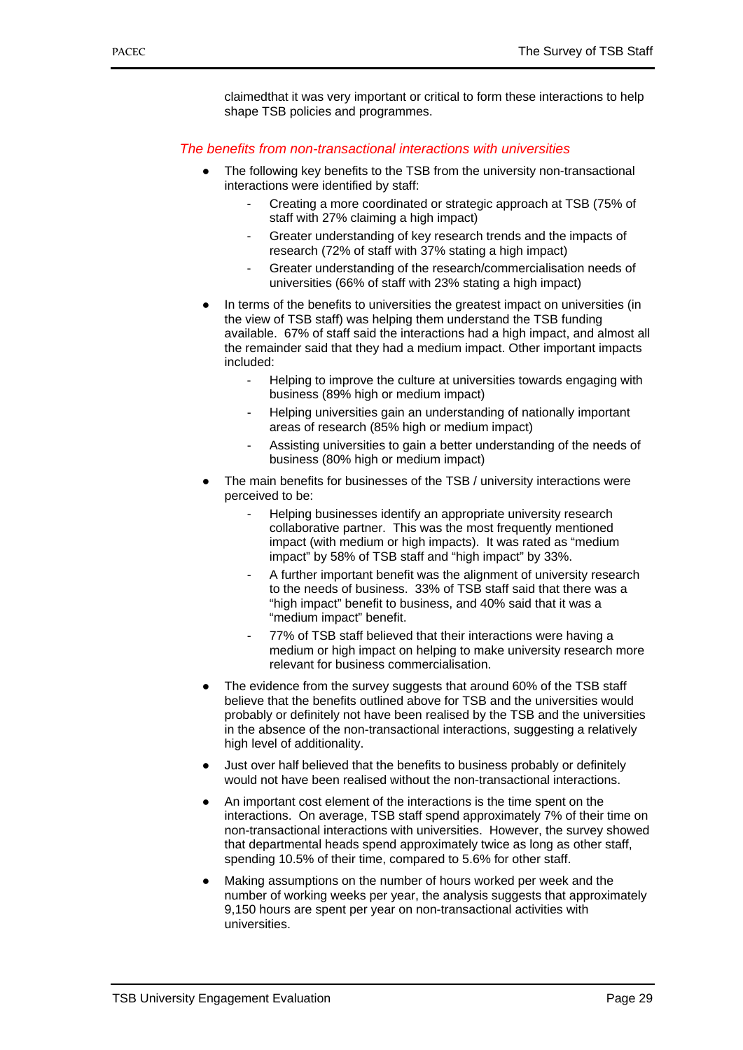claimedthat it was very important or critical to form these interactions to help shape TSB policies and programmes.

### *The benefits from non-transactional interactions with universities*

- The following key benefits to the TSB from the university non-transactional interactions were identified by staff:
    - Creating a more coordinated or strategic approach at TSB (75% of staff with 27% claiming a high impact)
    - Greater understanding of key research trends and the impacts of research (72% of staff with 37% stating a high impact)
    - Greater understanding of the research/commercialisation needs of universities (66% of staff with 23% stating a high impact)
- In terms of the benefits to universities the greatest impact on universities (in the view of TSB staff) was helping them understand the TSB funding available. 67% of staff said the interactions had a high impact, and almost all the remainder said that they had a medium impact. Other important impacts included:
    - Helping to improve the culture at universities towards engaging with business (89% high or medium impact)
    - Helping universities gain an understanding of nationally important areas of research (85% high or medium impact)
    - Assisting universities to gain a better understanding of the needs of business (80% high or medium impact)
- The main benefits for businesses of the TSB / university interactions were perceived to be:
    - Helping businesses identify an appropriate university research collaborative partner. This was the most frequently mentioned impact (with medium or high impacts). It was rated as "medium impact" by 58% of TSB staff and "high impact" by 33%.
    - A further important benefit was the alignment of university research to the needs of business. 33% of TSB staff said that there was a "high impact" benefit to business, and 40% said that it was a "medium impact" benefit.
    - 77% of TSB staff believed that their interactions were having a medium or high impact on helping to make university research more relevant for business commercialisation.
- The evidence from the survey suggests that around 60% of the TSB staff believe that the benefits outlined above for TSB and the universities would probably or definitely not have been realised by the TSB and the universities in the absence of the non-transactional interactions, suggesting a relatively high level of additionality.
- Just over half believed that the benefits to business probably or definitely would not have been realised without the non-transactional interactions.
- An important cost element of the interactions is the time spent on the interactions. On average, TSB staff spend approximately 7% of their time on non-transactional interactions with universities. However, the survey showed that departmental heads spend approximately twice as long as other staff, spending 10.5% of their time, compared to 5.6% for other staff.
- Making assumptions on the number of hours worked per week and the number of working weeks per year, the analysis suggests that approximately 9,150 hours are spent per year on non-transactional activities with universities.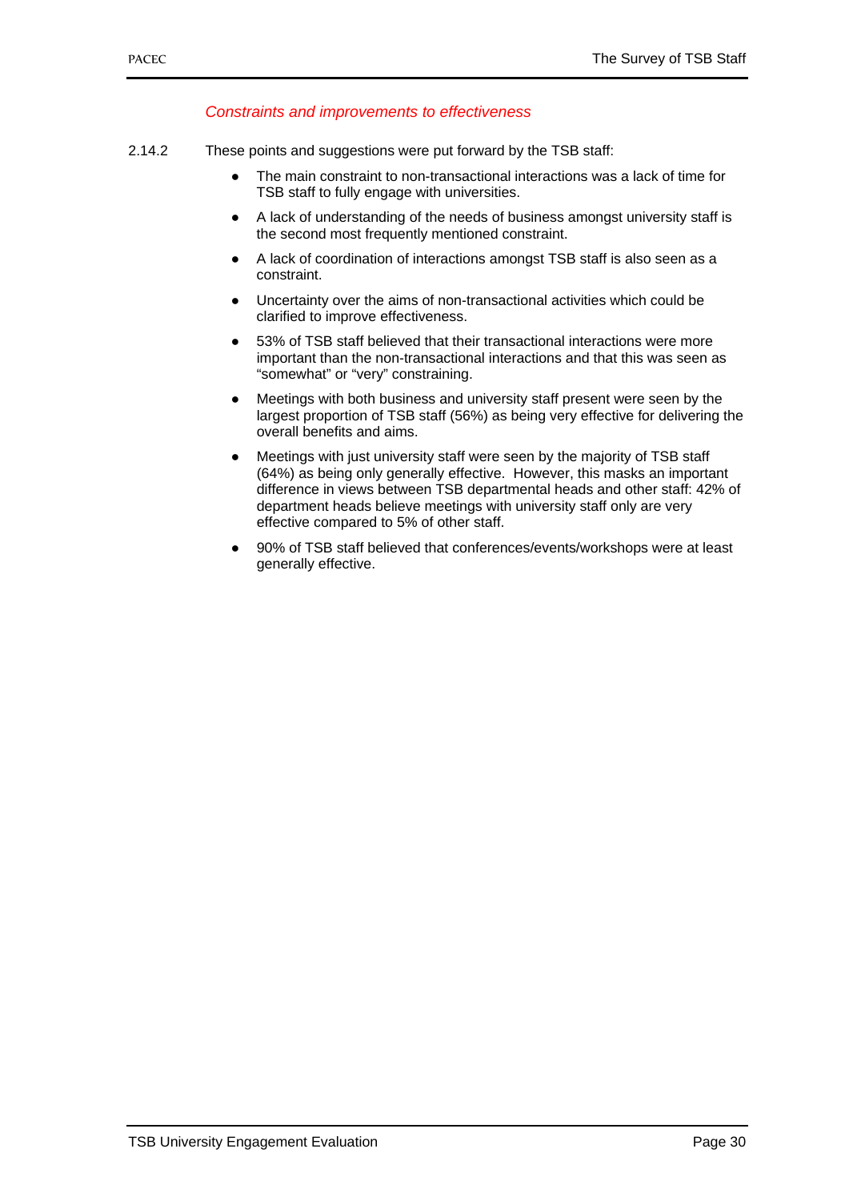### *Constraints and improvements to effectiveness*

2.14.2 These points and suggestions were put forward by the TSB staff:

- The main constraint to non-transactional interactions was a lack of time for TSB staff to fully engage with universities.
- A lack of understanding of the needs of business amongst university staff is the second most frequently mentioned constraint.
- A lack of coordination of interactions amongst TSB staff is also seen as a constraint.
- Uncertainty over the aims of non-transactional activities which could be clarified to improve effectiveness.
- 53% of TSB staff believed that their transactional interactions were more important than the non-transactional interactions and that this was seen as "somewhat" or "very" constraining.
- Meetings with both business and university staff present were seen by the largest proportion of TSB staff (56%) as being very effective for delivering the overall benefits and aims.
- Meetings with just university staff were seen by the majority of TSB staff (64%) as being only generally effective. However, this masks an important difference in views between TSB departmental heads and other staff: 42% of department heads believe meetings with university staff only are very effective compared to 5% of other staff.
- 90% of TSB staff believed that conferences/events/workshops were at least generally effective.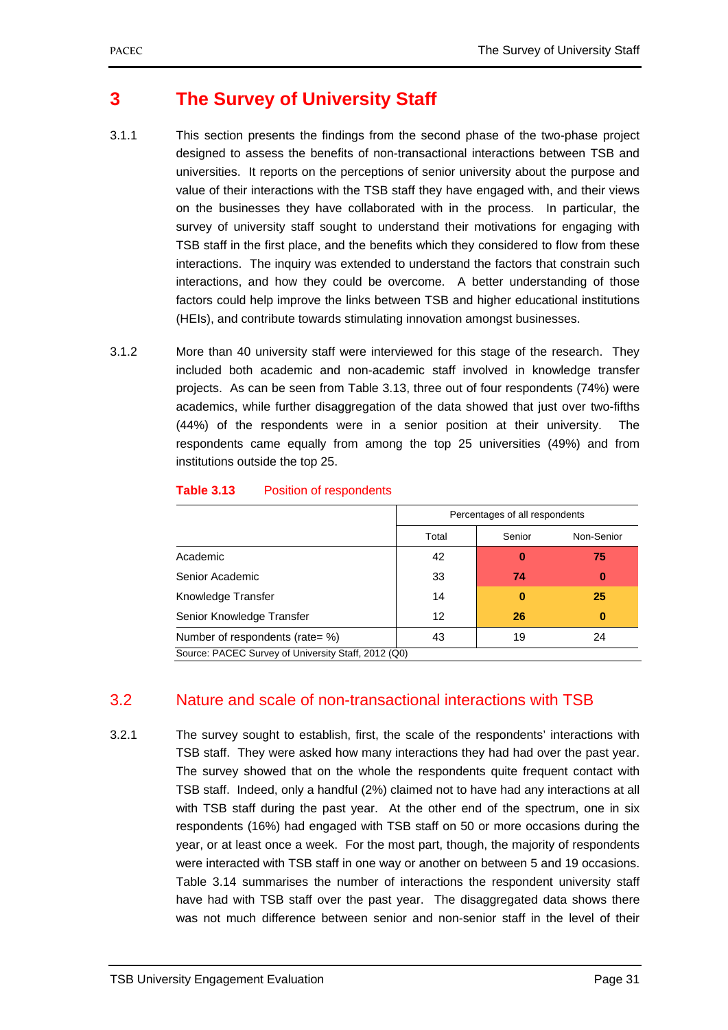# 3 The Survey of University Staff

3.1.1 This section presents the findings from the second phase of the two-phase project designed to assess the benefits of non-transactional interactions between TSB and universities. It reports on the perceptions of senior university about the purpose and value of their interactions with the TSB staff they have engaged with, and their views on the businesses they have collaborated with in the process. In particular, the survey of university staff sought to understand their motivations for engaging with TSB staff in the first place, and the benefits which they considered to flow from these interactions. The inquiry was extended to understand the factors that constrain such interactions, and how they could be overcome. A better understanding of those factors could help improve the links between TSB and higher educational institutions (HEIs), and contribute towards stimulating innovation amongst businesses.

3.1.2 More than 40 university staff were interviewed for this stage of the research. They included both academic and non-academic staff involved in knowledge transfer projects. As can be seen from Table 3.13, three out of four respondents (74%) were academics, while further disaggregation of the data showed that just over two-fifths (44%) of the respondents were in a senior position at their university. The respondents came equally from among the top 25 universities (49%) and from institutions outside the top 25.

**Table 3.13** Position of respondents

| | Percentages of all respondents | | |
|---|---|---|---|
| | Total | Senior | Non-Senior |
| Academic | 42 | **0** | **75** |
| Senior Academic | 33 | **74** | **0** |
| Knowledge Transfer | 14 | **0** | **25** |
| Senior Knowledge Transfer | 12 | **26** | **0** |
| Number of respondents (rate= %) | 43 | 19 | 24 |

Source: PACEC Survey of University Staff, 2012 (Q0)

## 3.2 Nature and scale of non-transactional interactions with TSB

3.2.1 The survey sought to establish, first, the scale of the respondents' interactions with TSB staff. They were asked how many interactions they had had over the past year. The survey showed that on the whole the respondents quite frequent contact with TSB staff. Indeed, only a handful (2%) claimed not to have had any interactions at all with TSB staff during the past year. At the other end of the spectrum, one in six respondents (16%) had engaged with TSB staff on 50 or more occasions during the year, or at least once a week. For the most part, though, the majority of respondents were interacted with TSB staff in one way or another on between 5 and 19 occasions. Table 3.14 summarises the number of interactions the respondent university staff have had with TSB staff over the past year. The disaggregated data shows there was not much difference between senior and non-senior staff in the level of their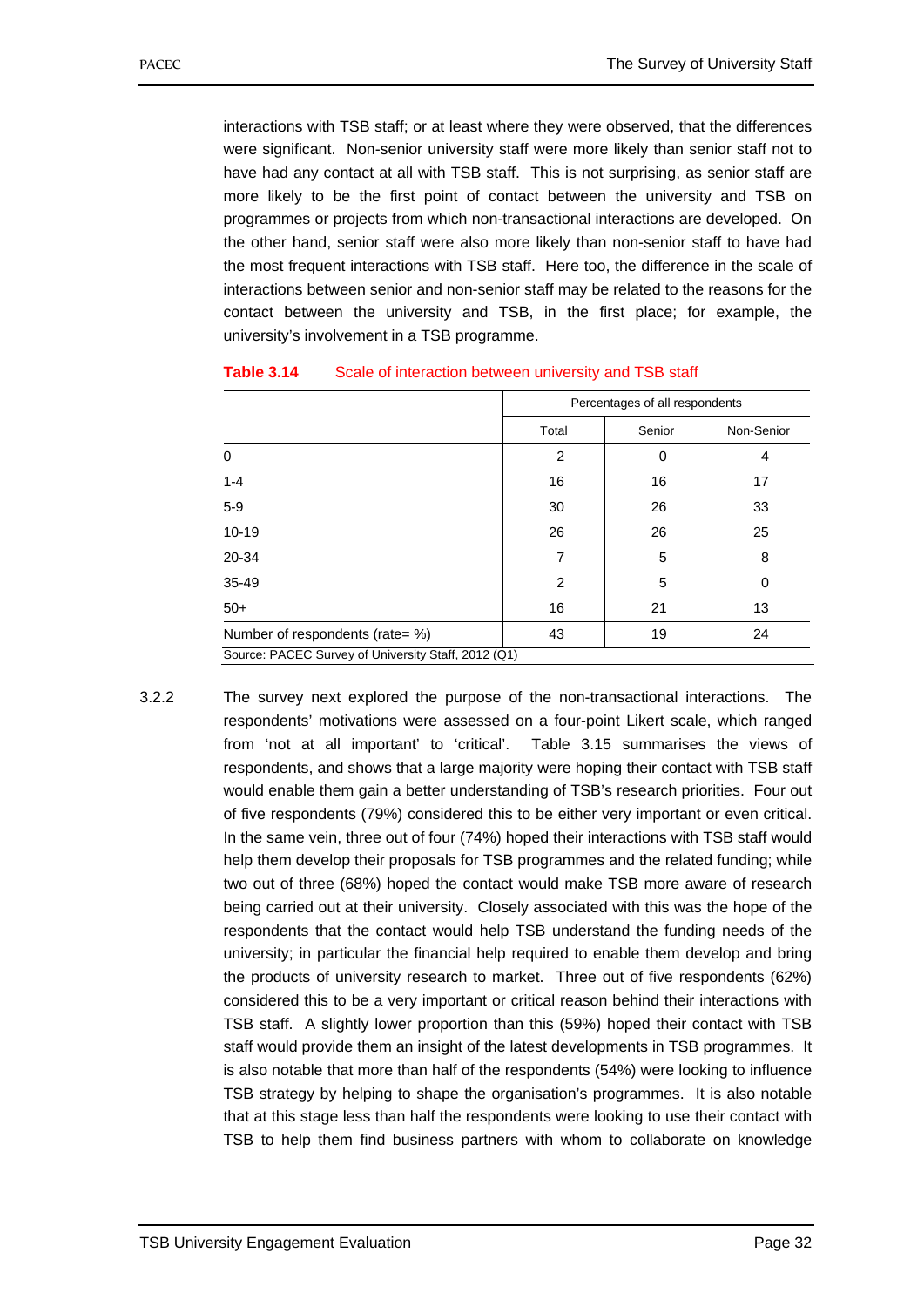interactions with TSB staff; or at least where they were observed, that the differences were significant. Non-senior university staff were more likely than senior staff not to have had any contact at all with TSB staff. This is not surprising, as senior staff are more likely to be the first point of contact between the university and TSB on programmes or projects from which non-transactional interactions are developed. On the other hand, senior staff were also more likely than non-senior staff to have had the most frequent interactions with TSB staff. Here too, the difference in the scale of interactions between senior and non-senior staff may be related to the reasons for the contact between the university and TSB, in the first place; for example, the university's involvement in a TSB programme.

**Table 3.14** Scale of interaction between university and TSB staff

| | Percentages of all respondents | | |
|---|---|---|---|
| | Total | Senior | Non-Senior |
| 0 | 2 | 0 | 4 |
| 1-4 | 16 | 16 | 17 |
| 5-9 | 30 | 26 | 33 |
| 10-19 | 26 | 26 | 25 |
| 20-34 | 7 | 5 | 8 |
| 35-49 | 2 | 5 | 0 |
| 50+ | 16 | 21 | 13 |
| Number of respondents (rate= %) | 43 | 19 | 24 |

Source: PACEC Survey of University Staff, 2012 (Q1)

3.2.2 The survey next explored the purpose of the non-transactional interactions. The respondents' motivations were assessed on a four-point Likert scale, which ranged from 'not at all important' to 'critical'. Table 3.15 summarises the views of respondents, and shows that a large majority were hoping their contact with TSB staff would enable them gain a better understanding of TSB's research priorities. Four out of five respondents (79%) considered this to be either very important or even critical. In the same vein, three out of four (74%) hoped their interactions with TSB staff would help them develop their proposals for TSB programmes and the related funding; while two out of three (68%) hoped the contact would make TSB more aware of research being carried out at their university. Closely associated with this was the hope of the respondents that the contact would help TSB understand the funding needs of the university; in particular the financial help required to enable them develop and bring the products of university research to market. Three out of five respondents (62%) considered this to be a very important or critical reason behind their interactions with TSB staff. A slightly lower proportion than this (59%) hoped their contact with TSB staff would provide them an insight of the latest developments in TSB programmes. It is also notable that more than half of the respondents (54%) were looking to influence TSB strategy by helping to shape the organisation's programmes. It is also notable that at this stage less than half the respondents were looking to use their contact with TSB to help them find business partners with whom to collaborate on knowledge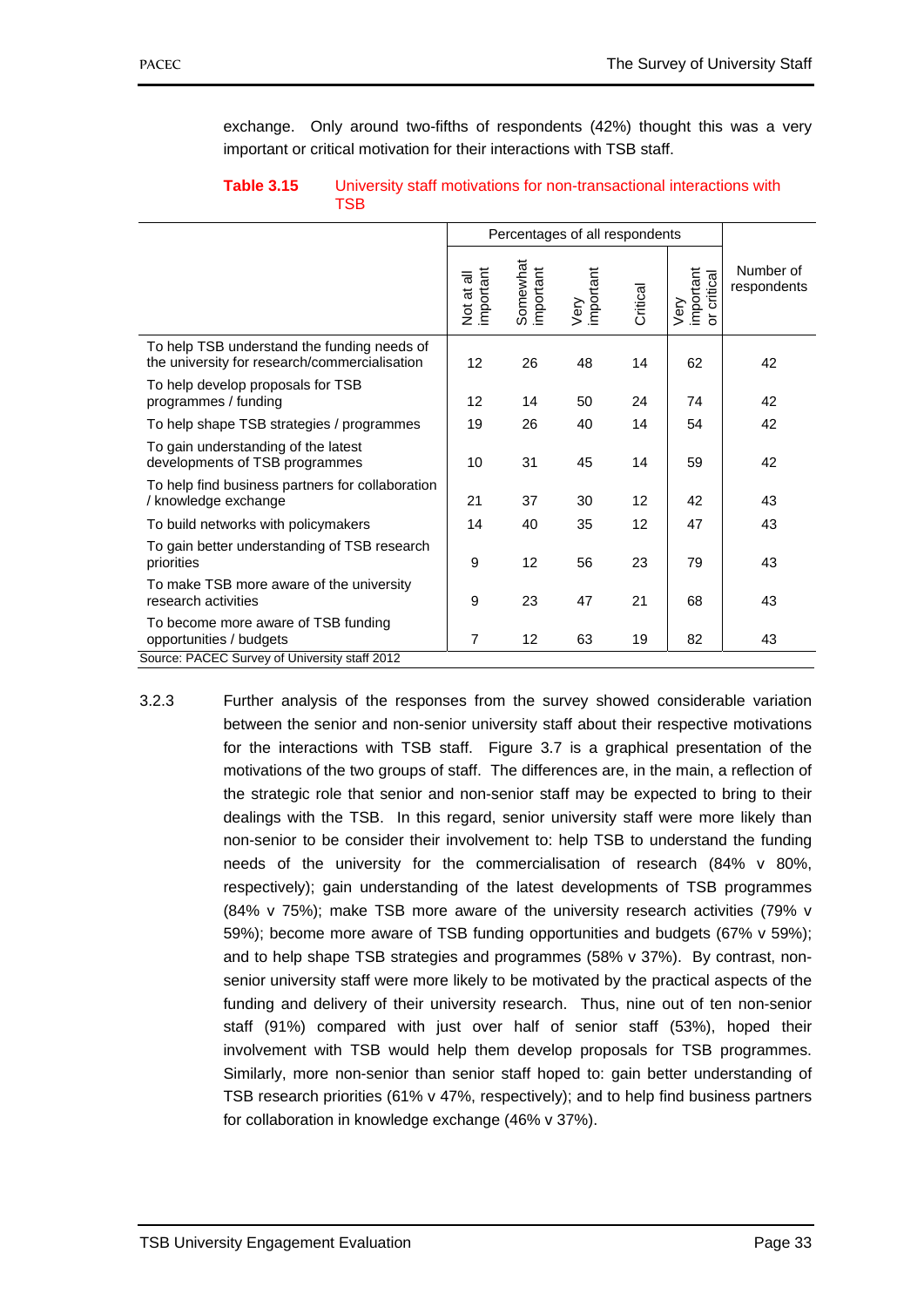exchange. Only around two-fifths of respondents (42%) thought this was a very important or critical motivation for their interactions with TSB staff.

**Table 3.15** University staff motivations for non-transactional interactions with TSB

| | Percentages of all respondents | | | | | Number of respondents |
|---|---|---|---|---|---|---|
| | Not at all important | Somewhat important | Very important | Critical | Very important or critical | |
| To help TSB understand the funding needs of the university for research/commercialisation | 12 | 26 | 48 | 14 | 62 | 42 |
| To help develop proposals for TSB programmes / funding | 12 | 14 | 50 | 24 | 74 | 42 |
| To help shape TSB strategies / programmes | 19 | 26 | 40 | 14 | 54 | 42 |
| To gain understanding of the latest developments of TSB programmes | 10 | 31 | 45 | 14 | 59 | 42 |
| To help find business partners for collaboration / knowledge exchange | 21 | 37 | 30 | 12 | 42 | 43 |
| To build networks with policymakers | 14 | 40 | 35 | 12 | 47 | 43 |
| To gain better understanding of TSB research priorities | 9 | 12 | 56 | 23 | 79 | 43 |
| To make TSB more aware of the university research activities | 9 | 23 | 47 | 21 | 68 | 43 |
| To become more aware of TSB funding opportunities / budgets | 7 | 12 | 63 | 19 | 82 | 43 |

Source: PACEC Survey of University staff 2012

3.2.3 Further analysis of the responses from the survey showed considerable variation between the senior and non-senior university staff about their respective motivations for the interactions with TSB staff. Figure 3.7 is a graphical presentation of the motivations of the two groups of staff. The differences are, in the main, a reflection of the strategic role that senior and non-senior staff may be expected to bring to their dealings with the TSB. In this regard, senior university staff were more likely than non-senior to be consider their involvement to: help TSB to understand the funding needs of the university for the commercialisation of research (84% v 80%, respectively); gain understanding of the latest developments of TSB programmes (84% v 75%); make TSB more aware of the university research activities (79% v 59%); become more aware of TSB funding opportunities and budgets (67% v 59%); and to help shape TSB strategies and programmes (58% v 37%). By contrast, non-senior university staff were more likely to be motivated by the practical aspects of the funding and delivery of their university research. Thus, nine out of ten non-senior staff (91%) compared with just over half of senior staff (53%), hoped their involvement with TSB would help them develop proposals for TSB programmes. Similarly, more non-senior than senior staff hoped to: gain better understanding of TSB research priorities (61% v 47%, respectively); and to help find business partners for collaboration in knowledge exchange (46% v 37%).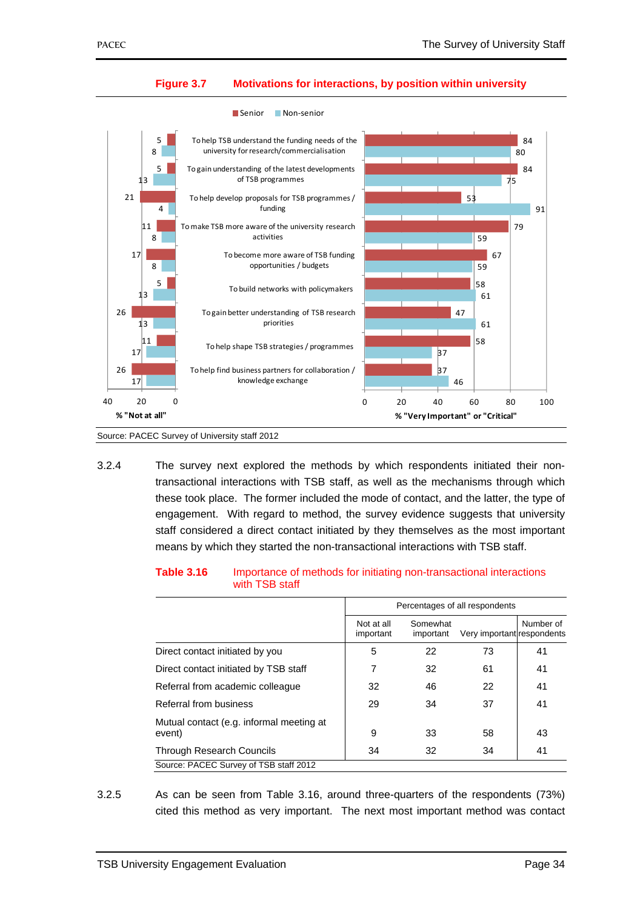**Figure 3.7 Motivations for interactions, by position within university**

| Motivation | Senior % "Not at all" | Non-senior % "Not at all" | Senior % "Very Important" or "Critical" | Non-senior % "Very Important" or "Critical" |
|---|---|---|---|---|
| To help TSB understand the funding needs of the university for research/commercialisation | 5 | 8 | 84 | 80 |
| To gain understanding of the latest developments of TSB programmes | 5 | 13 | 84 | 75 |
| To help develop proposals for TSB programmes / funding | 21 | 4 | 53 | 91 |
| To make TSB more aware of the university research activities | 11 | 8 | 79 | 59 |
| To become more aware of TSB funding opportunities / budgets | 17 | 8 | 67 | 59 |
| To build networks with policymakers | 5 | 13 | 58 | 61 |
| To gain better understanding of TSB research priorities | 26 | 13 | 47 | 61 |
| To help shape TSB strategies / programmes | 11 | 17 | 58 | 37 |
| To help find business partners for collaboration / knowledge exchange | 26 | 17 | 37 | 46 |

Source: PACEC Survey of University staff 2012

3.2.4 The survey next explored the methods by which respondents initiated their non-transactional interactions with TSB staff, as well as the mechanisms through which these took place. The former included the mode of contact, and the latter, the type of engagement. With regard to method, the survey evidence suggests that university staff considered a direct contact initiated by they themselves as the most important means by which they started the non-transactional interactions with TSB staff.

**Table 3.16 Importance of methods for initiating non-transactional interactions with TSB staff**

| | Percentages of all respondents | | | |
|---|---|---|---|---|
| | Not at all important | Somewhat important | Very important | Number of respondents |
| Direct contact initiated by you | 5 | 22 | 73 | 41 |
| Direct contact initiated by TSB staff | 7 | 32 | 61 | 41 |
| Referral from academic colleague | 32 | 46 | 22 | 41 |
| Referral from business | 29 | 34 | 37 | 41 |
| Mutual contact (e.g. informal meeting at event) | 9 | 33 | 58 | 43 |
| Through Research Councils | 34 | 32 | 34 | 41 |

Source: PACEC Survey of TSB staff 2012

3.2.5 As can be seen from Table 3.16, around three-quarters of the respondents (73%) cited this method as very important. The next most important method was contact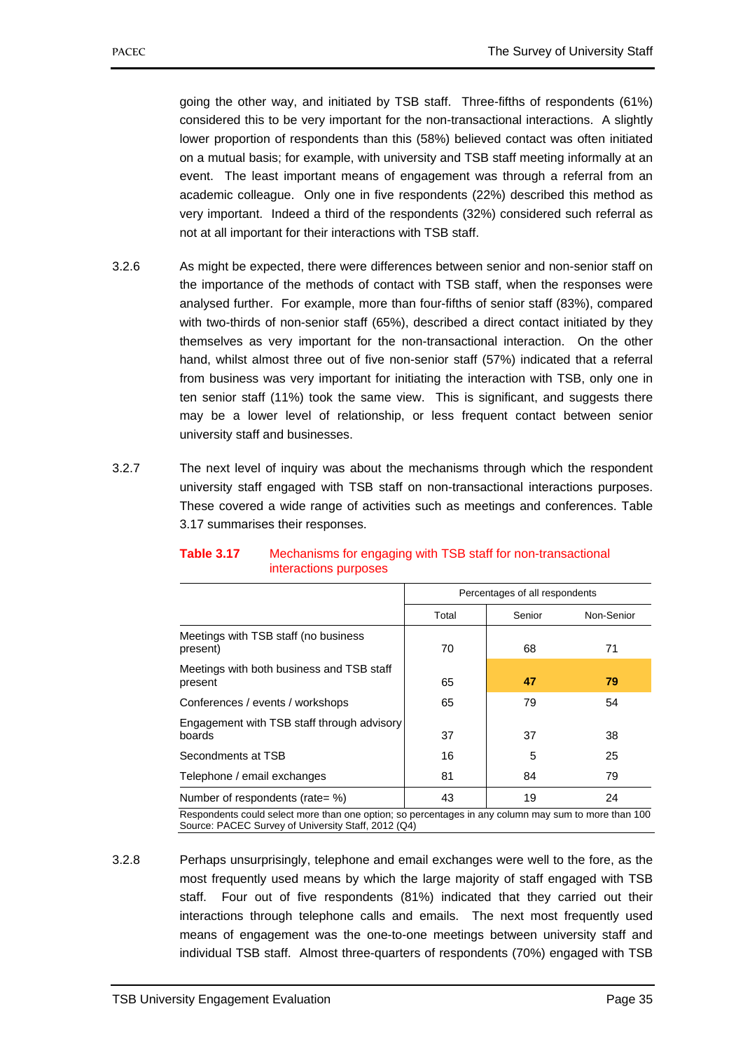going the other way, and initiated by TSB staff. Three-fifths of respondents (61%) considered this to be very important for the non-transactional interactions. A slightly lower proportion of respondents than this (58%) believed contact was often initiated on a mutual basis; for example, with university and TSB staff meeting informally at an event. The least important means of engagement was through a referral from an academic colleague. Only one in five respondents (22%) described this method as very important. Indeed a third of the respondents (32%) considered such referral as not at all important for their interactions with TSB staff.

3.2.6 As might be expected, there were differences between senior and non-senior staff on the importance of the methods of contact with TSB staff, when the responses were analysed further. For example, more than four-fifths of senior staff (83%), compared with two-thirds of non-senior staff (65%), described a direct contact initiated by they themselves as very important for the non-transactional interaction. On the other hand, whilst almost three out of five non-senior staff (57%) indicated that a referral from business was very important for initiating the interaction with TSB, only one in ten senior staff (11%) took the same view. This is significant, and suggests there may be a lower level of relationship, or less frequent contact between senior university staff and businesses.

3.2.7 The next level of inquiry was about the mechanisms through which the respondent university staff engaged with TSB staff on non-transactional interactions purposes. These covered a wide range of activities such as meetings and conferences. Table 3.17 summarises their responses.

**Table 3.17** Mechanisms for engaging with TSB staff for non-transactional interactions purposes

| | Percentages of all respondents | | |
|---|---|---|---|
| | Total | Senior | Non-Senior |
| Meetings with TSB staff (no business present) | 70 | 68 | 71 |
| Meetings with both business and TSB staff present | 65 | **47** | **79** |
| Conferences / events / workshops | 65 | 79 | 54 |
| Engagement with TSB staff through advisory boards | 37 | 37 | 38 |
| Secondments at TSB | 16 | 5 | 25 |
| Telephone / email exchanges | 81 | 84 | 79 |
| Number of respondents (rate= %) | 43 | 19 | 24 |

Respondents could select more than one option; so percentages in any column may sum to more than 100
Source: PACEC Survey of University Staff, 2012 (Q4)

3.2.8 Perhaps unsurprisingly, telephone and email exchanges were well to the fore, as the most frequently used means by which the large majority of staff engaged with TSB staff. Four out of five respondents (81%) indicated that they carried out their interactions through telephone calls and emails. The next most frequently used means of engagement was the one-to-one meetings between university staff and individual TSB staff. Almost three-quarters of respondents (70%) engaged with TSB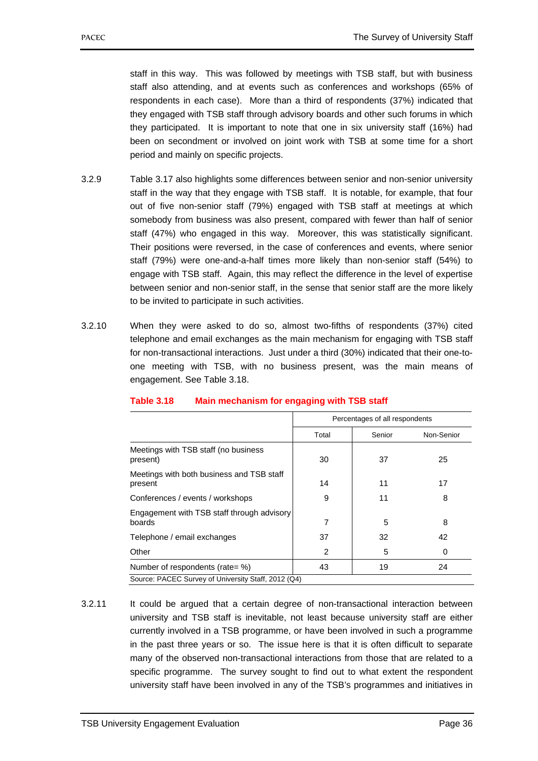staff in this way. This was followed by meetings with TSB staff, but with business staff also attending, and at events such as conferences and workshops (65% of respondents in each case). More than a third of respondents (37%) indicated that they engaged with TSB staff through advisory boards and other such forums in which they participated. It is important to note that one in six university staff (16%) had been on secondment or involved on joint work with TSB at some time for a short period and mainly on specific projects.

3.2.9 Table 3.17 also highlights some differences between senior and non-senior university staff in the way that they engage with TSB staff. It is notable, for example, that four out of five non-senior staff (79%) engaged with TSB staff at meetings at which somebody from business was also present, compared with fewer than half of senior staff (47%) who engaged in this way. Moreover, this was statistically significant. Their positions were reversed, in the case of conferences and events, where senior staff (79%) were one-and-a-half times more likely than non-senior staff (54%) to engage with TSB staff. Again, this may reflect the difference in the level of expertise between senior and non-senior staff, in the sense that senior staff are the more likely to be invited to participate in such activities.

3.2.10 When they were asked to do so, almost two-fifths of respondents (37%) cited telephone and email exchanges as the main mechanism for engaging with TSB staff for non-transactional interactions. Just under a third (30%) indicated that their one-to-one meeting with TSB, with no business present, was the main means of engagement. See Table 3.18.

**Table 3.18 Main mechanism for engaging with TSB staff**

| | Percentages of all respondents | | |
|---|---|---|---|
| | Total | Senior | Non-Senior |
| Meetings with TSB staff (no business present) | 30 | 37 | 25 |
| Meetings with both business and TSB staff present | 14 | 11 | 17 |
| Conferences / events / workshops | 9 | 11 | 8 |
| Engagement with TSB staff through advisory boards | 7 | 5 | 8 |
| Telephone / email exchanges | 37 | 32 | 42 |
| Other | 2 | 5 | 0 |
| Number of respondents (rate= %) | 43 | 19 | 24 |

Source: PACEC Survey of University Staff, 2012 (Q4)

3.2.11 It could be argued that a certain degree of non-transactional interaction between university and TSB staff is inevitable, not least because university staff are either currently involved in a TSB programme, or have been involved in such a programme in the past three years or so. The issue here is that it is often difficult to separate many of the observed non-transactional interactions from those that are related to a specific programme. The survey sought to find out to what extent the respondent university staff have been involved in any of the TSB's programmes and initiatives in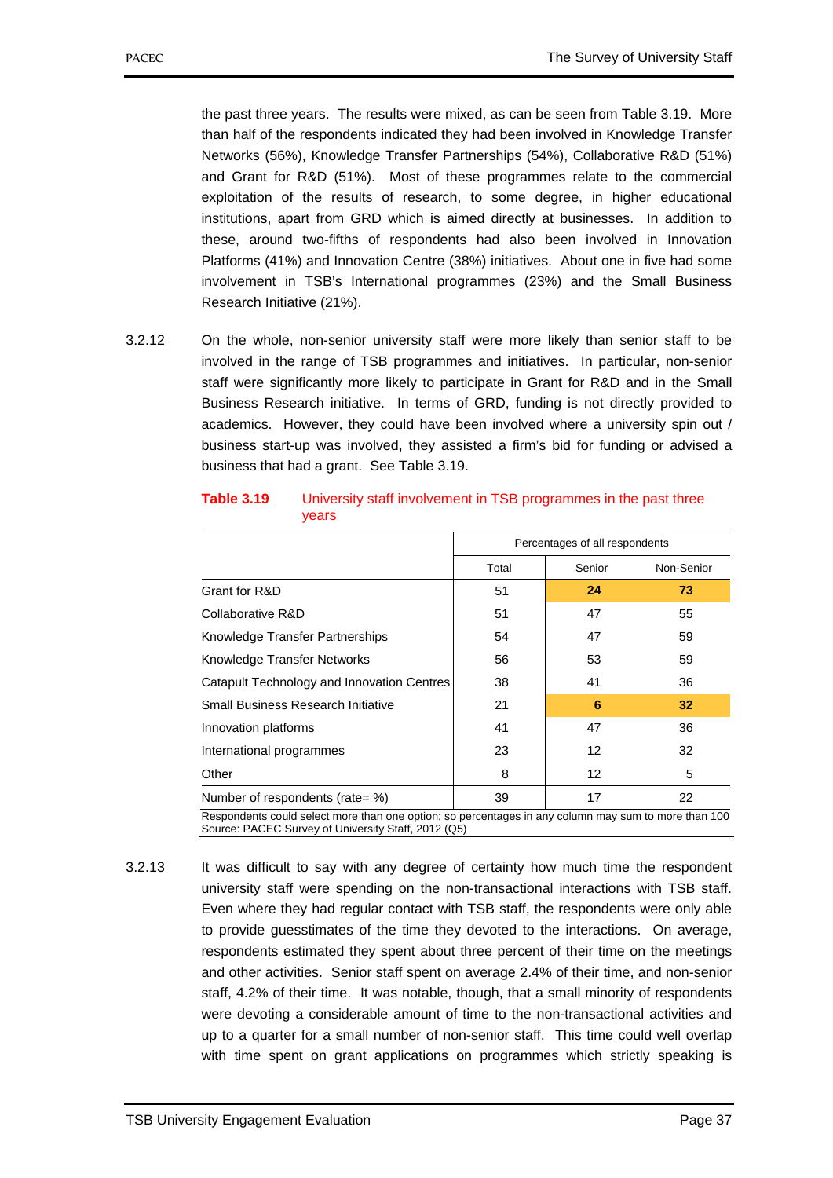the past three years. The results were mixed, as can be seen from Table 3.19. More than half of the respondents indicated they had been involved in Knowledge Transfer Networks (56%), Knowledge Transfer Partnerships (54%), Collaborative R&D (51%) and Grant for R&D (51%). Most of these programmes relate to the commercial exploitation of the results of research, to some degree, in higher educational institutions, apart from GRD which is aimed directly at businesses. In addition to these, around two-fifths of respondents had also been involved in Innovation Platforms (41%) and Innovation Centre (38%) initiatives. About one in five had some involvement in TSB's International programmes (23%) and the Small Business Research Initiative (21%).

3.2.12 On the whole, non-senior university staff were more likely than senior staff to be involved in the range of TSB programmes and initiatives. In particular, non-senior staff were significantly more likely to participate in Grant for R&D and in the Small Business Research initiative. In terms of GRD, funding is not directly provided to academics. However, they could have been involved where a university spin out / business start-up was involved, they assisted a firm's bid for funding or advised a business that had a grant. See Table 3.19.

**Table 3.19** University staff involvement in TSB programmes in the past three years

| | Percentages of all respondents | | |
|---|---|---|---|
| | Total | Senior | Non-Senior |
| Grant for R&D | 51 | **24** | **73** |
| Collaborative R&D | 51 | 47 | 55 |
| Knowledge Transfer Partnerships | 54 | 47 | 59 |
| Knowledge Transfer Networks | 56 | 53 | 59 |
| Catapult Technology and Innovation Centres | 38 | 41 | 36 |
| Small Business Research Initiative | 21 | **6** | **32** |
| Innovation platforms | 41 | 47 | 36 |
| International programmes | 23 | 12 | 32 |
| Other | 8 | 12 | 5 |
| Number of respondents (rate= %) | 39 | 17 | 22 |

Respondents could select more than one option; so percentages in any column may sum to more than 100
Source: PACEC Survey of University Staff, 2012 (Q5)

3.2.13 It was difficult to say with any degree of certainty how much time the respondent university staff were spending on the non-transactional interactions with TSB staff. Even where they had regular contact with TSB staff, the respondents were only able to provide guesstimates of the time they devoted to the interactions. On average, respondents estimated they spent about three percent of their time on the meetings and other activities. Senior staff spent on average 2.4% of their time, and non-senior staff, 4.2% of their time. It was notable, though, that a small minority of respondents were devoting a considerable amount of time to the non-transactional activities and up to a quarter for a small number of non-senior staff. This time could well overlap with time spent on grant applications on programmes which strictly speaking is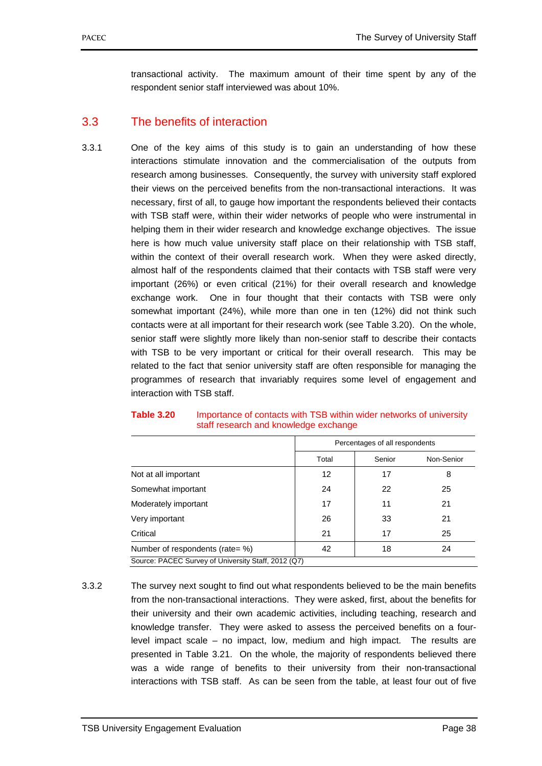transactional activity. The maximum amount of their time spent by any of the respondent senior staff interviewed was about 10%.

## 3.3 The benefits of interaction

3.3.1 One of the key aims of this study is to gain an understanding of how these interactions stimulate innovation and the commercialisation of the outputs from research among businesses. Consequently, the survey with university staff explored their views on the perceived benefits from the non-transactional interactions. It was necessary, first of all, to gauge how important the respondents believed their contacts with TSB staff were, within their wider networks of people who were instrumental in helping them in their wider research and knowledge exchange objectives. The issue here is how much value university staff place on their relationship with TSB staff, within the context of their overall research work. When they were asked directly, almost half of the respondents claimed that their contacts with TSB staff were very important (26%) or even critical (21%) for their overall research and knowledge exchange work. One in four thought that their contacts with TSB were only somewhat important (24%), while more than one in ten (12%) did not think such contacts were at all important for their research work (see Table 3.20). On the whole, senior staff were slightly more likely than non-senior staff to describe their contacts with TSB to be very important or critical for their overall research. This may be related to the fact that senior university staff are often responsible for managing the programmes of research that invariably requires some level of engagement and interaction with TSB staff.

**Table 3.20** Importance of contacts with TSB within wider networks of university staff research and knowledge exchange

| | Percentages of all respondents | | |
|---|---|---|---|
| | Total | Senior | Non-Senior |
| Not at all important | 12 | 17 | 8 |
| Somewhat important | 24 | 22 | 25 |
| Moderately important | 17 | 11 | 21 |
| Very important | 26 | 33 | 21 |
| Critical | 21 | 17 | 25 |
| Number of respondents (rate= %) | 42 | 18 | 24 |

Source: PACEC Survey of University Staff, 2012 (Q7)

3.3.2 The survey next sought to find out what respondents believed to be the main benefits from the non-transactional interactions. They were asked, first, about the benefits for their university and their own academic activities, including teaching, research and knowledge transfer. They were asked to assess the perceived benefits on a four-level impact scale – no impact, low, medium and high impact. The results are presented in Table 3.21. On the whole, the majority of respondents believed there was a wide range of benefits to their university from their non-transactional interactions with TSB staff. As can be seen from the table, at least four out of five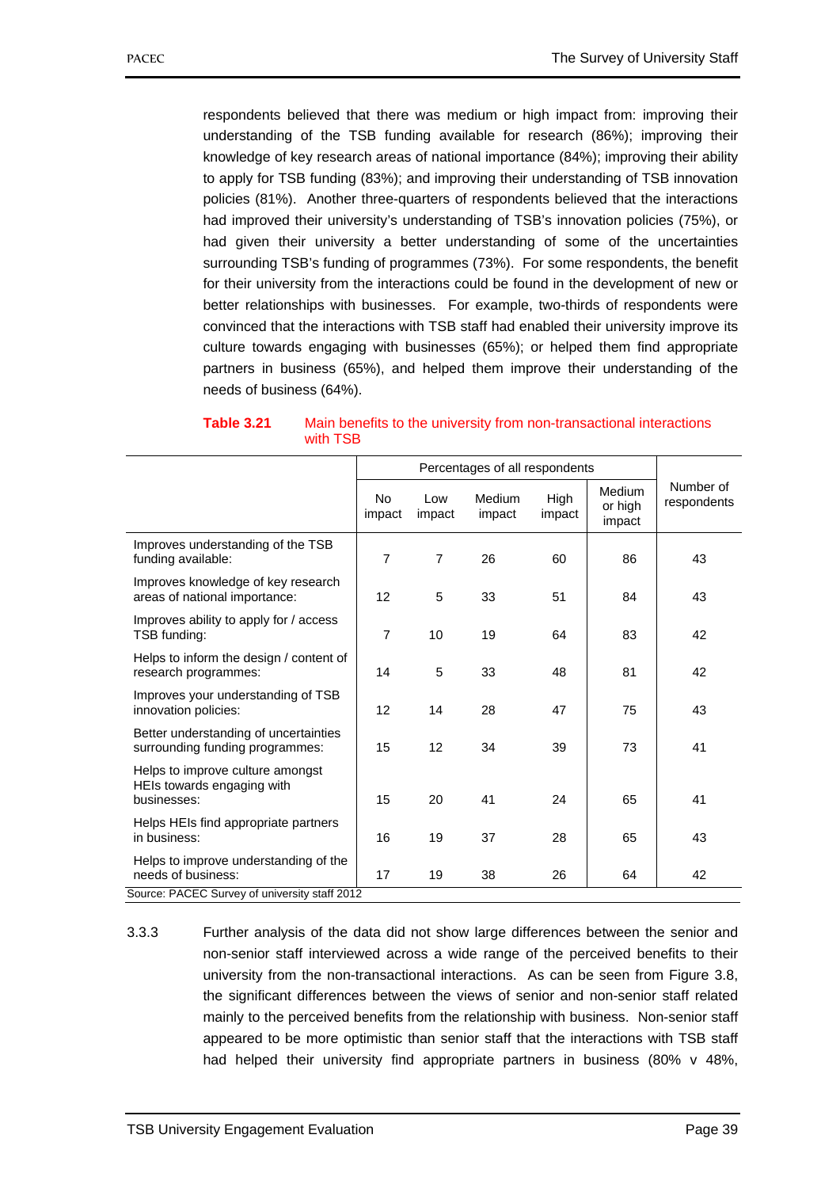respondents believed that there was medium or high impact from: improving their understanding of the TSB funding available for research (86%); improving their knowledge of key research areas of national importance (84%); improving their ability to apply for TSB funding (83%); and improving their understanding of TSB innovation policies (81%). Another three-quarters of respondents believed that the interactions had improved their university's understanding of TSB's innovation policies (75%), or had given their university a better understanding of some of the uncertainties surrounding TSB's funding of programmes (73%). For some respondents, the benefit for their university from the interactions could be found in the development of new or better relationships with businesses. For example, two-thirds of respondents were convinced that the interactions with TSB staff had enabled their university improve its culture towards engaging with businesses (65%); or helped them find appropriate partners in business (65%), and helped them improve their understanding of the needs of business (64%).

**Table 3.21** Main benefits to the university from non-transactional interactions with TSB

| | Percentages of all respondents | | | | | |
|---|---|---|---|---|---|---|
| | No impact | Low impact | Medium impact | High impact | Medium or high impact | Number of respondents |
| Improves understanding of the TSB funding available: | 7 | 7 | 26 | 60 | 86 | 43 |
| Improves knowledge of key research areas of national importance: | 12 | 5 | 33 | 51 | 84 | 43 |
| Improves ability to apply for / access TSB funding: | 7 | 10 | 19 | 64 | 83 | 42 |
| Helps to inform the design / content of research programmes: | 14 | 5 | 33 | 48 | 81 | 42 |
| Improves your understanding of TSB innovation policies: | 12 | 14 | 28 | 47 | 75 | 43 |
| Better understanding of uncertainties surrounding funding programmes: | 15 | 12 | 34 | 39 | 73 | 41 |
| Helps to improve culture amongst HEIs towards engaging with businesses: | 15 | 20 | 41 | 24 | 65 | 41 |
| Helps HEIs find appropriate partners in business: | 16 | 19 | 37 | 28 | 65 | 43 |
| Helps to improve understanding of the needs of business: | 17 | 19 | 38 | 26 | 64 | 42 |

Source: PACEC Survey of university staff 2012

3.3.3 Further analysis of the data did not show large differences between the senior and non-senior staff interviewed across a wide range of the perceived benefits to their university from the non-transactional interactions. As can be seen from Figure 3.8, the significant differences between the views of senior and non-senior staff related mainly to the perceived benefits from the relationship with business. Non-senior staff appeared to be more optimistic than senior staff that the interactions with TSB staff had helped their university find appropriate partners in business (80% v 48%,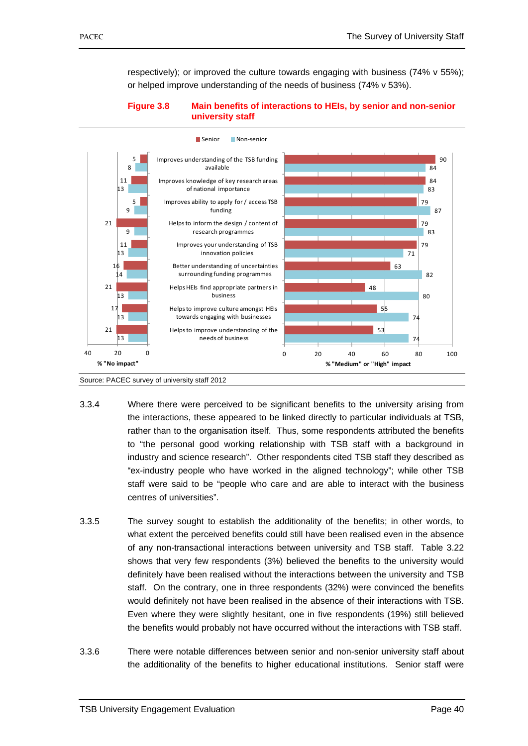respectively); or improved the culture towards engaging with business (74% v 55%); or helped improve understanding of the needs of business (74% v 53%).

**Figure 3.8 Main benefits of interactions to HEIs, by senior and non-senior university staff**

| Benefit | % "No impact" Senior | % "No impact" Non-senior | % "Medium" or "High" impact Senior | % "Medium" or "High" impact Non-senior |
|---|---|---|---|---|
| Improves understanding of the TSB funding available | 5 | 8 | 90 | 84 |
| Improves knowledge of key research areas of national importance | 11 | 13 | 84 | 83 |
| Improves ability to apply for / access TSB funding | 5 | 9 | 79 | 87 |
| Helps to inform the design / content of research programmes | 21 | 9 | 79 | 83 |
| Improves your understanding of TSB innovation policies | 11 | 13 | 79 | 71 |
| Better understanding of uncertainties surrounding funding programmes | 16 | 14 | 63 | 82 |
| Helps HEIs find appropriate partners in business | 21 | 13 | 48 | 80 |
| Helps to improve culture amongst HEIs towards engaging with businesses | 17 | 13 | 55 | 74 |
| Helps to improve understanding of the needs of business | 21 | 13 | 53 | 74 |

Source: PACEC survey of university staff 2012

3.3.4 Where there were perceived to be significant benefits to the university arising from the interactions, these appeared to be linked directly to particular individuals at TSB, rather than to the organisation itself. Thus, some respondents attributed the benefits to "the personal good working relationship with TSB staff with a background in industry and science research". Other respondents cited TSB staff they described as "ex-industry people who have worked in the aligned technology"; while other TSB staff were said to be "people who care and are able to interact with the business centres of universities".

3.3.5 The survey sought to establish the additionality of the benefits; in other words, to what extent the perceived benefits could still have been realised even in the absence of any non-transactional interactions between university and TSB staff. Table 3.22 shows that very few respondents (3%) believed the benefits to the university would definitely have been realised without the interactions between the university and TSB staff. On the contrary, one in three respondents (32%) were convinced the benefits would definitely not have been realised in the absence of their interactions with TSB. Even where they were slightly hesitant, one in five respondents (19%) still believed the benefits would probably not have occurred without the interactions with TSB staff.

3.3.6 There were notable differences between senior and non-senior university staff about the additionality of the benefits to higher educational institutions. Senior staff were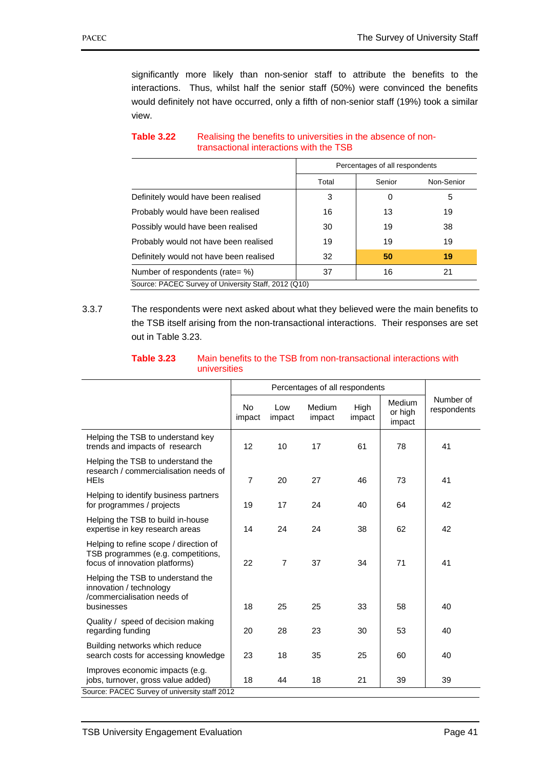significantly more likely than non-senior staff to attribute the benefits to the interactions. Thus, whilst half the senior staff (50%) were convinced the benefits would definitely not have occurred, only a fifth of non-senior staff (19%) took a similar view.

**Table 3.22** Realising the benefits to universities in the absence of non-transactional interactions with the TSB

| | Percentages of all respondents | | |
|---|---|---|---|
| | Total | Senior | Non-Senior |
| Definitely would have been realised | 3 | 0 | 5 |
| Probably would have been realised | 16 | 13 | 19 |
| Possibly would have been realised | 30 | 19 | 38 |
| Probably would not have been realised | 19 | 19 | 19 |
| Definitely would not have been realised | 32 | **50** | **19** |
| Number of respondents (rate= %) | 37 | 16 | 21 |

Source: PACEC Survey of University Staff, 2012 (Q10)

3.3.7 The respondents were next asked about what they believed were the main benefits to the TSB itself arising from the non-transactional interactions. Their responses are set out in Table 3.23.

**Table 3.23** Main benefits to the TSB from non-transactional interactions with universities

| | Percentages of all respondents | | | | | Number of respondents |
|---|---|---|---|---|---|---|
| | No impact | Low impact | Medium impact | High impact | Medium or high impact | |
| Helping the TSB to understand key trends and impacts of research | 12 | 10 | 17 | 61 | 78 | 41 |
| Helping the TSB to understand the research / commercialisation needs of HEIs | 7 | 20 | 27 | 46 | 73 | 41 |
| Helping to identify business partners for programmes / projects | 19 | 17 | 24 | 40 | 64 | 42 |
| Helping the TSB to build in-house expertise in key research areas | 14 | 24 | 24 | 38 | 62 | 42 |
| Helping to refine scope / direction of TSB programmes (e.g. competitions, focus of innovation platforms) | 22 | 7 | 37 | 34 | 71 | 41 |
| Helping the TSB to understand the innovation / technology /commercialisation needs of businesses | 18 | 25 | 25 | 33 | 58 | 40 |
| Quality / speed of decision making regarding funding | 20 | 28 | 23 | 30 | 53 | 40 |
| Building networks which reduce search costs for accessing knowledge | 23 | 18 | 35 | 25 | 60 | 40 |
| Improves economic impacts (e.g. jobs, turnover, gross value added) | 18 | 44 | 18 | 21 | 39 | 39 |

Source: PACEC Survey of university staff 2012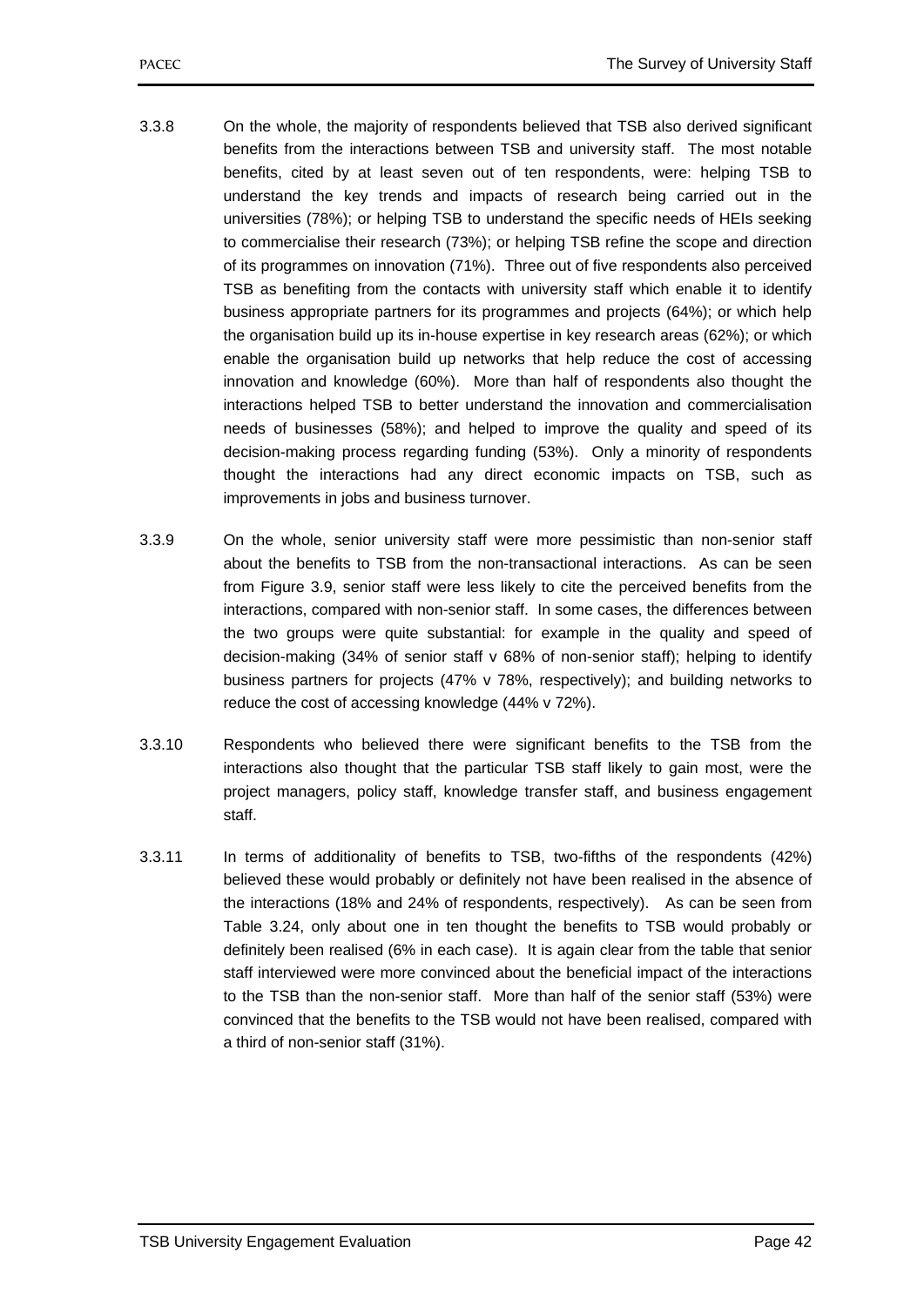3.3.8 On the whole, the majority of respondents believed that TSB also derived significant benefits from the interactions between TSB and university staff. The most notable benefits, cited by at least seven out of ten respondents, were: helping TSB to understand the key trends and impacts of research being carried out in the universities (78%); or helping TSB to understand the specific needs of HEIs seeking to commercialise their research (73%); or helping TSB refine the scope and direction of its programmes on innovation (71%). Three out of five respondents also perceived TSB as benefiting from the contacts with university staff which enable it to identify business appropriate partners for its programmes and projects (64%); or which help the organisation build up its in-house expertise in key research areas (62%); or which enable the organisation build up networks that help reduce the cost of accessing innovation and knowledge (60%). More than half of respondents also thought the interactions helped TSB to better understand the innovation and commercialisation needs of businesses (58%); and helped to improve the quality and speed of its decision-making process regarding funding (53%). Only a minority of respondents thought the interactions had any direct economic impacts on TSB, such as improvements in jobs and business turnover.

3.3.9 On the whole, senior university staff were more pessimistic than non-senior staff about the benefits to TSB from the non-transactional interactions. As can be seen from Figure 3.9, senior staff were less likely to cite the perceived benefits from the interactions, compared with non-senior staff. In some cases, the differences between the two groups were quite substantial: for example in the quality and speed of decision-making (34% of senior staff v 68% of non-senior staff); helping to identify business partners for projects (47% v 78%, respectively); and building networks to reduce the cost of accessing knowledge (44% v 72%).

3.3.10 Respondents who believed there were significant benefits to the TSB from the interactions also thought that the particular TSB staff likely to gain most, were the project managers, policy staff, knowledge transfer staff, and business engagement staff.

3.3.11 In terms of additionality of benefits to TSB, two-fifths of the respondents (42%) believed these would probably or definitely not have been realised in the absence of the interactions (18% and 24% of respondents, respectively). As can be seen from Table 3.24, only about one in ten thought the benefits to TSB would probably or definitely been realised (6% in each case). It is again clear from the table that senior staff interviewed were more convinced about the beneficial impact of the interactions to the TSB than the non-senior staff. More than half of the senior staff (53%) were convinced that the benefits to the TSB would not have been realised, compared with a third of non-senior staff (31%).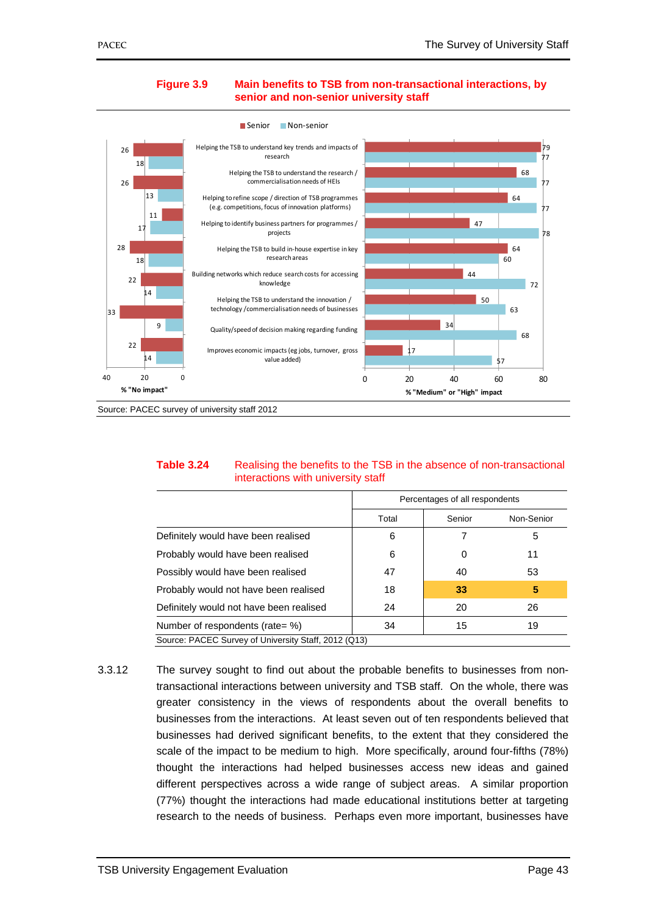**Figure 3.9 Main benefits to TSB from non-transactional interactions, by senior and non-senior university staff**

| Benefit | % "No impact" Senior | % "No impact" Non-senior | % "Medium" or "High" impact Senior | % "Medium" or "High" impact Non-senior |
|---|---|---|---|---|
| Helping the TSB to understand key trends and impacts of research | 26 | 18 | 79 | 77 |
| Helping the TSB to understand the research / commercialisation needs of HEIs | 26 | 13 | 68 | 77 |
| Helping to refine scope / direction of TSB programmes (e.g. competitions, focus of innovation platforms) | 11 | 17 | 64 | 77 |
| Helping to identify business partners for programmes / projects | 28 | 18 | 47 | 78 |
| Helping the TSB to build in-house expertise in key research areas | 22 | 14 | 64 | 60 |
| Building networks which reduce search costs for accessing knowledge | 33 | 9 | 44 | 72 |
| Helping the TSB to understand the innovation / technology /commercialisation needs of businesses | 22 | 14 | 50 | 63 |
| Quality/speed of decision making regarding funding | | | 34 | 68 |
| Improves economic impacts (eg jobs, turnover, gross value added) | | | 17 | 57 |

Source: PACEC survey of university staff 2012

**Table 3.24 Realising the benefits to the TSB in the absence of non-transactional interactions with university staff**

| | Percentages of all respondents | | |
|---|---|---|---|
| | Total | Senior | Non-Senior |
| Definitely would have been realised | 6 | 7 | 5 |
| Probably would have been realised | 6 | 0 | 11 |
| Possibly would have been realised | 47 | 40 | 53 |
| Probably would not have been realised | 18 | **33** | **5** |
| Definitely would not have been realised | 24 | 20 | 26 |
| Number of respondents (rate= %) | 34 | 15 | 19 |

Source: PACEC Survey of University Staff, 2012 (Q13)

3.3.12 The survey sought to find out about the probable benefits to businesses from non-transactional interactions between university and TSB staff. On the whole, there was greater consistency in the views of respondents about the overall benefits to businesses from the interactions. At least seven out of ten respondents believed that businesses had derived significant benefits, to the extent that they considered the scale of the impact to be medium to high. More specifically, around four-fifths (78%) thought the interactions had helped businesses access new ideas and gained different perspectives across a wide range of subject areas. A similar proportion (77%) thought the interactions had made educational institutions better at targeting research to the needs of business. Perhaps even more important, businesses have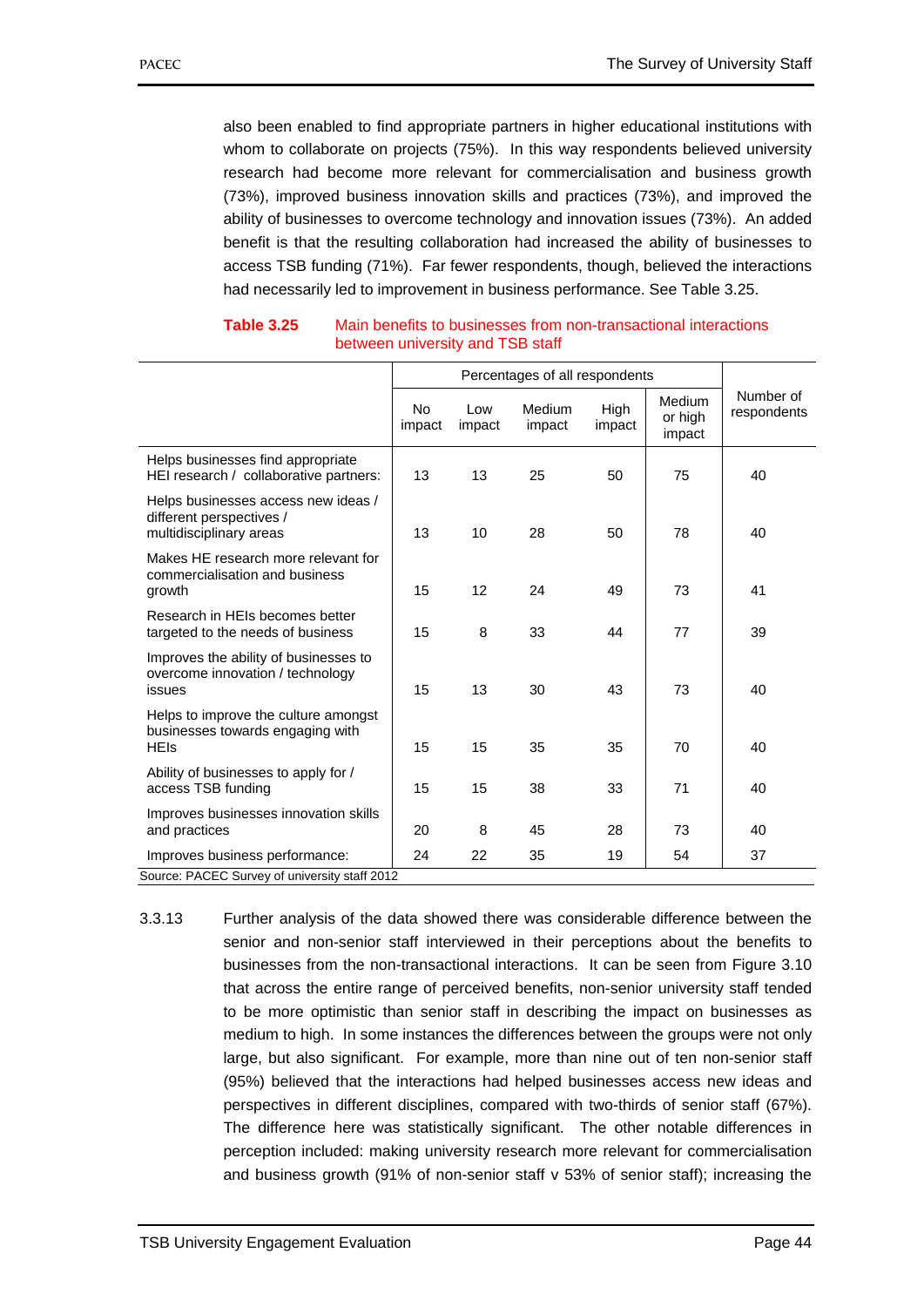also been enabled to find appropriate partners in higher educational institutions with whom to collaborate on projects (75%). In this way respondents believed university research had become more relevant for commercialisation and business growth (73%), improved business innovation skills and practices (73%), and improved the ability of businesses to overcome technology and innovation issues (73%). An added benefit is that the resulting collaboration had increased the ability of businesses to access TSB funding (71%). Far fewer respondents, though, believed the interactions had necessarily led to improvement in business performance. See Table 3.25.

**Table 3.25** Main benefits to businesses from non-transactional interactions between university and TSB staff

| | Percentages of all respondents | | | | | Number of respondents |
|---|---|---|---|---|---|---|
| | No impact | Low impact | Medium impact | High impact | Medium or high impact | |
| Helps businesses find appropriate HEI research / collaborative partners: | 13 | 13 | 25 | 50 | 75 | 40 |
| Helps businesses access new ideas / different perspectives / multidisciplinary areas | 13 | 10 | 28 | 50 | 78 | 40 |
| Makes HE research more relevant for commercialisation and business growth | 15 | 12 | 24 | 49 | 73 | 41 |
| Research in HEIs becomes better targeted to the needs of business | 15 | 8 | 33 | 44 | 77 | 39 |
| Improves the ability of businesses to overcome innovation / technology issues | 15 | 13 | 30 | 43 | 73 | 40 |
| Helps to improve the culture amongst businesses towards engaging with HEIs | 15 | 15 | 35 | 35 | 70 | 40 |
| Ability of businesses to apply for / access TSB funding | 15 | 15 | 38 | 33 | 71 | 40 |
| Improves businesses innovation skills and practices | 20 | 8 | 45 | 28 | 73 | 40 |
| Improves business performance: | 24 | 22 | 35 | 19 | 54 | 37 |

Source: PACEC Survey of university staff 2012

3.3.13 Further analysis of the data showed there was considerable difference between the senior and non-senior staff interviewed in their perceptions about the benefits to businesses from the non-transactional interactions. It can be seen from Figure 3.10 that across the entire range of perceived benefits, non-senior university staff tended to be more optimistic than senior staff in describing the impact on businesses as medium to high. In some instances the differences between the groups were not only large, but also significant. For example, more than nine out of ten non-senior staff (95%) believed that the interactions had helped businesses access new ideas and perspectives in different disciplines, compared with two-thirds of senior staff (67%). The difference here was statistically significant. The other notable differences in perception included: making university research more relevant for commercialisation and business growth (91% of non-senior staff v 53% of senior staff); increasing the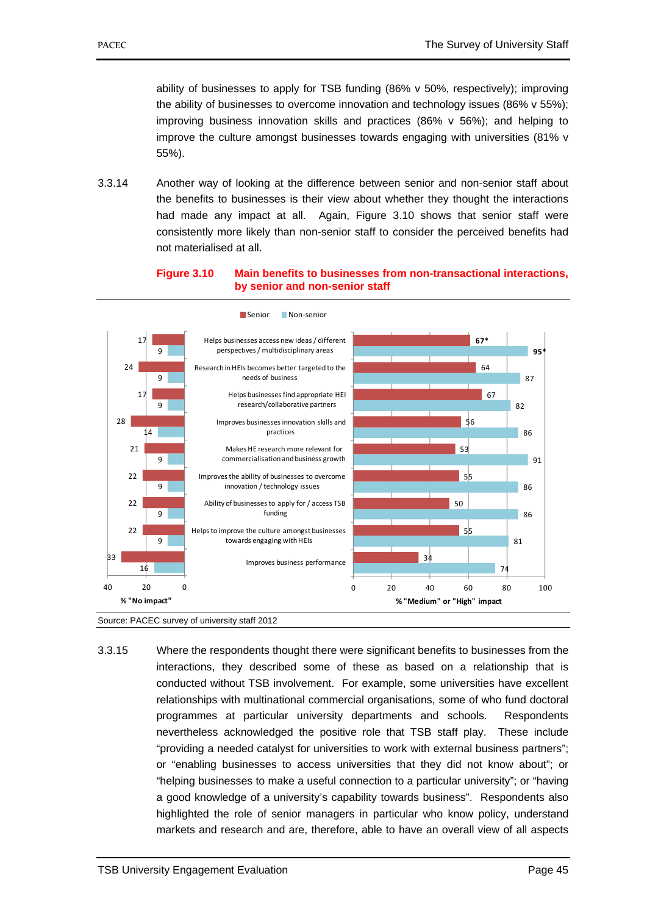ability of businesses to apply for TSB funding (86% v 50%, respectively); improving the ability of businesses to overcome innovation and technology issues (86% v 55%); improving business innovation skills and practices (86% v 56%); and helping to improve the culture amongst businesses towards engaging with universities (81% v 55%).

3.3.14 Another way of looking at the difference between senior and non-senior staff about the benefits to businesses is their view about whether they thought the interactions had made any impact at all. Again, Figure 3.10 shows that senior staff were consistently more likely than non-senior staff to consider the perceived benefits had not materialised at all.

**Figure 3.10 Main benefits to businesses from non-transactional interactions, by senior and non-senior staff**

| Benefit | % "No impact" Senior | % "No impact" Non-senior | % "Medium" or "High" impact Senior | % "Medium" or "High" impact Non-senior |
|---|---|---|---|---|
| Helps businesses access new ideas / different perspectives / multidisciplinary areas | 17 | 9 | 67* | 95* |
| Research in HEIs becomes better targeted to the needs of business | 24 | 9 | 64 | 87 |
| Helps businesses find appropriate HEI research/collaborative partners | 17 | 9 | 67 | 82 |
| Improves businesses innovation skills and practices | 28 | 14 | 56 | 86 |
| Makes HE research more relevant for commercialisation and business growth | 21 | 9 | 53 | 91 |
| Improves the ability of businesses to overcome innovation / technology issues | 22 | 9 | 55 | 86 |
| Ability of businesses to apply for / access TSB funding | 22 | 9 | 50 | 86 |
| Helps to improve the culture amongst businesses towards engaging with HEIs | 22 | 9 | 55 | 81 |
| Improves business performance | 33 | 16 | 34 | 74 |

Source: PACEC survey of university staff 2012

3.3.15 Where the respondents thought there were significant benefits to businesses from the interactions, they described some of these as based on a relationship that is conducted without TSB involvement. For example, some universities have excellent relationships with multinational commercial organisations, some of who fund doctoral programmes at particular university departments and schools. Respondents nevertheless acknowledged the positive role that TSB staff play. These include "providing a needed catalyst for universities to work with external business partners"; or "enabling businesses to access universities that they did not know about"; or "helping businesses to make a useful connection to a particular university"; or "having a good knowledge of a university's capability towards business". Respondents also highlighted the role of senior managers in particular who know policy, understand markets and research and are, therefore, able to have an overall view of all aspects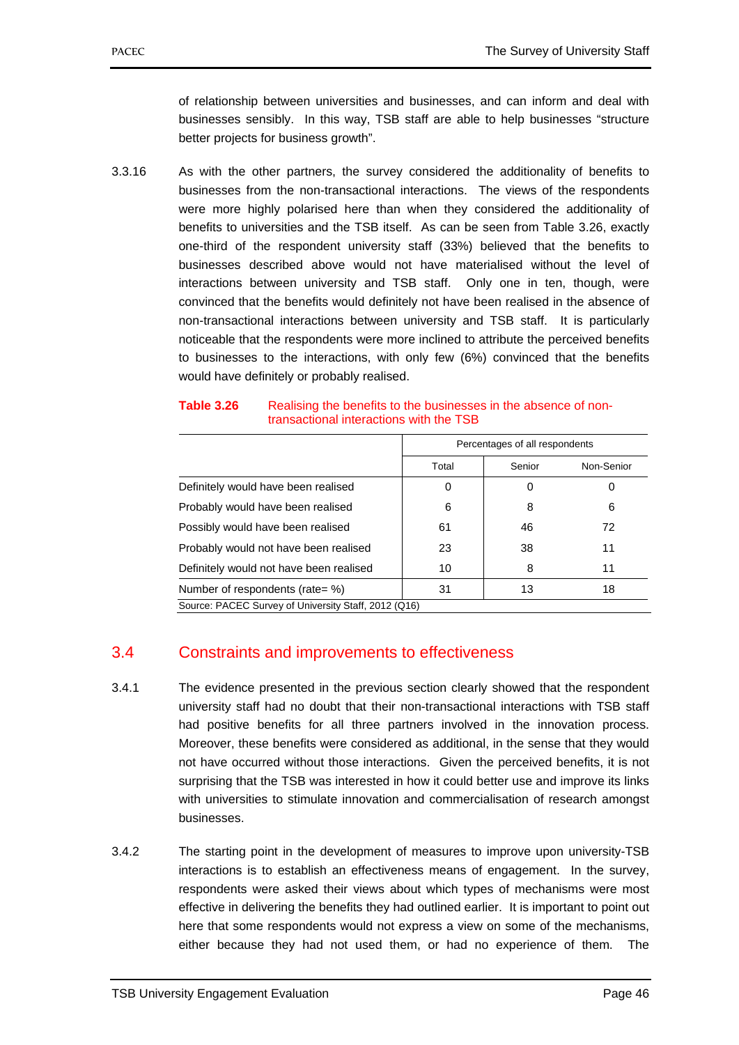of relationship between universities and businesses, and can inform and deal with businesses sensibly. In this way, TSB staff are able to help businesses "structure better projects for business growth".

3.3.16 As with the other partners, the survey considered the additionality of benefits to businesses from the non-transactional interactions. The views of the respondents were more highly polarised here than when they considered the additionality of benefits to universities and the TSB itself. As can be seen from Table 3.26, exactly one-third of the respondent university staff (33%) believed that the benefits to businesses described above would not have materialised without the level of interactions between university and TSB staff. Only one in ten, though, were convinced that the benefits would definitely not have been realised in the absence of non-transactional interactions between university and TSB staff. It is particularly noticeable that the respondents were more inclined to attribute the perceived benefits to businesses to the interactions, with only few (6%) convinced that the benefits would have definitely or probably realised.

**Table 3.26** Realising the benefits to the businesses in the absence of non-transactional interactions with the TSB

| | Percentages of all respondents | | |
|---|---|---|---|
| | Total | Senior | Non-Senior |
| Definitely would have been realised | 0 | 0 | 0 |
| Probably would have been realised | 6 | 8 | 6 |
| Possibly would have been realised | 61 | 46 | 72 |
| Probably would not have been realised | 23 | 38 | 11 |
| Definitely would not have been realised | 10 | 8 | 11 |
| Number of respondents (rate= %) | 31 | 13 | 18 |

Source: PACEC Survey of University Staff, 2012 (Q16)

## 3.4 Constraints and improvements to effectiveness

3.4.1 The evidence presented in the previous section clearly showed that the respondent university staff had no doubt that their non-transactional interactions with TSB staff had positive benefits for all three partners involved in the innovation process. Moreover, these benefits were considered as additional, in the sense that they would not have occurred without those interactions. Given the perceived benefits, it is not surprising that the TSB was interested in how it could better use and improve its links with universities to stimulate innovation and commercialisation of research amongst businesses.

3.4.2 The starting point in the development of measures to improve upon university-TSB interactions is to establish an effectiveness means of engagement. In the survey, respondents were asked their views about which types of mechanisms were most effective in delivering the benefits they had outlined earlier. It is important to point out here that some respondents would not express a view on some of the mechanisms, either because they had not used them, or had no experience of them. The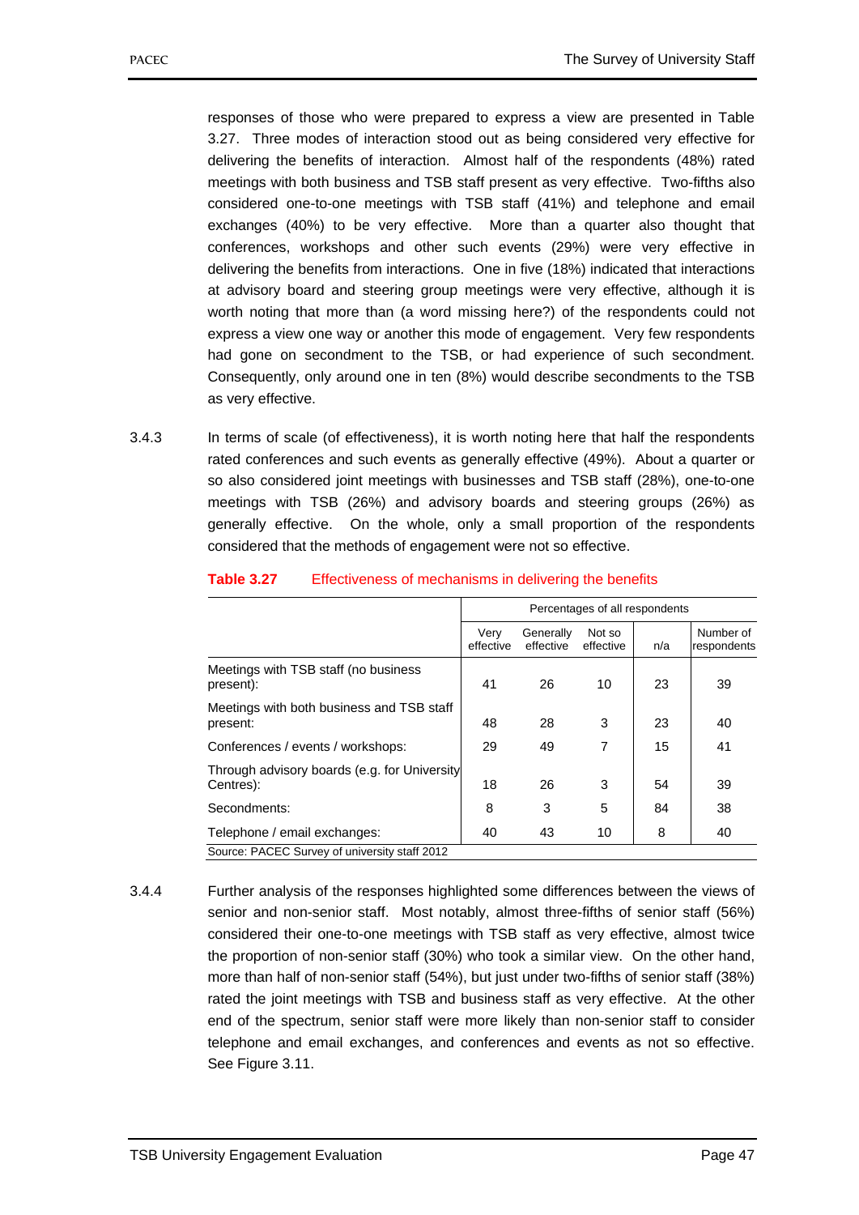responses of those who were prepared to express a view are presented in Table 3.27. Three modes of interaction stood out as being considered very effective for delivering the benefits of interaction. Almost half of the respondents (48%) rated meetings with both business and TSB staff present as very effective. Two-fifths also considered one-to-one meetings with TSB staff (41%) and telephone and email exchanges (40%) to be very effective. More than a quarter also thought that conferences, workshops and other such events (29%) were very effective in delivering the benefits from interactions. One in five (18%) indicated that interactions at advisory board and steering group meetings were very effective, although it is worth noting that more than (a word missing here?) of the respondents could not express a view one way or another this mode of engagement. Very few respondents had gone on secondment to the TSB, or had experience of such secondment. Consequently, only around one in ten (8%) would describe secondments to the TSB as very effective.

3.4.3 In terms of scale (of effectiveness), it is worth noting here that half the respondents rated conferences and such events as generally effective (49%). About a quarter or so also considered joint meetings with businesses and TSB staff (28%), one-to-one meetings with TSB (26%) and advisory boards and steering groups (26%) as generally effective. On the whole, only a small proportion of the respondents considered that the methods of engagement were not so effective.

**Table 3.27** Effectiveness of mechanisms in delivering the benefits

| | Percentages of all respondents | | | | |
|---|---|---|---|---|---|
| | Very effective | Generally effective | Not so effective | n/a | Number of respondents |
| Meetings with TSB staff (no business present): | 41 | 26 | 10 | 23 | 39 |
| Meetings with both business and TSB staff present: | 48 | 28 | 3 | 23 | 40 |
| Conferences / events / workshops: | 29 | 49 | 7 | 15 | 41 |
| Through advisory boards (e.g. for University Centres): | 18 | 26 | 3 | 54 | 39 |
| Secondments: | 8 | 3 | 5 | 84 | 38 |
| Telephone / email exchanges: | 40 | 43 | 10 | 8 | 40 |

Source: PACEC Survey of university staff 2012

3.4.4 Further analysis of the responses highlighted some differences between the views of senior and non-senior staff. Most notably, almost three-fifths of senior staff (56%) considered their one-to-one meetings with TSB staff as very effective, almost twice the proportion of non-senior staff (30%) who took a similar view. On the other hand, more than half of non-senior staff (54%), but just under two-fifths of senior staff (38%) rated the joint meetings with TSB and business staff as very effective. At the other end of the spectrum, senior staff were more likely than non-senior staff to consider telephone and email exchanges, and conferences and events as not so effective. See Figure 3.11.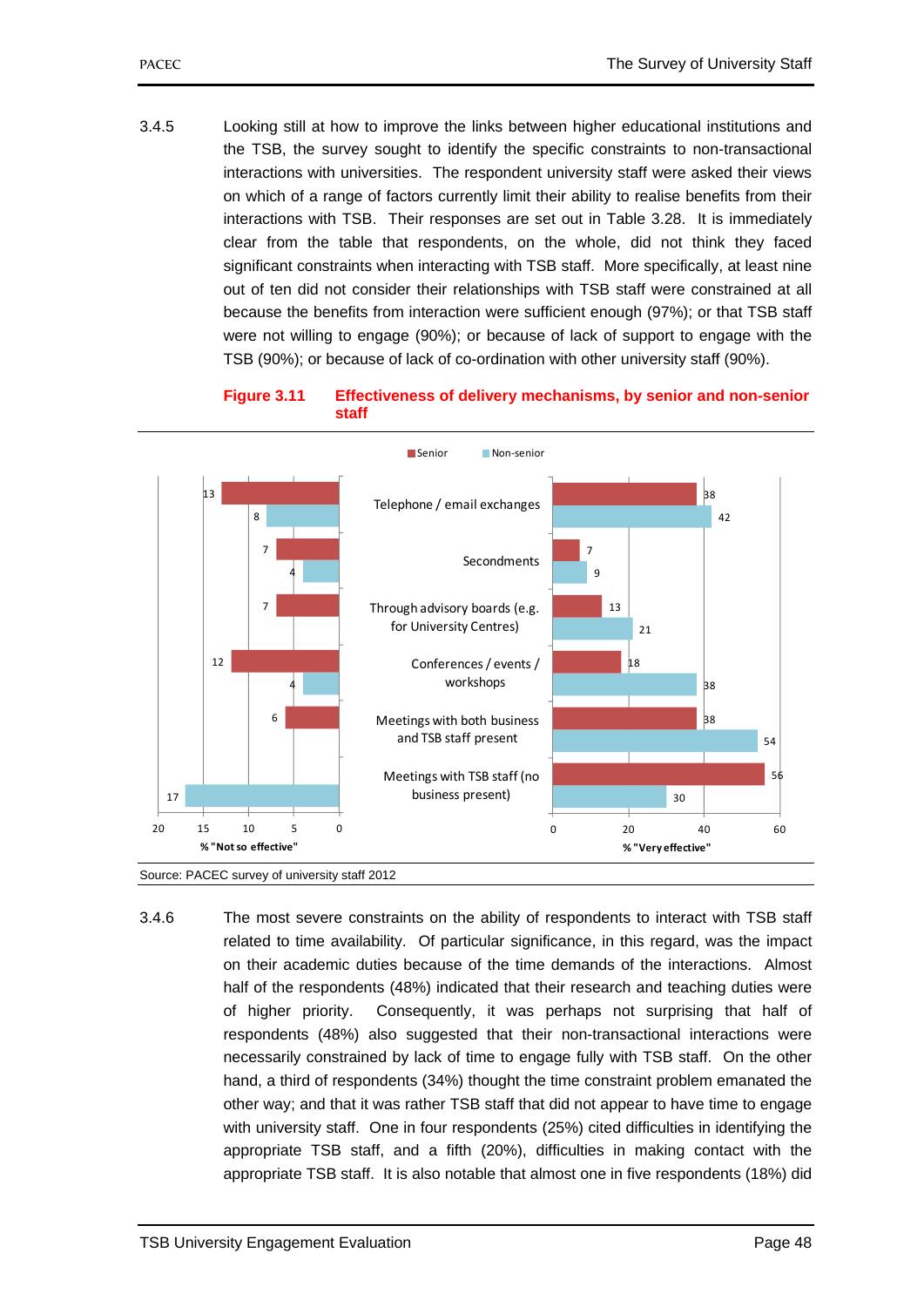3.4.5 Looking still at how to improve the links between higher educational institutions and the TSB, the survey sought to identify the specific constraints to non-transactional interactions with universities. The respondent university staff were asked their views on which of a range of factors currently limit their ability to realise benefits from their interactions with TSB. Their responses are set out in Table 3.28. It is immediately clear from the table that respondents, on the whole, did not think they faced significant constraints when interacting with TSB staff. More specifically, at least nine out of ten did not consider their relationships with TSB staff were constrained at all because the benefits from interaction were sufficient enough (97%); or that TSB staff were not willing to engage (90%); or because of lack of support to engage with the TSB (90%); or because of lack of co-ordination with other university staff (90%).

**Figure 3.11 Effectiveness of delivery mechanisms, by senior and non-senior staff**

| | % "Not so effective" – Senior | % "Not so effective" – Non-senior | % "Very effective" – Senior | % "Very effective" – Non-senior |
|---|---|---|---|---|
| Telephone / email exchanges | 13 | 8 | 38 | 42 |
| Secondments | 7 | 4 | 7 | 9 |
| Through advisory boards (e.g. for University Centres) | 7 | | 13 | 21 |
| Conferences / events / workshops | 12 | 4 | 18 | 38 |
| Meetings with both business and TSB staff present | 6 | | 38 | 54 |
| Meetings with TSB staff (no business present) | | 17 | 56 | 30 |

Source: PACEC survey of university staff 2012

3.4.6 The most severe constraints on the ability of respondents to interact with TSB staff related to time availability. Of particular significance, in this regard, was the impact on their academic duties because of the time demands of the interactions. Almost half of the respondents (48%) indicated that their research and teaching duties were of higher priority. Consequently, it was perhaps not surprising that half of respondents (48%) also suggested that their non-transactional interactions were necessarily constrained by lack of time to engage fully with TSB staff. On the other hand, a third of respondents (34%) thought the time constraint problem emanated the other way; and that it was rather TSB staff that did not appear to have time to engage with university staff. One in four respondents (25%) cited difficulties in identifying the appropriate TSB staff, and a fifth (20%), difficulties in making contact with the appropriate TSB staff. It is also notable that almost one in five respondents (18%) did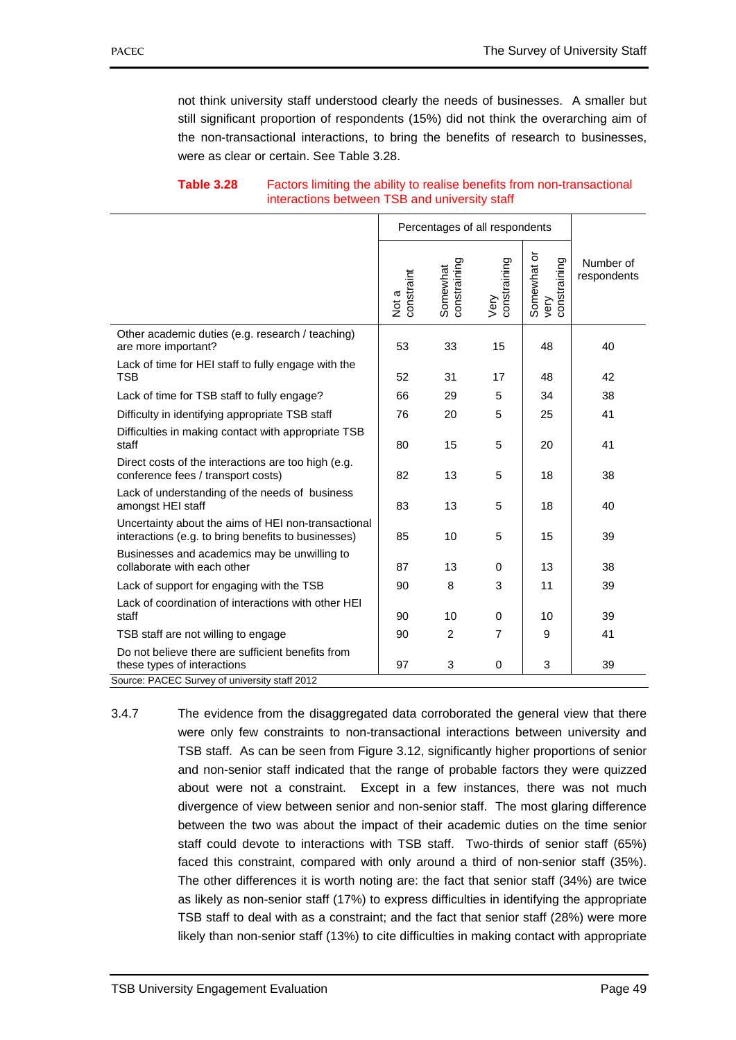not think university staff understood clearly the needs of businesses. A smaller but still significant proportion of respondents (15%) did not think the overarching aim of the non-transactional interactions, to bring the benefits of research to businesses, were as clear or certain. See Table 3.28.

**Table 3.28** Factors limiting the ability to realise benefits from non-transactional interactions between TSB and university staff

| | Percentages of all respondents | | | | |
|---|---|---|---|---|---|
| | Not a constraint | Somewhat constraining | Very constraining | Somewhat or very constraining | Number of respondents |
| Other academic duties (e.g. research / teaching) are more important? | 53 | 33 | 15 | 48 | 40 |
| Lack of time for HEI staff to fully engage with the TSB | 52 | 31 | 17 | 48 | 42 |
| Lack of time for TSB staff to fully engage? | 66 | 29 | 5 | 34 | 38 |
| Difficulty in identifying appropriate TSB staff | 76 | 20 | 5 | 25 | 41 |
| Difficulties in making contact with appropriate TSB staff | 80 | 15 | 5 | 20 | 41 |
| Direct costs of the interactions are too high (e.g. conference fees / transport costs) | 82 | 13 | 5 | 18 | 38 |
| Lack of understanding of the needs of business amongst HEI staff | 83 | 13 | 5 | 18 | 40 |
| Uncertainty about the aims of HEI non-transactional interactions (e.g. to bring benefits to businesses) | 85 | 10 | 5 | 15 | 39 |
| Businesses and academics may be unwilling to collaborate with each other | 87 | 13 | 0 | 13 | 38 |
| Lack of support for engaging with the TSB | 90 | 8 | 3 | 11 | 39 |
| Lack of coordination of interactions with other HEI staff | 90 | 10 | 0 | 10 | 39 |
| TSB staff are not willing to engage | 90 | 2 | 7 | 9 | 41 |
| Do not believe there are sufficient benefits from these types of interactions | 97 | 3 | 0 | 3 | 39 |

Source: PACEC Survey of university staff 2012

3.4.7 The evidence from the disaggregated data corroborated the general view that there were only few constraints to non-transactional interactions between university and TSB staff. As can be seen from Figure 3.12, significantly higher proportions of senior and non-senior staff indicated that the range of probable factors they were quizzed about were not a constraint. Except in a few instances, there was not much divergence of view between senior and non-senior staff. The most glaring difference between the two was about the impact of their academic duties on the time senior staff could devote to interactions with TSB staff. Two-thirds of senior staff (65%) faced this constraint, compared with only around a third of non-senior staff (35%). The other differences it is worth noting are: the fact that senior staff (34%) are twice as likely as non-senior staff (17%) to express difficulties in identifying the appropriate TSB staff to deal with as a constraint; and the fact that senior staff (28%) were more likely than non-senior staff (13%) to cite difficulties in making contact with appropriate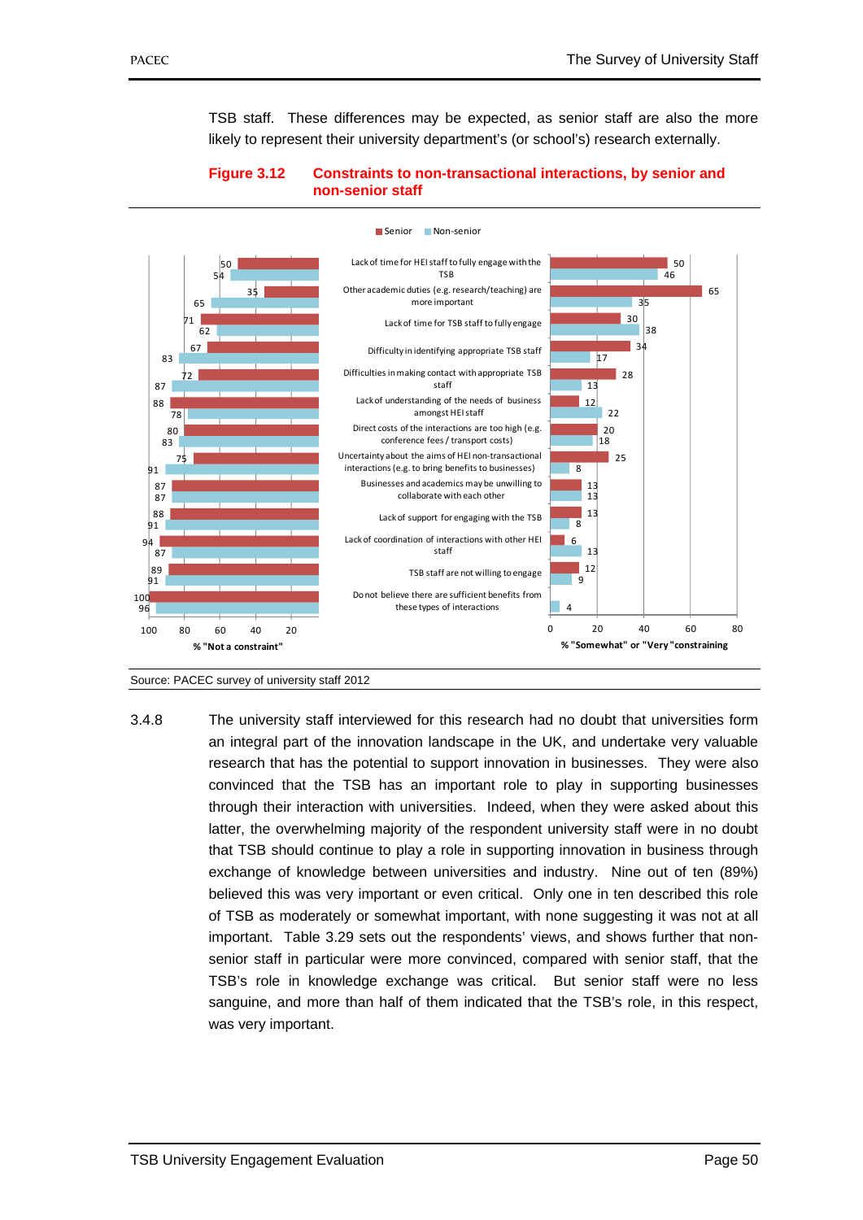TSB staff. These differences may be expected, as senior staff are also the more likely to represent their university department's (or school's) research externally.

**Figure 3.12 Constraints to non-transactional interactions, by senior and non-senior staff**

| Constraint | % "Not a constraint" – Senior | % "Not a constraint" – Non-senior | % "Somewhat" or "Very" constraining – Senior | % "Somewhat" or "Very" constraining – Non-senior |
|---|---|---|---|---|
| Lack of time for HEI staff to fully engage with the TSB | 50 | 54 | 50 | 46 |
| Other academic duties (e.g. research/teaching) are more important | 35 | 65 | 65 | 35 |
| Lack of time for TSB staff to fully engage | 71 | 62 | 30 | 38 |
| Difficulty in identifying appropriate TSB staff | 67 | 83 | 34 | 17 |
| Difficulties in making contact with appropriate TSB staff | 72 | 87 | 28 | 13 |
| Lack of understanding of the needs of business amongst HEI staff | 88 | 78 | 12 | 22 |
| Direct costs of the interactions are too high (e.g. conference fees / transport costs) | 80 | 83 | 20 | 18 |
| Uncertainty about the aims of HEI non-transactional interactions (e.g. to bring benefits to businesses) | 75 | 91 | 25 | 8 |
| Businesses and academics may be unwilling to collaborate with each other | 87 | 87 | 13 | 13 |
| Lack of support for engaging with the TSB | 88 | 91 | 13 | 8 |
| Lack of coordination of interactions with other HEI staff | 94 | 87 | 6 | 13 |
| TSB staff are not willing to engage | 89 | 91 | 12 | 9 |
| Do not believe there are sufficient benefits from these types of interactions | 100 | 96 | | 4 |

Source: PACEC survey of university staff 2012

3.4.8 The university staff interviewed for this research had no doubt that universities form an integral part of the innovation landscape in the UK, and undertake very valuable research that has the potential to support innovation in businesses. They were also convinced that the TSB has an important role to play in supporting businesses through their interaction with universities. Indeed, when they were asked about this latter, the overwhelming majority of the respondent university staff were in no doubt that TSB should continue to play a role in supporting innovation in business through exchange of knowledge between universities and industry. Nine out of ten (89%) believed this was very important or even critical. Only one in ten described this role of TSB as moderately or somewhat important, with none suggesting it was not at all important. Table 3.29 sets out the respondents' views, and shows further that non-senior staff in particular were more convinced, compared with senior staff, that the TSB's role in knowledge exchange was critical. But senior staff were no less sanguine, and more than half of them indicated that the TSB's role, in this respect, was very important.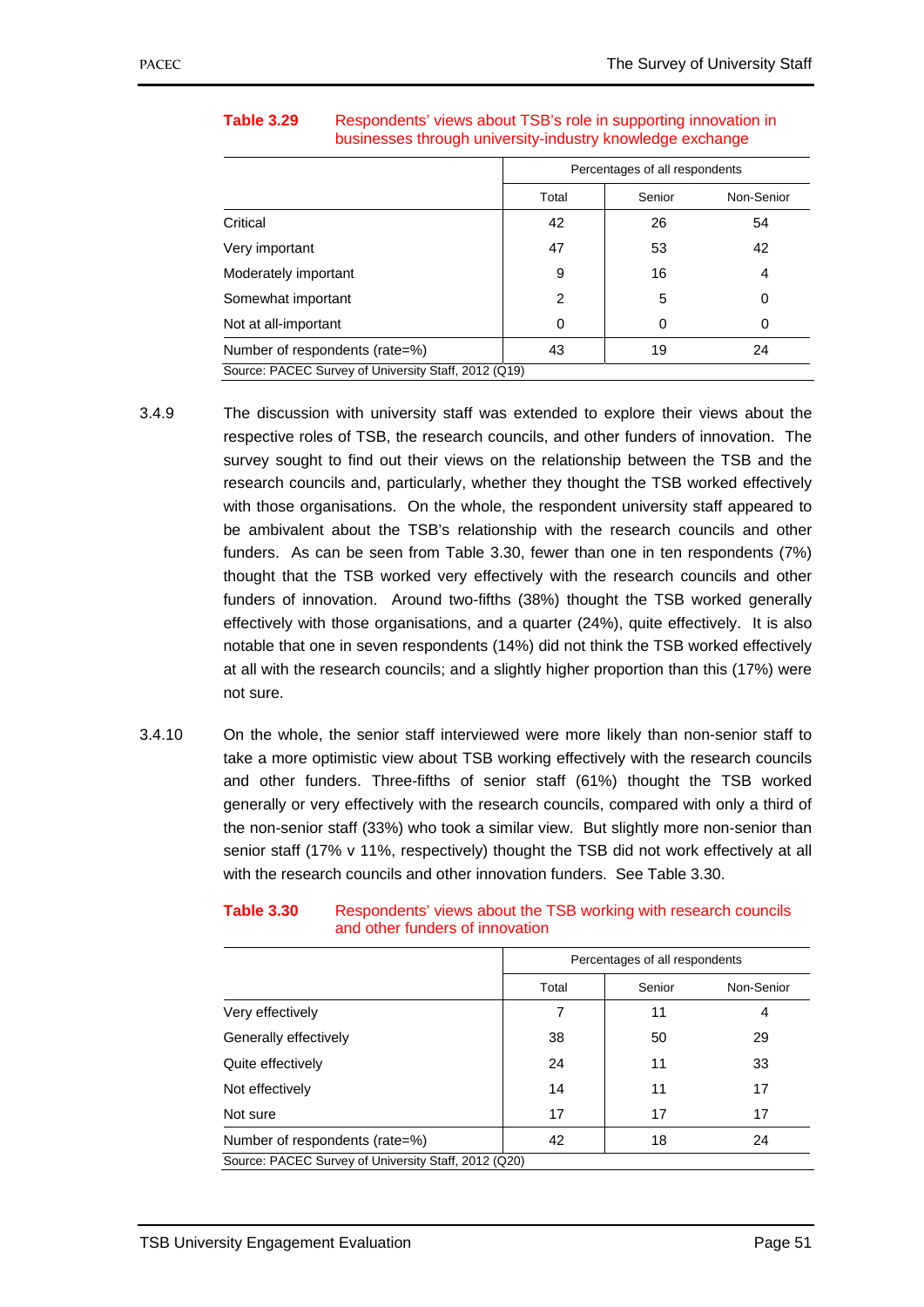**Table 3.29** Respondents' views about TSB's role in supporting innovation in businesses through university-industry knowledge exchange

| | Percentages of all respondents | | |
|---|---|---|---|
| | Total | Senior | Non-Senior |
| Critical | 42 | 26 | 54 |
| Very important | 47 | 53 | 42 |
| Moderately important | 9 | 16 | 4 |
| Somewhat important | 2 | 5 | 0 |
| Not at all-important | 0 | 0 | 0 |
| Number of respondents (rate=%) | 43 | 19 | 24 |

Source: PACEC Survey of University Staff, 2012 (Q19)

3.4.9 The discussion with university staff was extended to explore their views about the respective roles of TSB, the research councils, and other funders of innovation. The survey sought to find out their views on the relationship between the TSB and the research councils and, particularly, whether they thought the TSB worked effectively with those organisations. On the whole, the respondent university staff appeared to be ambivalent about the TSB's relationship with the research councils and other funders. As can be seen from Table 3.30, fewer than one in ten respondents (7%) thought that the TSB worked very effectively with the research councils and other funders of innovation. Around two-fifths (38%) thought the TSB worked generally effectively with those organisations, and a quarter (24%), quite effectively. It is also notable that one in seven respondents (14%) did not think the TSB worked effectively at all with the research councils; and a slightly higher proportion than this (17%) were not sure.

3.4.10 On the whole, the senior staff interviewed were more likely than non-senior staff to take a more optimistic view about TSB working effectively with the research councils and other funders. Three-fifths of senior staff (61%) thought the TSB worked generally or very effectively with the research councils, compared with only a third of the non-senior staff (33%) who took a similar view. But slightly more non-senior than senior staff (17% v 11%, respectively) thought the TSB did not work effectively at all with the research councils and other innovation funders. See Table 3.30.

**Table 3.30** Respondents' views about the TSB working with research councils and other funders of innovation

| | Percentages of all respondents | | |
|---|---|---|---|
| | Total | Senior | Non-Senior |
| Very effectively | 7 | 11 | 4 |
| Generally effectively | 38 | 50 | 29 |
| Quite effectively | 24 | 11 | 33 |
| Not effectively | 14 | 11 | 17 |
| Not sure | 17 | 17 | 17 |
| Number of respondents (rate=%) | 42 | 18 | 24 |

Source: PACEC Survey of University Staff, 2012 (Q20)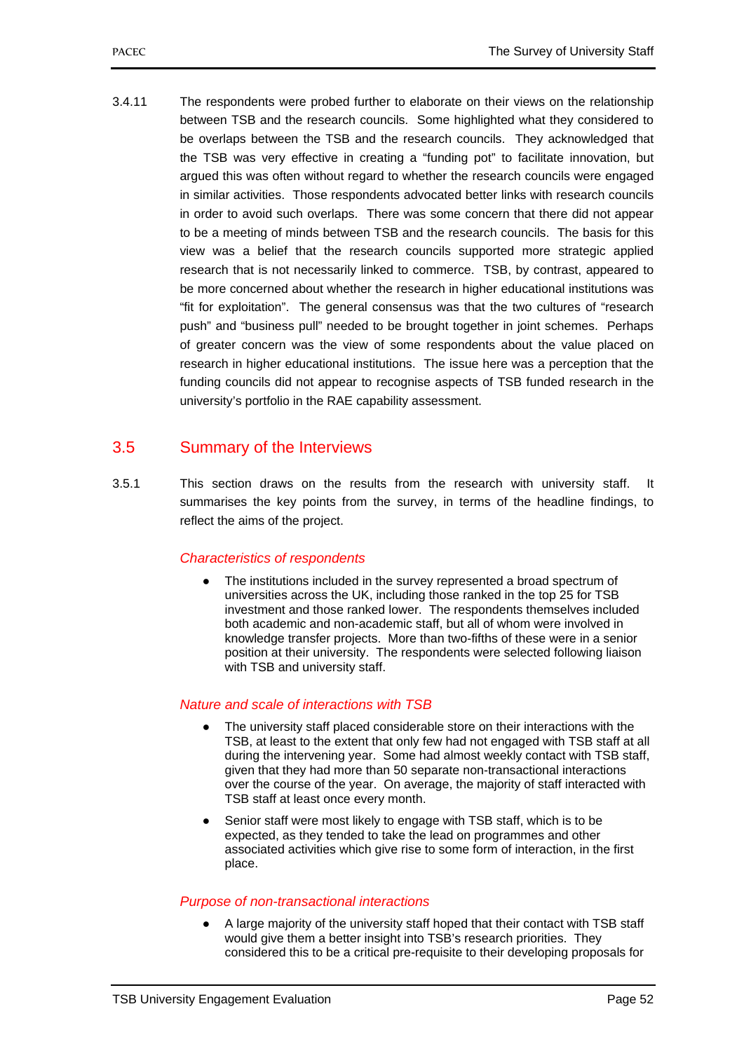3.4.11 The respondents were probed further to elaborate on their views on the relationship between TSB and the research councils. Some highlighted what they considered to be overlaps between the TSB and the research councils. They acknowledged that the TSB was very effective in creating a "funding pot" to facilitate innovation, but argued this was often without regard to whether the research councils were engaged in similar activities. Those respondents advocated better links with research councils in order to avoid such overlaps. There was some concern that there did not appear to be a meeting of minds between TSB and the research councils. The basis for this view was a belief that the research councils supported more strategic applied research that is not necessarily linked to commerce. TSB, by contrast, appeared to be more concerned about whether the research in higher educational institutions was "fit for exploitation". The general consensus was that the two cultures of "research push" and "business pull" needed to be brought together in joint schemes. Perhaps of greater concern was the view of some respondents about the value placed on research in higher educational institutions. The issue here was a perception that the funding councils did not appear to recognise aspects of TSB funded research in the university's portfolio in the RAE capability assessment.

## 3.5 Summary of the Interviews

3.5.1 This section draws on the results from the research with university staff. It summarises the key points from the survey, in terms of the headline findings, to reflect the aims of the project.

*Characteristics of respondents*

- The institutions included in the survey represented a broad spectrum of universities across the UK, including those ranked in the top 25 for TSB investment and those ranked lower. The respondents themselves included both academic and non-academic staff, but all of whom were involved in knowledge transfer projects. More than two-fifths of these were in a senior position at their university. The respondents were selected following liaison with TSB and university staff.

*Nature and scale of interactions with TSB*

- The university staff placed considerable store on their interactions with the TSB, at least to the extent that only few had not engaged with TSB staff at all during the intervening year. Some had almost weekly contact with TSB staff, given that they had more than 50 separate non-transactional interactions over the course of the year. On average, the majority of staff interacted with TSB staff at least once every month.
- Senior staff were most likely to engage with TSB staff, which is to be expected, as they tended to take the lead on programmes and other associated activities which give rise to some form of interaction, in the first place.

*Purpose of non-transactional interactions*

- A large majority of the university staff hoped that their contact with TSB staff would give them a better insight into TSB's research priorities. They considered this to be a critical pre-requisite to their developing proposals for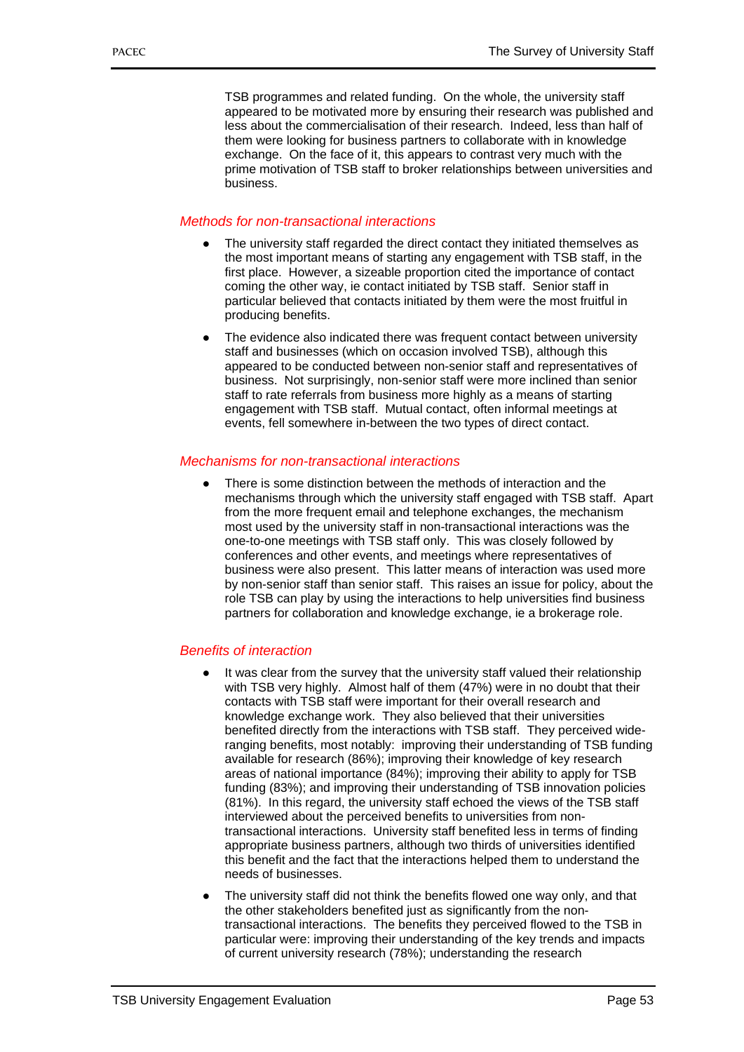TSB programmes and related funding. On the whole, the university staff appeared to be motivated more by ensuring their research was published and less about the commercialisation of their research. Indeed, less than half of them were looking for business partners to collaborate with in knowledge exchange. On the face of it, this appears to contrast very much with the prime motivation of TSB staff to broker relationships between universities and business.

*Methods for non-transactional interactions*

- The university staff regarded the direct contact they initiated themselves as the most important means of starting any engagement with TSB staff, in the first place. However, a sizeable proportion cited the importance of contact coming the other way, ie contact initiated by TSB staff. Senior staff in particular believed that contacts initiated by them were the most fruitful in producing benefits.
- The evidence also indicated there was frequent contact between university staff and businesses (which on occasion involved TSB), although this appeared to be conducted between non-senior staff and representatives of business. Not surprisingly, non-senior staff were more inclined than senior staff to rate referrals from business more highly as a means of starting engagement with TSB staff. Mutual contact, often informal meetings at events, fell somewhere in-between the two types of direct contact.

*Mechanisms for non-transactional interactions*

- There is some distinction between the methods of interaction and the mechanisms through which the university staff engaged with TSB staff. Apart from the more frequent email and telephone exchanges, the mechanism most used by the university staff in non-transactional interactions was the one-to-one meetings with TSB staff only. This was closely followed by conferences and other events, and meetings where representatives of business were also present. This latter means of interaction was used more by non-senior staff than senior staff. This raises an issue for policy, about the role TSB can play by using the interactions to help universities find business partners for collaboration and knowledge exchange, ie a brokerage role.

*Benefits of interaction*

- It was clear from the survey that the university staff valued their relationship with TSB very highly. Almost half of them (47%) were in no doubt that their contacts with TSB staff were important for their overall research and knowledge exchange work. They also believed that their universities benefited directly from the interactions with TSB staff. They perceived wide-ranging benefits, most notably: improving their understanding of TSB funding available for research (86%); improving their knowledge of key research areas of national importance (84%); improving their ability to apply for TSB funding (83%); and improving their understanding of TSB innovation policies (81%). In this regard, the university staff echoed the views of the TSB staff interviewed about the perceived benefits to universities from non-transactional interactions. University staff benefited less in terms of finding appropriate business partners, although two thirds of universities identified this benefit and the fact that the interactions helped them to understand the needs of businesses.
- The university staff did not think the benefits flowed one way only, and that the other stakeholders benefited just as significantly from the non-transactional interactions. The benefits they perceived flowed to the TSB in particular were: improving their understanding of the key trends and impacts of current university research (78%); understanding the research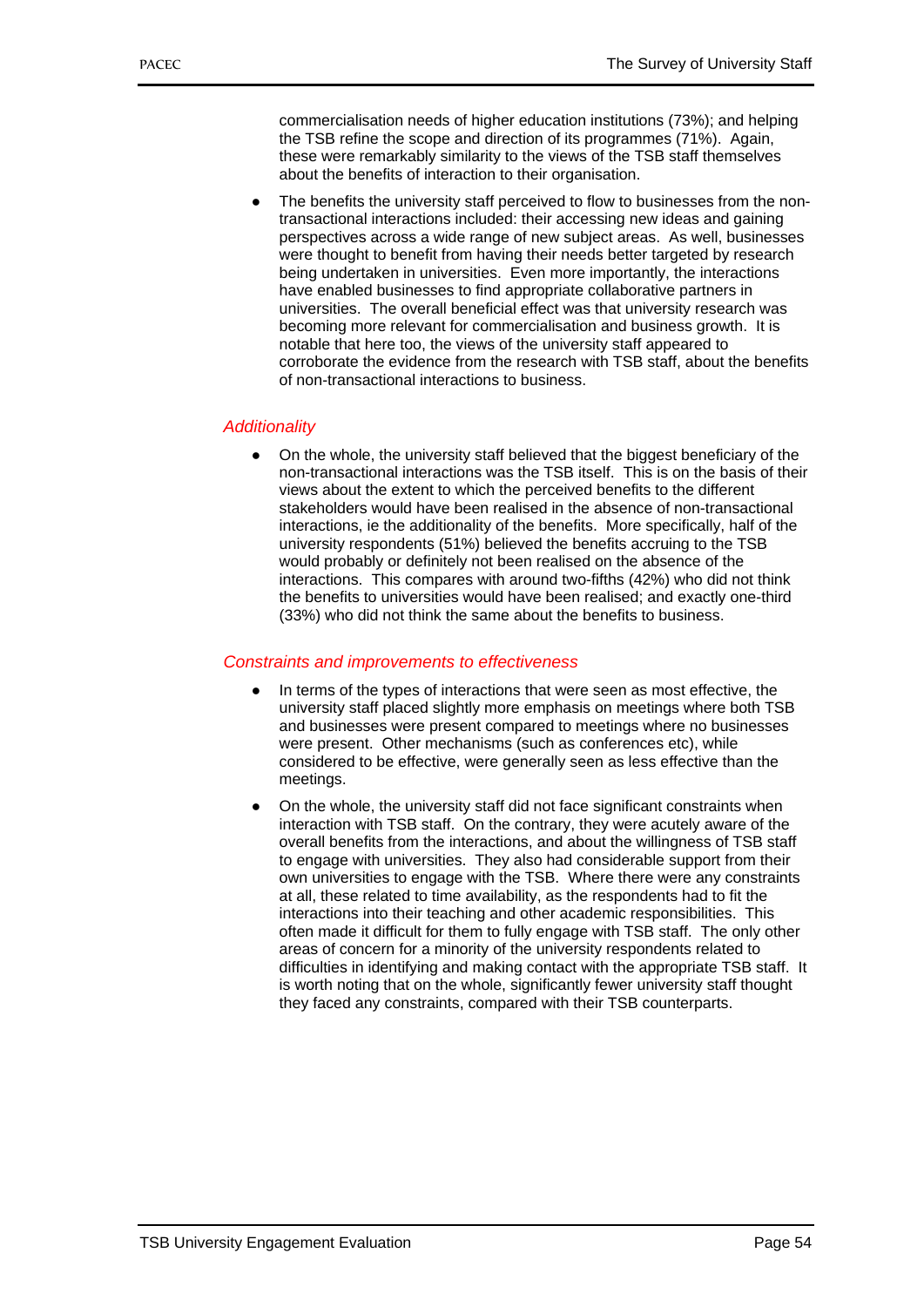commercialisation needs of higher education institutions (73%); and helping the TSB refine the scope and direction of its programmes (71%). Again, these were remarkably similarity to the views of the TSB staff themselves about the benefits of interaction to their organisation.

- The benefits the university staff perceived to flow to businesses from the non-transactional interactions included: their accessing new ideas and gaining perspectives across a wide range of new subject areas. As well, businesses were thought to benefit from having their needs better targeted by research being undertaken in universities. Even more importantly, the interactions have enabled businesses to find appropriate collaborative partners in universities. The overall beneficial effect was that university research was becoming more relevant for commercialisation and business growth. It is notable that here too, the views of the university staff appeared to corroborate the evidence from the research with TSB staff, about the benefits of non-transactional interactions to business.

*Additionality*

- On the whole, the university staff believed that the biggest beneficiary of the non-transactional interactions was the TSB itself. This is on the basis of their views about the extent to which the perceived benefits to the different stakeholders would have been realised in the absence of non-transactional interactions, ie the additionality of the benefits. More specifically, half of the university respondents (51%) believed the benefits accruing to the TSB would probably or definitely not been realised on the absence of the interactions. This compares with around two-fifths (42%) who did not think the benefits to universities would have been realised; and exactly one-third (33%) who did not think the same about the benefits to business.

*Constraints and improvements to effectiveness*

- In terms of the types of interactions that were seen as most effective, the university staff placed slightly more emphasis on meetings where both TSB and businesses were present compared to meetings where no businesses were present. Other mechanisms (such as conferences etc), while considered to be effective, were generally seen as less effective than the meetings.
- On the whole, the university staff did not face significant constraints when interaction with TSB staff. On the contrary, they were acutely aware of the overall benefits from the interactions, and about the willingness of TSB staff to engage with universities. They also had considerable support from their own universities to engage with the TSB. Where there were any constraints at all, these related to time availability, as the respondents had to fit the interactions into their teaching and other academic responsibilities. This often made it difficult for them to fully engage with TSB staff. The only other areas of concern for a minority of the university respondents related to difficulties in identifying and making contact with the appropriate TSB staff. It is worth noting that on the whole, significantly fewer university staff thought they faced any constraints, compared with their TSB counterparts.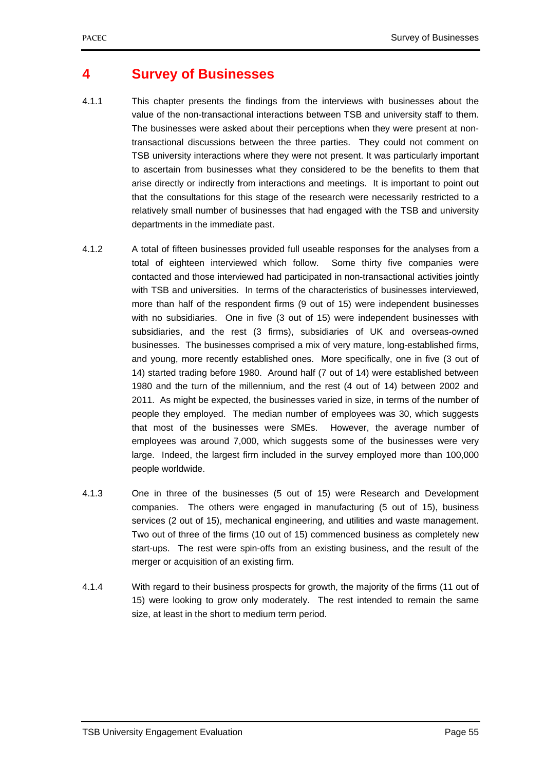# 4 Survey of Businesses

4.1.1 This chapter presents the findings from the interviews with businesses about the value of the non-transactional interactions between TSB and university staff to them. The businesses were asked about their perceptions when they were present at non-transactional discussions between the three parties. They could not comment on TSB university interactions where they were not present. It was particularly important to ascertain from businesses what they considered to be the benefits to them that arise directly or indirectly from interactions and meetings. It is important to point out that the consultations for this stage of the research were necessarily restricted to a relatively small number of businesses that had engaged with the TSB and university departments in the immediate past.

4.1.2 A total of fifteen businesses provided full useable responses for the analyses from a total of eighteen interviewed which follow. Some thirty five companies were contacted and those interviewed had participated in non-transactional activities jointly with TSB and universities. In terms of the characteristics of businesses interviewed, more than half of the respondent firms (9 out of 15) were independent businesses with no subsidiaries. One in five (3 out of 15) were independent businesses with subsidiaries, and the rest (3 firms), subsidiaries of UK and overseas-owned businesses. The businesses comprised a mix of very mature, long-established firms, and young, more recently established ones. More specifically, one in five (3 out of 14) started trading before 1980. Around half (7 out of 14) were established between 1980 and the turn of the millennium, and the rest (4 out of 14) between 2002 and 2011. As might be expected, the businesses varied in size, in terms of the number of people they employed. The median number of employees was 30, which suggests that most of the businesses were SMEs. However, the average number of employees was around 7,000, which suggests some of the businesses were very large. Indeed, the largest firm included in the survey employed more than 100,000 people worldwide.

4.1.3 One in three of the businesses (5 out of 15) were Research and Development companies. The others were engaged in manufacturing (5 out of 15), business services (2 out of 15), mechanical engineering, and utilities and waste management. Two out of three of the firms (10 out of 15) commenced business as completely new start-ups. The rest were spin-offs from an existing business, and the result of the merger or acquisition of an existing firm.

4.1.4 With regard to their business prospects for growth, the majority of the firms (11 out of 15) were looking to grow only moderately. The rest intended to remain the same size, at least in the short to medium term period.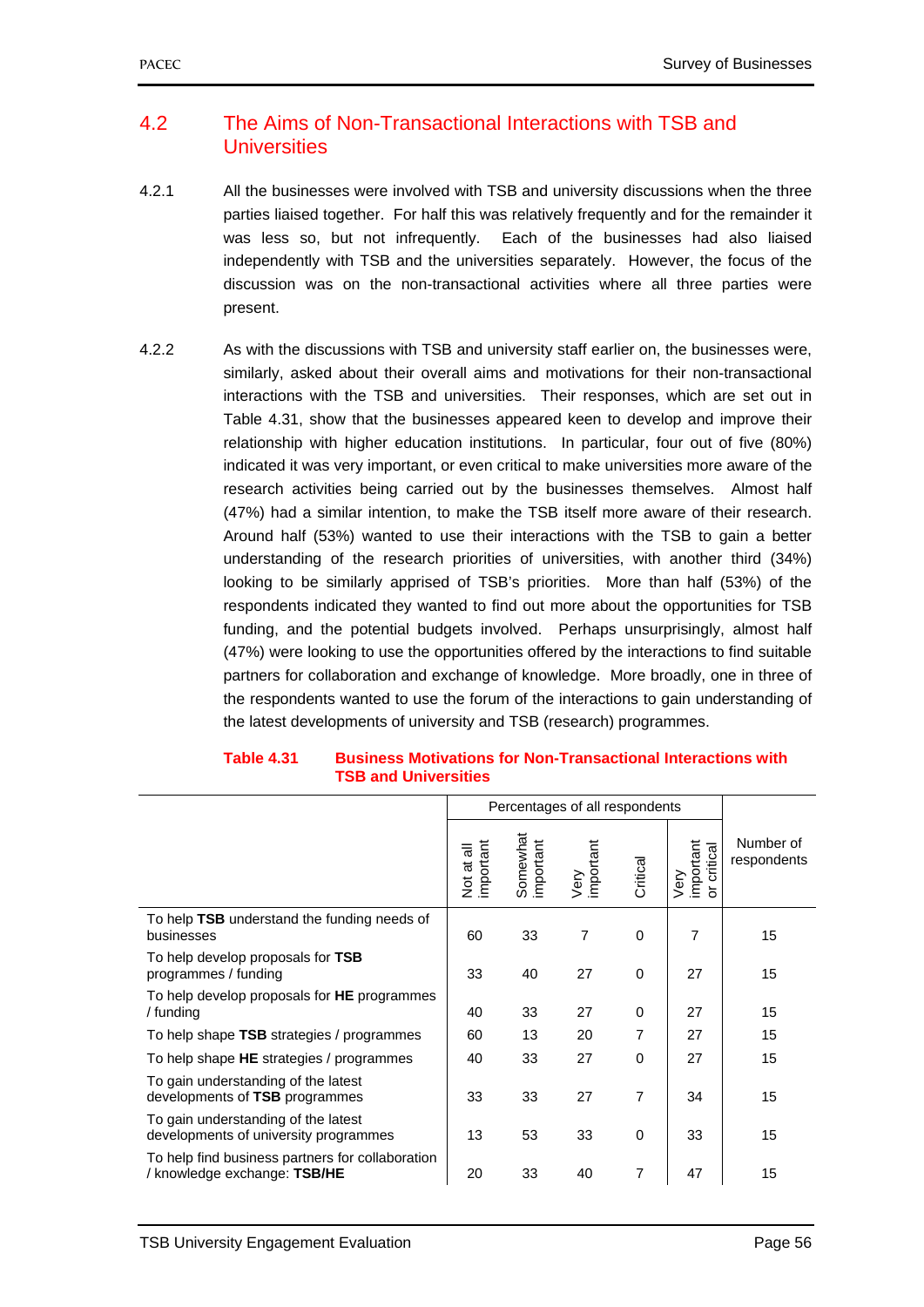## 4.2 The Aims of Non-Transactional Interactions with TSB and Universities

4.2.1 All the businesses were involved with TSB and university discussions when the three parties liaised together. For half this was relatively frequently and for the remainder it was less so, but not infrequently. Each of the businesses had also liaised independently with TSB and the universities separately. However, the focus of the discussion was on the non-transactional activities where all three parties were present.

4.2.2 As with the discussions with TSB and university staff earlier on, the businesses were, similarly, asked about their overall aims and motivations for their non-transactional interactions with the TSB and universities. Their responses, which are set out in Table 4.31, show that the businesses appeared keen to develop and improve their relationship with higher education institutions. In particular, four out of five (80%) indicated it was very important, or even critical to make universities more aware of the research activities being carried out by the businesses themselves. Almost half (47%) had a similar intention, to make the TSB itself more aware of their research. Around half (53%) wanted to use their interactions with the TSB to gain a better understanding of the research priorities of universities, with another third (34%) looking to be similarly apprised of TSB's priorities. More than half (53%) of the respondents indicated they wanted to find out more about the opportunities for TSB funding, and the potential budgets involved. Perhaps unsurprisingly, almost half (47%) were looking to use the opportunities offered by the interactions to find suitable partners for collaboration and exchange of knowledge. More broadly, one in three of the respondents wanted to use the forum of the interactions to gain understanding of the latest developments of university and TSB (research) programmes.

**Table 4.31 Business Motivations for Non-Transactional Interactions with TSB and Universities**

| | Percentages of all respondents | | | | | |
|---|---|---|---|---|---|---|
| | Not at all important | Somewhat important | Very important | Critical | Very important or critical | Number of respondents |
| To help **TSB** understand the funding needs of businesses | 60 | 33 | 7 | 0 | 7 | 15 |
| To help develop proposals for **TSB** programmes / funding | 33 | 40 | 27 | 0 | 27 | 15 |
| To help develop proposals for **HE** programmes / funding | 40 | 33 | 27 | 0 | 27 | 15 |
| To help shape **TSB** strategies / programmes | 60 | 13 | 20 | 7 | 27 | 15 |
| To help shape **HE** strategies / programmes | 40 | 33 | 27 | 0 | 27 | 15 |
| To gain understanding of the latest developments of **TSB** programmes | 33 | 33 | 27 | 7 | 34 | 15 |
| To gain understanding of the latest developments of university programmes | 13 | 53 | 33 | 0 | 33 | 15 |
| To help find business partners for collaboration / knowledge exchange: **TSB/HE** | 20 | 33 | 40 | 7 | 47 | 15 |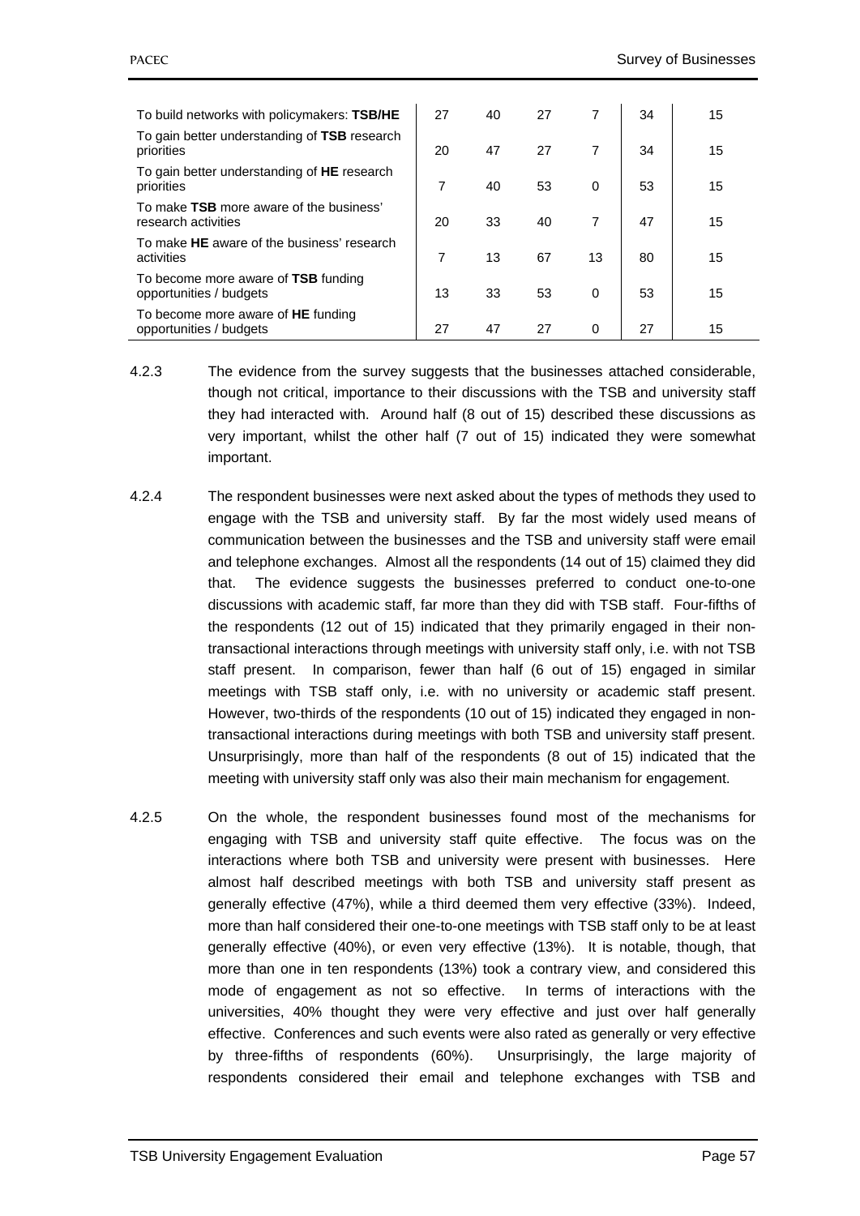| | | | | | | |
|---|---|---|---|---|---|---|
| To build networks with policymakers: **TSB/HE** | 27 | 40 | 27 | 7 | 34 | 15 |
| To gain better understanding of **TSB** research priorities | 20 | 47 | 27 | 7 | 34 | 15 |
| To gain better understanding of **HE** research priorities | 7 | 40 | 53 | 0 | 53 | 15 |
| To make **TSB** more aware of the business' research activities | 20 | 33 | 40 | 7 | 47 | 15 |
| To make **HE** aware of the business' research activities | 7 | 13 | 67 | 13 | 80 | 15 |
| To become more aware of **TSB** funding opportunities / budgets | 13 | 33 | 53 | 0 | 53 | 15 |
| To become more aware of **HE** funding opportunities / budgets | 27 | 47 | 27 | 0 | 27 | 15 |

4.2.3 The evidence from the survey suggests that the businesses attached considerable, though not critical, importance to their discussions with the TSB and university staff they had interacted with. Around half (8 out of 15) described these discussions as very important, whilst the other half (7 out of 15) indicated they were somewhat important.

4.2.4 The respondent businesses were next asked about the types of methods they used to engage with the TSB and university staff. By far the most widely used means of communication between the businesses and the TSB and university staff were email and telephone exchanges. Almost all the respondents (14 out of 15) claimed they did that. The evidence suggests the businesses preferred to conduct one-to-one discussions with academic staff, far more than they did with TSB staff. Four-fifths of the respondents (12 out of 15) indicated that they primarily engaged in their non-transactional interactions through meetings with university staff only, i.e. with not TSB staff present. In comparison, fewer than half (6 out of 15) engaged in similar meetings with TSB staff only, i.e. with no university or academic staff present. However, two-thirds of the respondents (10 out of 15) indicated they engaged in non-transactional interactions during meetings with both TSB and university staff present. Unsurprisingly, more than half of the respondents (8 out of 15) indicated that the meeting with university staff only was also their main mechanism for engagement.

4.2.5 On the whole, the respondent businesses found most of the mechanisms for engaging with TSB and university staff quite effective. The focus was on the interactions where both TSB and university were present with businesses. Here almost half described meetings with both TSB and university staff present as generally effective (47%), while a third deemed them very effective (33%). Indeed, more than half considered their one-to-one meetings with TSB staff only to be at least generally effective (40%), or even very effective (13%). It is notable, though, that more than one in ten respondents (13%) took a contrary view, and considered this mode of engagement as not so effective. In terms of interactions with the universities, 40% thought they were very effective and just over half generally effective. Conferences and such events were also rated as generally or very effective by three-fifths of respondents (60%). Unsurprisingly, the large majority of respondents considered their email and telephone exchanges with TSB and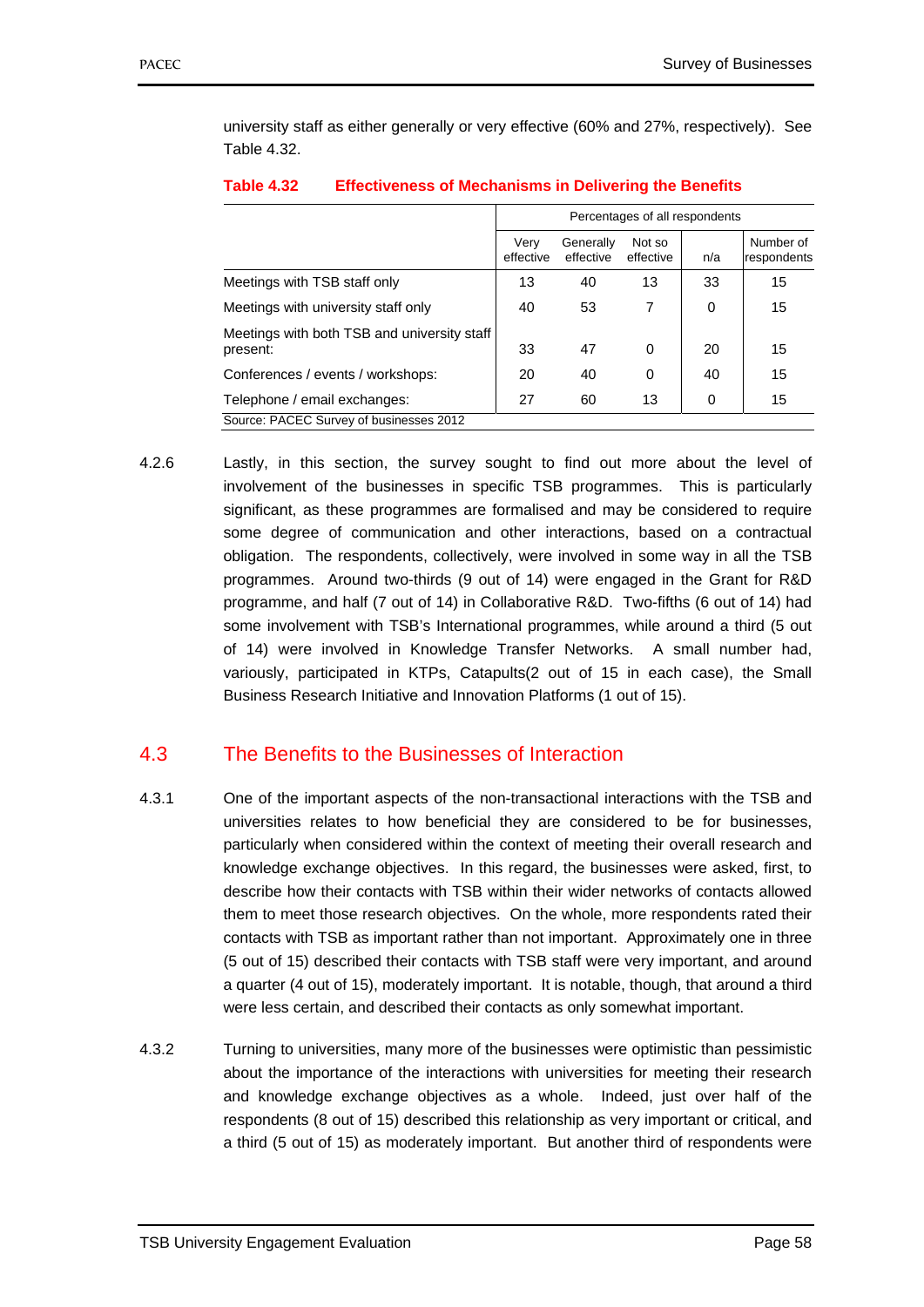university staff as either generally or very effective (60% and 27%, respectively). See Table 4.32.

**Table 4.32 Effectiveness of Mechanisms in Delivering the Benefits**

| | Percentages of all respondents | | | | |
|---|---|---|---|---|---|
| | Very effective | Generally effective | Not so effective | n/a | Number of respondents |
| Meetings with TSB staff only | 13 | 40 | 13 | 33 | 15 |
| Meetings with university staff only | 40 | 53 | 7 | 0 | 15 |
| Meetings with both TSB and university staff present: | 33 | 47 | 0 | 20 | 15 |
| Conferences / events / workshops: | 20 | 40 | 0 | 40 | 15 |
| Telephone / email exchanges: | 27 | 60 | 13 | 0 | 15 |

Source: PACEC Survey of businesses 2012

4.2.6 Lastly, in this section, the survey sought to find out more about the level of involvement of the businesses in specific TSB programmes. This is particularly significant, as these programmes are formalised and may be considered to require some degree of communication and other interactions, based on a contractual obligation. The respondents, collectively, were involved in some way in all the TSB programmes. Around two-thirds (9 out of 14) were engaged in the Grant for R&D programme, and half (7 out of 14) in Collaborative R&D. Two-fifths (6 out of 14) had some involvement with TSB's International programmes, while around a third (5 out of 14) were involved in Knowledge Transfer Networks. A small number had, variously, participated in KTPs, Catapults(2 out of 15 in each case), the Small Business Research Initiative and Innovation Platforms (1 out of 15).

## 4.3 The Benefits to the Businesses of Interaction

4.3.1 One of the important aspects of the non-transactional interactions with the TSB and universities relates to how beneficial they are considered to be for businesses, particularly when considered within the context of meeting their overall research and knowledge exchange objectives. In this regard, the businesses were asked, first, to describe how their contacts with TSB within their wider networks of contacts allowed them to meet those research objectives. On the whole, more respondents rated their contacts with TSB as important rather than not important. Approximately one in three (5 out of 15) described their contacts with TSB staff were very important, and around a quarter (4 out of 15), moderately important. It is notable, though, that around a third were less certain, and described their contacts as only somewhat important.

4.3.2 Turning to universities, many more of the businesses were optimistic than pessimistic about the importance of the interactions with universities for meeting their research and knowledge exchange objectives as a whole. Indeed, just over half of the respondents (8 out of 15) described this relationship as very important or critical, and a third (5 out of 15) as moderately important. But another third of respondents were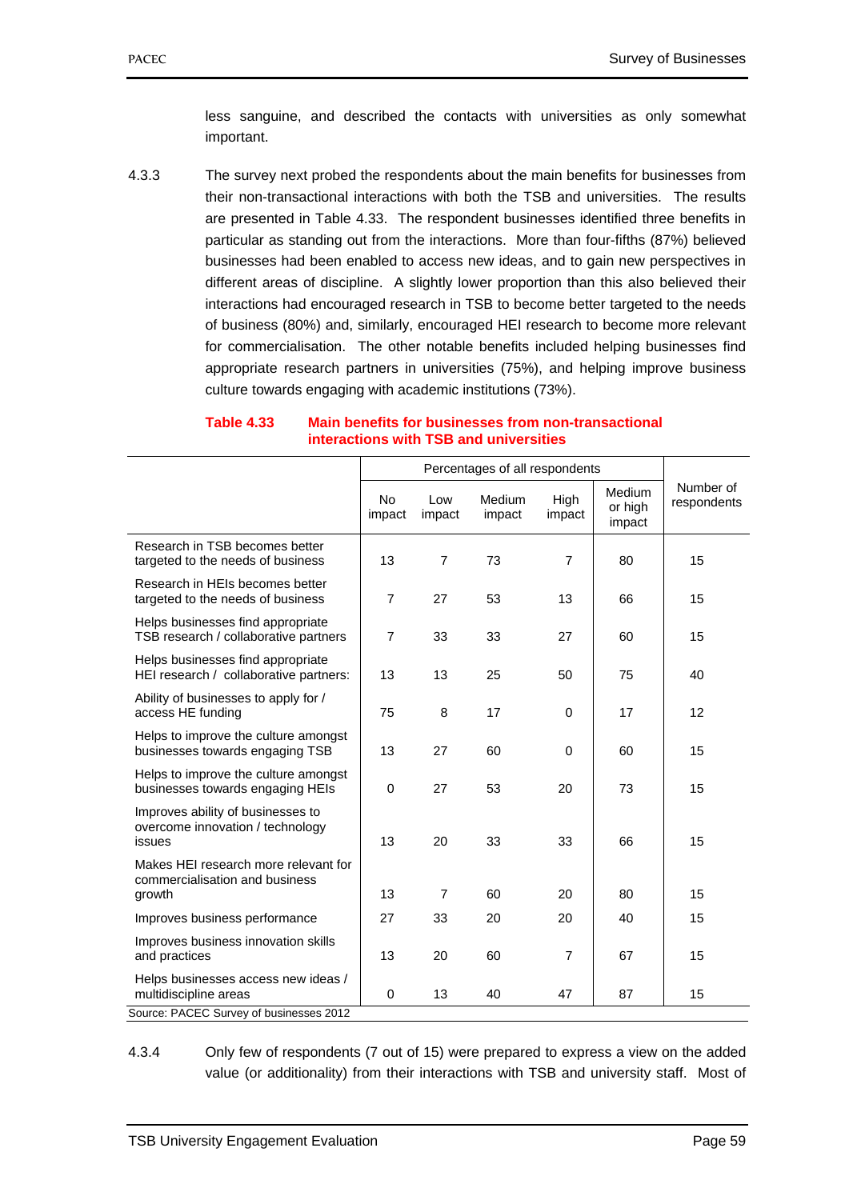less sanguine, and described the contacts with universities as only somewhat important.

4.3.3 The survey next probed the respondents about the main benefits for businesses from their non-transactional interactions with both the TSB and universities. The results are presented in Table 4.33. The respondent businesses identified three benefits in particular as standing out from the interactions. More than four-fifths (87%) believed businesses had been enabled to access new ideas, and to gain new perspectives in different areas of discipline. A slightly lower proportion than this also believed their interactions had encouraged research in TSB to become better targeted to the needs of business (80%) and, similarly, encouraged HEI research to become more relevant for commercialisation. The other notable benefits included helping businesses find appropriate research partners in universities (75%), and helping improve business culture towards engaging with academic institutions (73%).

**Table 4.33 Main benefits for businesses from non-transactional interactions with TSB and universities**

| | Percentages of all respondents | | | | | |
|---|---|---|---|---|---|---|
| | No impact | Low impact | Medium impact | High impact | Medium or high impact | Number of respondents |
| Research in TSB becomes better targeted to the needs of business | 13 | 7 | 73 | 7 | 80 | 15 |
| Research in HEIs becomes better targeted to the needs of business | 7 | 27 | 53 | 13 | 66 | 15 |
| Helps businesses find appropriate TSB research / collaborative partners | 7 | 33 | 33 | 27 | 60 | 15 |
| Helps businesses find appropriate HEI research / collaborative partners: | 13 | 13 | 25 | 50 | 75 | 40 |
| Ability of businesses to apply for / access HE funding | 75 | 8 | 17 | 0 | 17 | 12 |
| Helps to improve the culture amongst businesses towards engaging TSB | 13 | 27 | 60 | 0 | 60 | 15 |
| Helps to improve the culture amongst businesses towards engaging HEIs | 0 | 27 | 53 | 20 | 73 | 15 |
| Improves ability of businesses to overcome innovation / technology issues | 13 | 20 | 33 | 33 | 66 | 15 |
| Makes HEI research more relevant for commercialisation and business growth | 13 | 7 | 60 | 20 | 80 | 15 |
| Improves business performance | 27 | 33 | 20 | 20 | 40 | 15 |
| Improves business innovation skills and practices | 13 | 20 | 60 | 7 | 67 | 15 |
| Helps businesses access new ideas / multidiscipline areas | 0 | 13 | 40 | 47 | 87 | 15 |

Source: PACEC Survey of businesses 2012

4.3.4 Only few of respondents (7 out of 15) were prepared to express a view on the added value (or additionality) from their interactions with TSB and university staff. Most of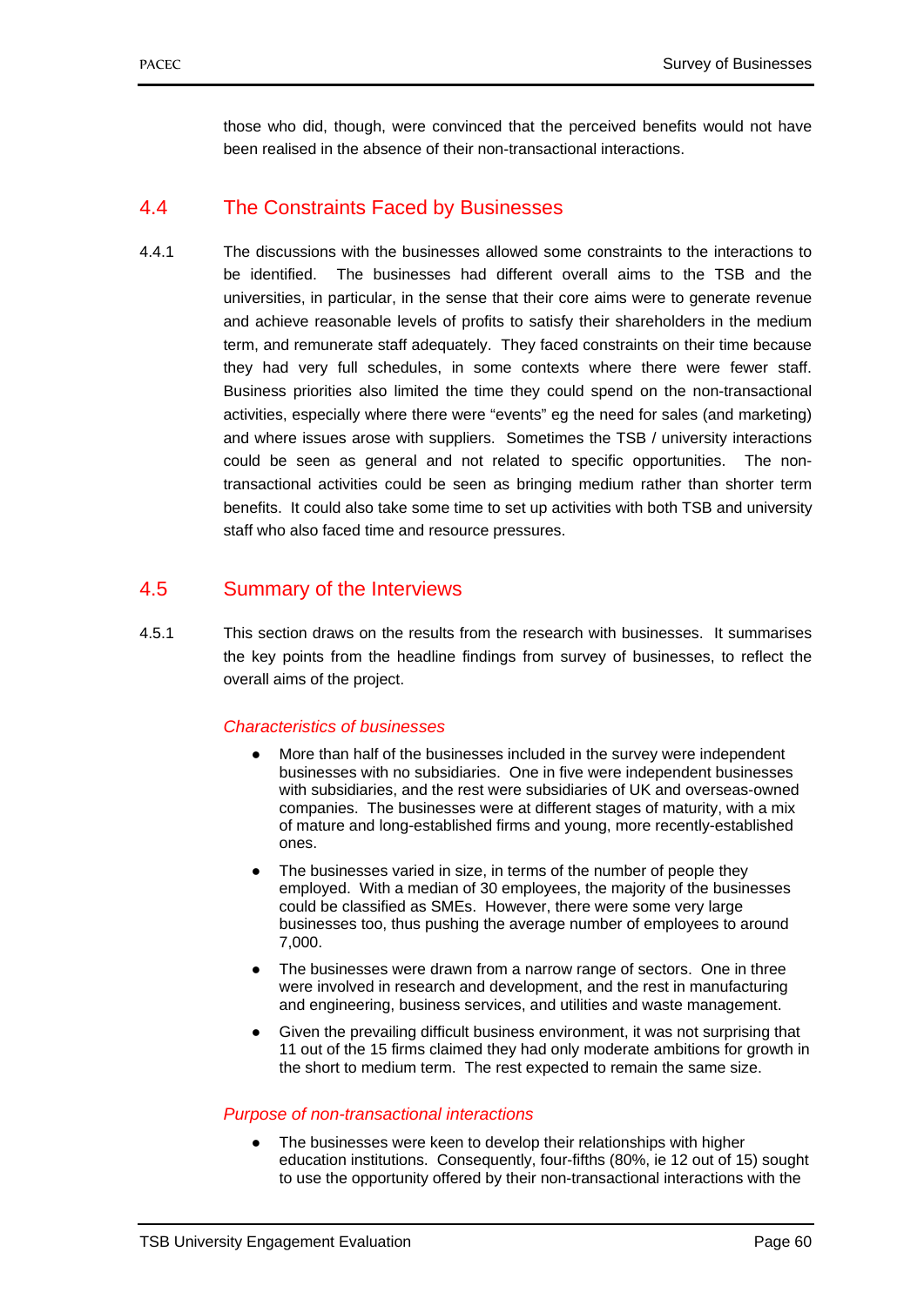those who did, though, were convinced that the perceived benefits would not have been realised in the absence of their non-transactional interactions.

## 4.4 The Constraints Faced by Businesses

4.4.1 The discussions with the businesses allowed some constraints to the interactions to be identified. The businesses had different overall aims to the TSB and the universities, in particular, in the sense that their core aims were to generate revenue and achieve reasonable levels of profits to satisfy their shareholders in the medium term, and remunerate staff adequately. They faced constraints on their time because they had very full schedules, in some contexts where there were fewer staff. Business priorities also limited the time they could spend on the non-transactional activities, especially where there were "events" eg the need for sales (and marketing) and where issues arose with suppliers. Sometimes the TSB / university interactions could be seen as general and not related to specific opportunities. The non-transactional activities could be seen as bringing medium rather than shorter term benefits. It could also take some time to set up activities with both TSB and university staff who also faced time and resource pressures.

## 4.5 Summary of the Interviews

4.5.1 This section draws on the results from the research with businesses. It summarises the key points from the headline findings from survey of businesses, to reflect the overall aims of the project.

*Characteristics of businesses*

- More than half of the businesses included in the survey were independent businesses with no subsidiaries. One in five were independent businesses with subsidiaries, and the rest were subsidiaries of UK and overseas-owned companies. The businesses were at different stages of maturity, with a mix of mature and long-established firms and young, more recently-established ones.
- The businesses varied in size, in terms of the number of people they employed. With a median of 30 employees, the majority of the businesses could be classified as SMEs. However, there were some very large businesses too, thus pushing the average number of employees to around 7,000.
- The businesses were drawn from a narrow range of sectors. One in three were involved in research and development, and the rest in manufacturing and engineering, business services, and utilities and waste management.
- Given the prevailing difficult business environment, it was not surprising that 11 out of the 15 firms claimed they had only moderate ambitions for growth in the short to medium term. The rest expected to remain the same size.

*Purpose of non-transactional interactions*

- The businesses were keen to develop their relationships with higher education institutions. Consequently, four-fifths (80%, ie 12 out of 15) sought to use the opportunity offered by their non-transactional interactions with the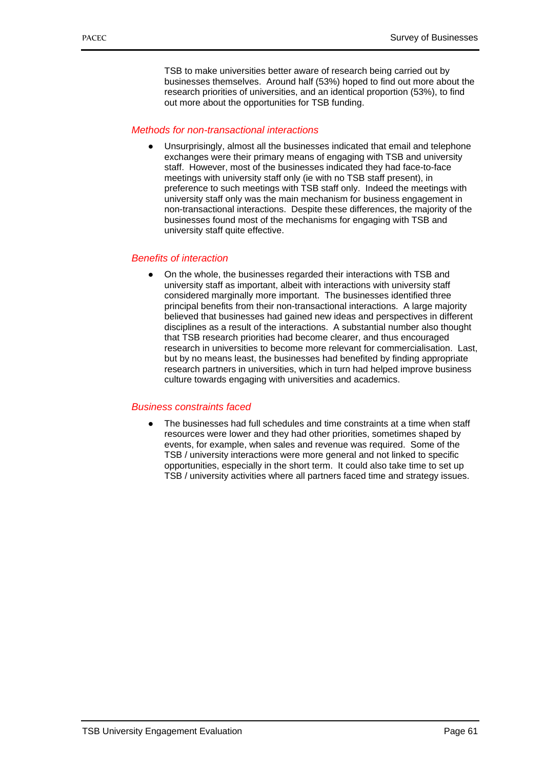TSB to make universities better aware of research being carried out by businesses themselves. Around half (53%) hoped to find out more about the research priorities of universities, and an identical proportion (53%), to find out more about the opportunities for TSB funding.

*Methods for non-transactional interactions*

- Unsurprisingly, almost all the businesses indicated that email and telephone exchanges were their primary means of engaging with TSB and university staff. However, most of the businesses indicated they had face-to-face meetings with university staff only (ie with no TSB staff present), in preference to such meetings with TSB staff only. Indeed the meetings with university staff only was the main mechanism for business engagement in non-transactional interactions. Despite these differences, the majority of the businesses found most of the mechanisms for engaging with TSB and university staff quite effective.

*Benefits of interaction*

- On the whole, the businesses regarded their interactions with TSB and university staff as important, albeit with interactions with university staff considered marginally more important. The businesses identified three principal benefits from their non-transactional interactions. A large majority believed that businesses had gained new ideas and perspectives in different disciplines as a result of the interactions. A substantial number also thought that TSB research priorities had become clearer, and thus encouraged research in universities to become more relevant for commercialisation. Last, but by no means least, the businesses had benefited by finding appropriate research partners in universities, which in turn had helped improve business culture towards engaging with universities and academics.

*Business constraints faced*

- The businesses had full schedules and time constraints at a time when staff resources were lower and they had other priorities, sometimes shaped by events, for example, when sales and revenue was required. Some of the TSB / university interactions were more general and not linked to specific opportunities, especially in the short term. It could also take time to set up TSB / university activities where all partners faced time and strategy issues.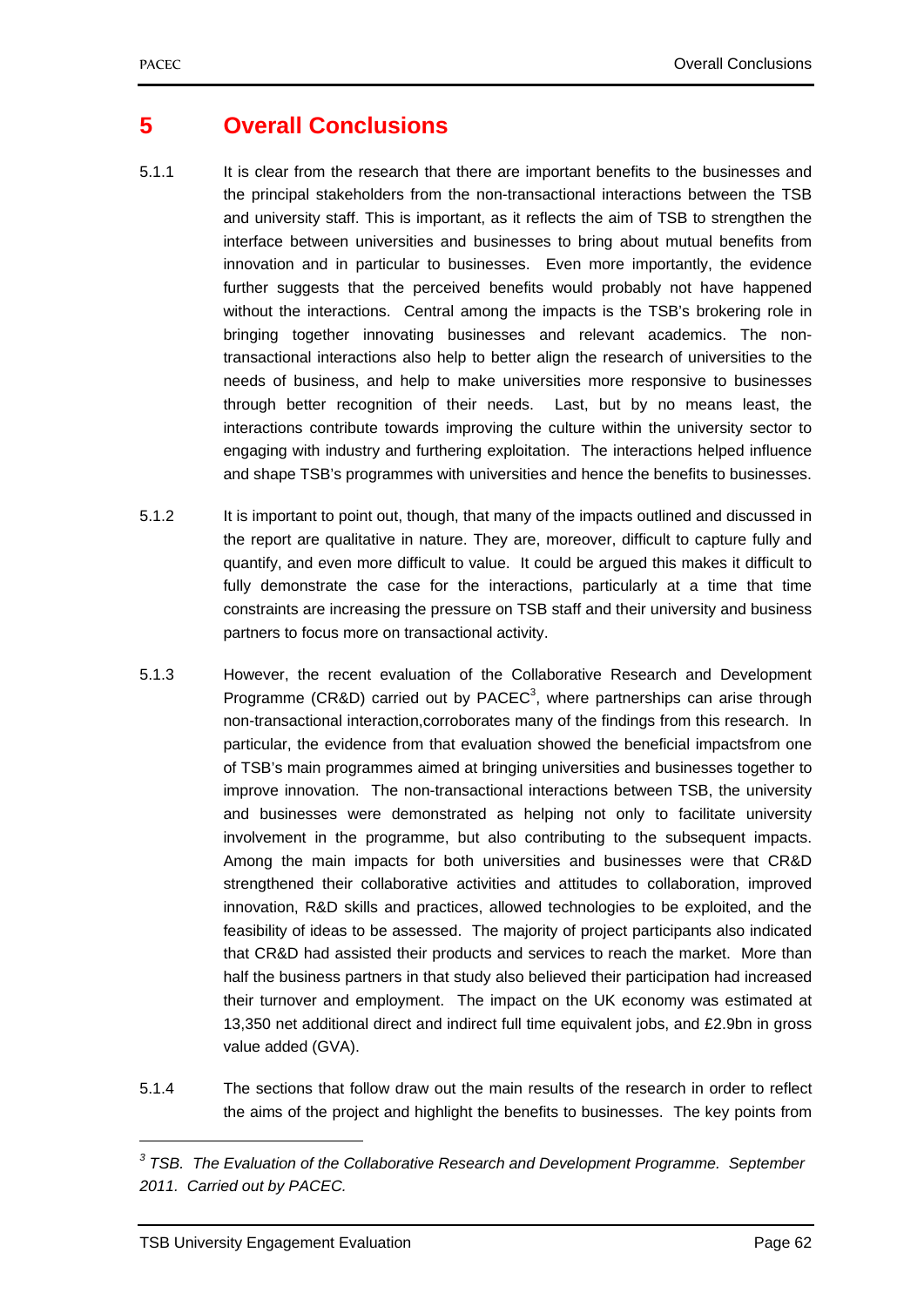# 5 Overall Conclusions

5.1.1 It is clear from the research that there are important benefits to the businesses and the principal stakeholders from the non-transactional interactions between the TSB and university staff. This is important, as it reflects the aim of TSB to strengthen the interface between universities and businesses to bring about mutual benefits from innovation and in particular to businesses. Even more importantly, the evidence further suggests that the perceived benefits would probably not have happened without the interactions. Central among the impacts is the TSB's brokering role in bringing together innovating businesses and relevant academics. The non-transactional interactions also help to better align the research of universities to the needs of business, and help to make universities more responsive to businesses through better recognition of their needs. Last, but by no means least, the interactions contribute towards improving the culture within the university sector to engaging with industry and furthering exploitation. The interactions helped influence and shape TSB's programmes with universities and hence the benefits to businesses.

5.1.2 It is important to point out, though, that many of the impacts outlined and discussed in the report are qualitative in nature. They are, moreover, difficult to capture fully and quantify, and even more difficult to value. It could be argued this makes it difficult to fully demonstrate the case for the interactions, particularly at a time that time constraints are increasing the pressure on TSB staff and their university and business partners to focus more on transactional activity.

5.1.3 However, the recent evaluation of the Collaborative Research and Development Programme (CR&D) carried out by PACEC[3], where partnerships can arise through non-transactional interaction,corroborates many of the findings from this research. In particular, the evidence from that evaluation showed the beneficial impactsfrom one of TSB's main programmes aimed at bringing universities and businesses together to improve innovation. The non-transactional interactions between TSB, the university and businesses were demonstrated as helping not only to facilitate university involvement in the programme, but also contributing to the subsequent impacts. Among the main impacts for both universities and businesses were that CR&D strengthened their collaborative activities and attitudes to collaboration, improved innovation, R&D skills and practices, allowed technologies to be exploited, and the feasibility of ideas to be assessed. The majority of project participants also indicated that CR&D had assisted their products and services to reach the market. More than half the business partners in that study also believed their participation had increased their turnover and employment. The impact on the UK economy was estimated at 13,350 net additional direct and indirect full time equivalent jobs, and £2.9bn in gross value added (GVA).

5.1.4 The sections that follow draw out the main results of the research in order to reflect the aims of the project and highlight the benefits to businesses. The key points from

---

*[3] TSB. The Evaluation of the Collaborative Research and Development Programme. September 2011. Carried out by PACEC.*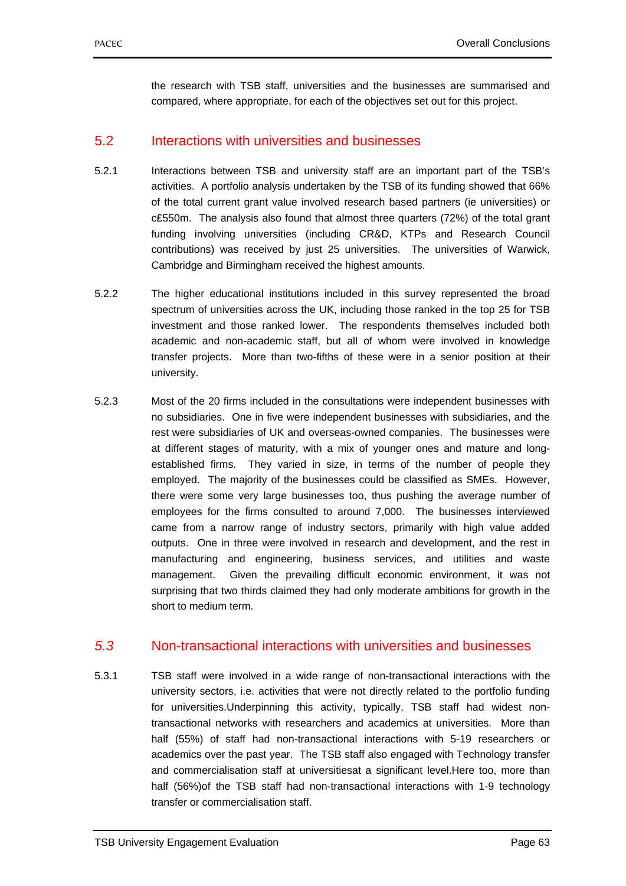the research with TSB staff, universities and the businesses are summarised and compared, where appropriate, for each of the objectives set out for this project.

## 5.2 Interactions with universities and businesses

5.2.1 Interactions between TSB and university staff are an important part of the TSB's activities. A portfolio analysis undertaken by the TSB of its funding showed that 66% of the total current grant value involved research based partners (ie universities) or c£550m. The analysis also found that almost three quarters (72%) of the total grant funding involving universities (including CR&D, KTPs and Research Council contributions) was received by just 25 universities. The universities of Warwick, Cambridge and Birmingham received the highest amounts.

5.2.2 The higher educational institutions included in this survey represented the broad spectrum of universities across the UK, including those ranked in the top 25 for TSB investment and those ranked lower. The respondents themselves included both academic and non-academic staff, but all of whom were involved in knowledge transfer projects. More than two-fifths of these were in a senior position at their university.

5.2.3 Most of the 20 firms included in the consultations were independent businesses with no subsidiaries. One in five were independent businesses with subsidiaries, and the rest were subsidiaries of UK and overseas-owned companies. The businesses were at different stages of maturity, with a mix of younger ones and mature and long-established firms. They varied in size, in terms of the number of people they employed. The majority of the businesses could be classified as SMEs. However, there were some very large businesses too, thus pushing the average number of employees for the firms consulted to around 7,000. The businesses interviewed came from a narrow range of industry sectors, primarily with high value added outputs. One in three were involved in research and development, and the rest in manufacturing and engineering, business services, and utilities and waste management. Given the prevailing difficult economic environment, it was not surprising that two thirds claimed they had only moderate ambitions for growth in the short to medium term.

## *5.3* Non-transactional interactions with universities and businesses

5.3.1 TSB staff were involved in a wide range of non-transactional interactions with the university sectors, i.e. activities that were not directly related to the portfolio funding for universities.Underpinning this activity, typically, TSB staff had widest non-transactional networks with researchers and academics at universities. More than half (55%) of staff had non-transactional interactions with 5-19 researchers or academics over the past year. The TSB staff also engaged with Technology transfer and commercialisation staff at universitiesat a significant level.Here too, more than half (56%)of the TSB staff had non-transactional interactions with 1-9 technology transfer or commercialisation staff.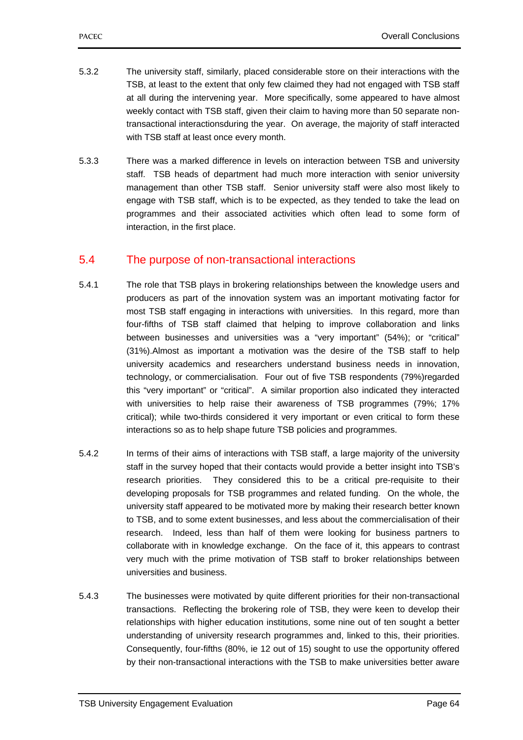5.3.2 The university staff, similarly, placed considerable store on their interactions with the TSB, at least to the extent that only few claimed they had not engaged with TSB staff at all during the intervening year. More specifically, some appeared to have almost weekly contact with TSB staff, given their claim to having more than 50 separate non-transactional interactionsduring the year. On average, the majority of staff interacted with TSB staff at least once every month.

5.3.3 There was a marked difference in levels on interaction between TSB and university staff. TSB heads of department had much more interaction with senior university management than other TSB staff. Senior university staff were also most likely to engage with TSB staff, which is to be expected, as they tended to take the lead on programmes and their associated activities which often lead to some form of interaction, in the first place.

## 5.4 The purpose of non-transactional interactions

5.4.1 The role that TSB plays in brokering relationships between the knowledge users and producers as part of the innovation system was an important motivating factor for most TSB staff engaging in interactions with universities. In this regard, more than four-fifths of TSB staff claimed that helping to improve collaboration and links between businesses and universities was a "very important" (54%); or "critical" (31%).Almost as important a motivation was the desire of the TSB staff to help university academics and researchers understand business needs in innovation, technology, or commercialisation. Four out of five TSB respondents (79%)regarded this "very important" or "critical". A similar proportion also indicated they interacted with universities to help raise their awareness of TSB programmes (79%; 17% critical); while two-thirds considered it very important or even critical to form these interactions so as to help shape future TSB policies and programmes.

5.4.2 In terms of their aims of interactions with TSB staff, a large majority of the university staff in the survey hoped that their contacts would provide a better insight into TSB's research priorities. They considered this to be a critical pre-requisite to their developing proposals for TSB programmes and related funding. On the whole, the university staff appeared to be motivated more by making their research better known to TSB, and to some extent businesses, and less about the commercialisation of their research. Indeed, less than half of them were looking for business partners to collaborate with in knowledge exchange. On the face of it, this appears to contrast very much with the prime motivation of TSB staff to broker relationships between universities and business.

5.4.3 The businesses were motivated by quite different priorities for their non-transactional transactions. Reflecting the brokering role of TSB, they were keen to develop their relationships with higher education institutions, some nine out of ten sought a better understanding of university research programmes and, linked to this, their priorities. Consequently, four-fifths (80%, ie 12 out of 15) sought to use the opportunity offered by their non-transactional interactions with the TSB to make universities better aware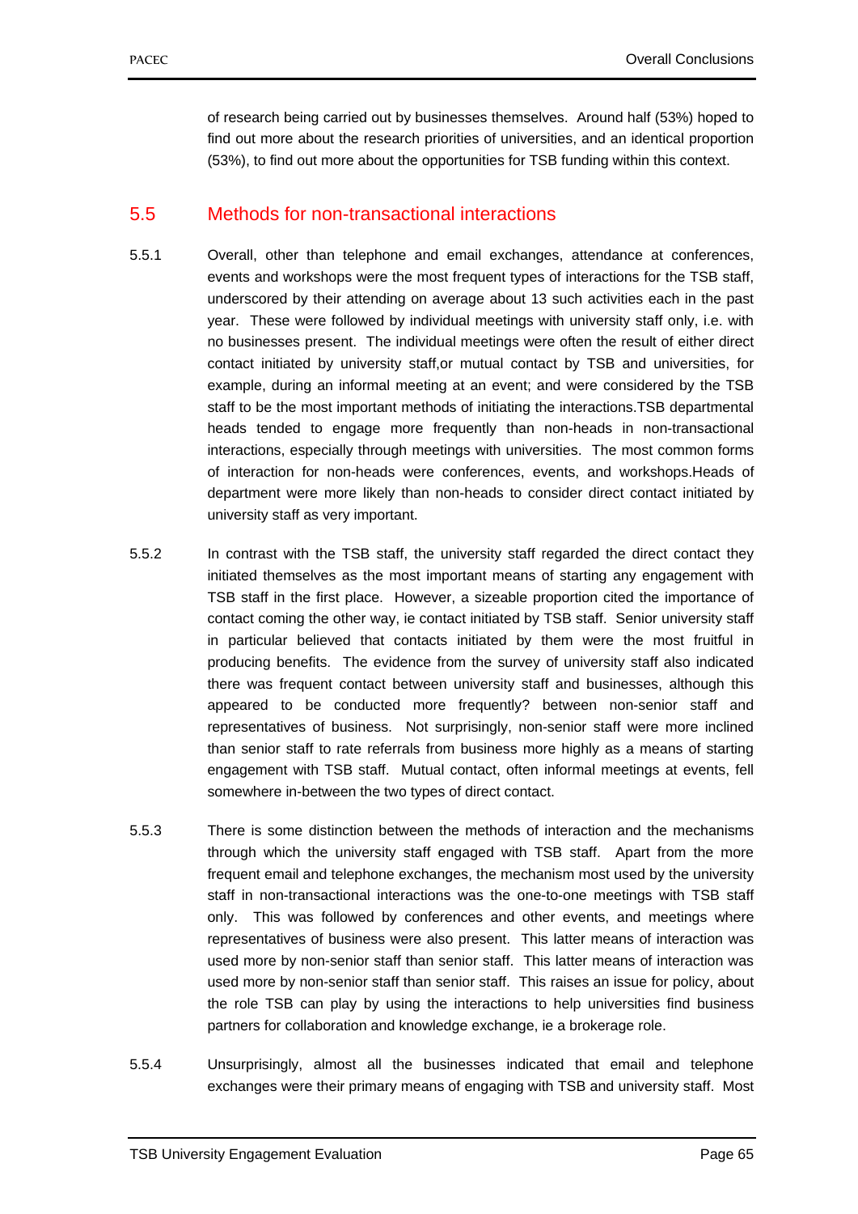of research being carried out by businesses themselves. Around half (53%) hoped to find out more about the research priorities of universities, and an identical proportion (53%), to find out more about the opportunities for TSB funding within this context.

## 5.5 Methods for non-transactional interactions

5.5.1 Overall, other than telephone and email exchanges, attendance at conferences, events and workshops were the most frequent types of interactions for the TSB staff, underscored by their attending on average about 13 such activities each in the past year. These were followed by individual meetings with university staff only, i.e. with no businesses present. The individual meetings were often the result of either direct contact initiated by university staff,or mutual contact by TSB and universities, for example, during an informal meeting at an event; and were considered by the TSB staff to be the most important methods of initiating the interactions.TSB departmental heads tended to engage more frequently than non-heads in non-transactional interactions, especially through meetings with universities. The most common forms of interaction for non-heads were conferences, events, and workshops.Heads of department were more likely than non-heads to consider direct contact initiated by university staff as very important.

5.5.2 In contrast with the TSB staff, the university staff regarded the direct contact they initiated themselves as the most important means of starting any engagement with TSB staff in the first place. However, a sizeable proportion cited the importance of contact coming the other way, ie contact initiated by TSB staff. Senior university staff in particular believed that contacts initiated by them were the most fruitful in producing benefits. The evidence from the survey of university staff also indicated there was frequent contact between university staff and businesses, although this appeared to be conducted more frequently? between non-senior staff and representatives of business. Not surprisingly, non-senior staff were more inclined than senior staff to rate referrals from business more highly as a means of starting engagement with TSB staff. Mutual contact, often informal meetings at events, fell somewhere in-between the two types of direct contact.

5.5.3 There is some distinction between the methods of interaction and the mechanisms through which the university staff engaged with TSB staff. Apart from the more frequent email and telephone exchanges, the mechanism most used by the university staff in non-transactional interactions was the one-to-one meetings with TSB staff only. This was followed by conferences and other events, and meetings where representatives of business were also present. This latter means of interaction was used more by non-senior staff than senior staff. This latter means of interaction was used more by non-senior staff than senior staff. This raises an issue for policy, about the role TSB can play by using the interactions to help universities find business partners for collaboration and knowledge exchange, ie a brokerage role.

5.5.4 Unsurprisingly, almost all the businesses indicated that email and telephone exchanges were their primary means of engaging with TSB and university staff. Most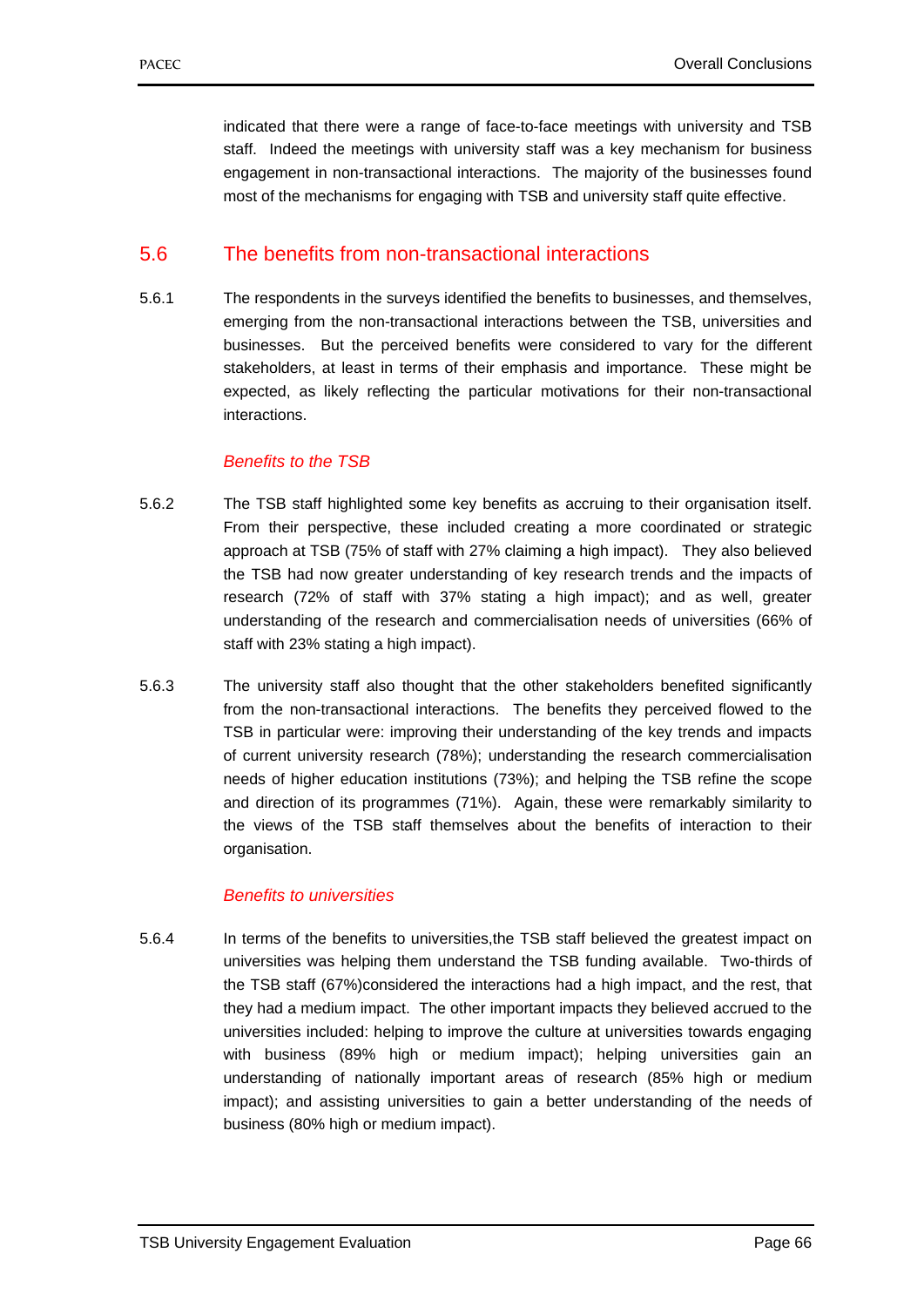indicated that there were a range of face-to-face meetings with university and TSB staff. Indeed the meetings with university staff was a key mechanism for business engagement in non-transactional interactions. The majority of the businesses found most of the mechanisms for engaging with TSB and university staff quite effective.

## 5.6 The benefits from non-transactional interactions

5.6.1 The respondents in the surveys identified the benefits to businesses, and themselves, emerging from the non-transactional interactions between the TSB, universities and businesses. But the perceived benefits were considered to vary for the different stakeholders, at least in terms of their emphasis and importance. These might be expected, as likely reflecting the particular motivations for their non-transactional interactions.

*Benefits to the TSB*

5.6.2 The TSB staff highlighted some key benefits as accruing to their organisation itself. From their perspective, these included creating a more coordinated or strategic approach at TSB (75% of staff with 27% claiming a high impact). They also believed the TSB had now greater understanding of key research trends and the impacts of research (72% of staff with 37% stating a high impact); and as well, greater understanding of the research and commercialisation needs of universities (66% of staff with 23% stating a high impact).

5.6.3 The university staff also thought that the other stakeholders benefited significantly from the non-transactional interactions. The benefits they perceived flowed to the TSB in particular were: improving their understanding of the key trends and impacts of current university research (78%); understanding the research commercialisation needs of higher education institutions (73%); and helping the TSB refine the scope and direction of its programmes (71%). Again, these were remarkably similarity to the views of the TSB staff themselves about the benefits of interaction to their organisation.

*Benefits to universities*

5.6.4 In terms of the benefits to universities,the TSB staff believed the greatest impact on universities was helping them understand the TSB funding available. Two-thirds of the TSB staff (67%)considered the interactions had a high impact, and the rest, that they had a medium impact. The other important impacts they believed accrued to the universities included: helping to improve the culture at universities towards engaging with business (89% high or medium impact); helping universities gain an understanding of nationally important areas of research (85% high or medium impact); and assisting universities to gain a better understanding of the needs of business (80% high or medium impact).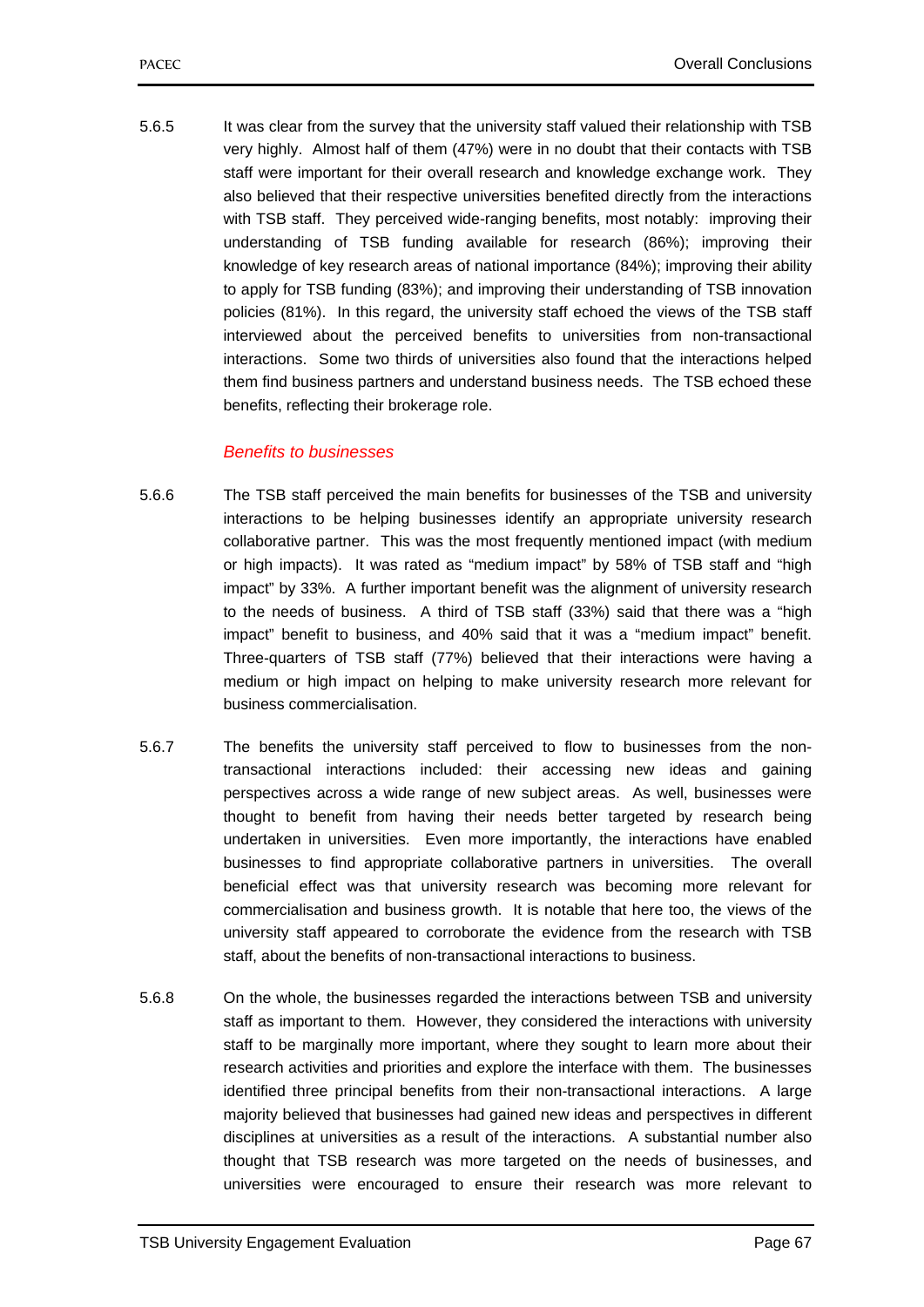5.6.5 It was clear from the survey that the university staff valued their relationship with TSB very highly. Almost half of them (47%) were in no doubt that their contacts with TSB staff were important for their overall research and knowledge exchange work. They also believed that their respective universities benefited directly from the interactions with TSB staff. They perceived wide-ranging benefits, most notably: improving their understanding of TSB funding available for research (86%); improving their knowledge of key research areas of national importance (84%); improving their ability to apply for TSB funding (83%); and improving their understanding of TSB innovation policies (81%). In this regard, the university staff echoed the views of the TSB staff interviewed about the perceived benefits to universities from non-transactional interactions. Some two thirds of universities also found that the interactions helped them find business partners and understand business needs. The TSB echoed these benefits, reflecting their brokerage role.

*Benefits to businesses*

5.6.6 The TSB staff perceived the main benefits for businesses of the TSB and university interactions to be helping businesses identify an appropriate university research collaborative partner. This was the most frequently mentioned impact (with medium or high impacts). It was rated as "medium impact" by 58% of TSB staff and "high impact" by 33%. A further important benefit was the alignment of university research to the needs of business. A third of TSB staff (33%) said that there was a "high impact" benefit to business, and 40% said that it was a "medium impact" benefit. Three-quarters of TSB staff (77%) believed that their interactions were having a medium or high impact on helping to make university research more relevant for business commercialisation.

5.6.7 The benefits the university staff perceived to flow to businesses from the non-transactional interactions included: their accessing new ideas and gaining perspectives across a wide range of new subject areas. As well, businesses were thought to benefit from having their needs better targeted by research being undertaken in universities. Even more importantly, the interactions have enabled businesses to find appropriate collaborative partners in universities. The overall beneficial effect was that university research was becoming more relevant for commercialisation and business growth. It is notable that here too, the views of the university staff appeared to corroborate the evidence from the research with TSB staff, about the benefits of non-transactional interactions to business.

5.6.8 On the whole, the businesses regarded the interactions between TSB and university staff as important to them. However, they considered the interactions with university staff to be marginally more important, where they sought to learn more about their research activities and priorities and explore the interface with them. The businesses identified three principal benefits from their non-transactional interactions. A large majority believed that businesses had gained new ideas and perspectives in different disciplines at universities as a result of the interactions. A substantial number also thought that TSB research was more targeted on the needs of businesses, and universities were encouraged to ensure their research was more relevant to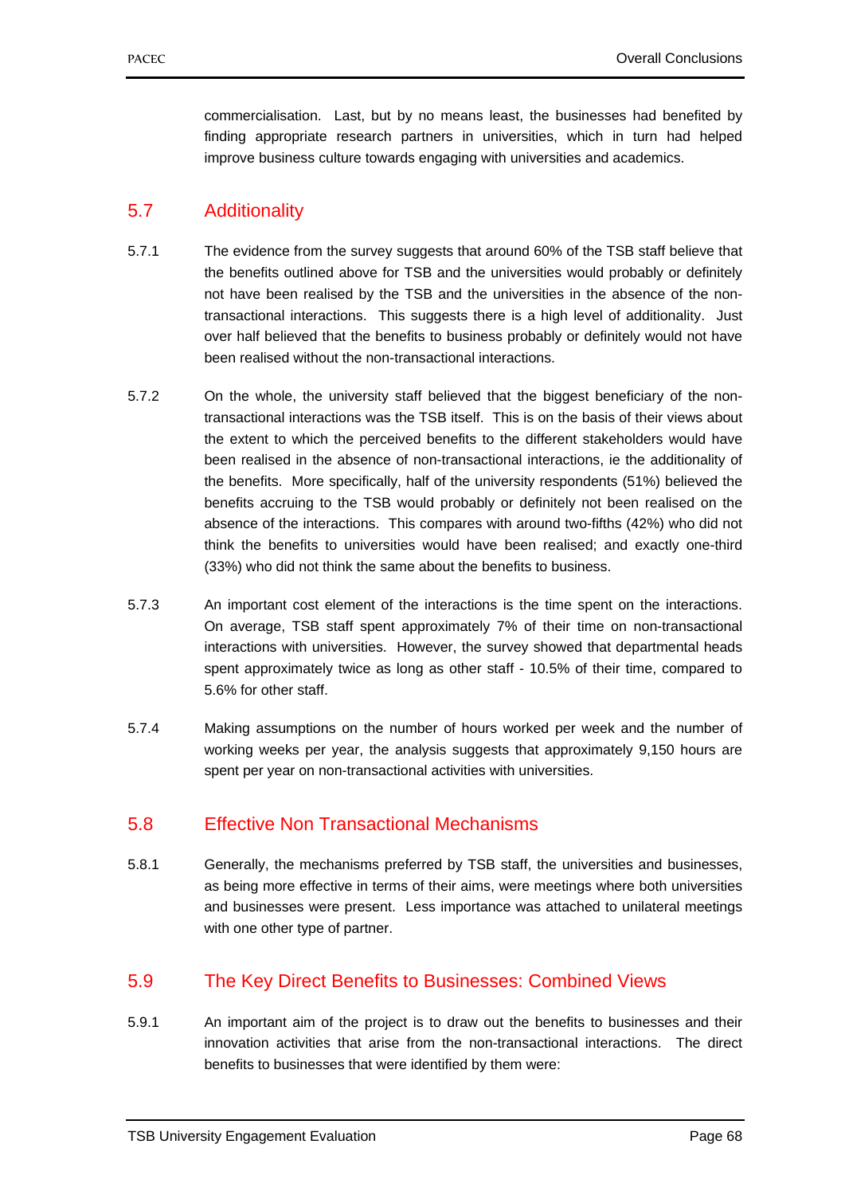commercialisation. Last, but by no means least, the businesses had benefited by finding appropriate research partners in universities, which in turn had helped improve business culture towards engaging with universities and academics.

## 5.7 Additionality

5.7.1 The evidence from the survey suggests that around 60% of the TSB staff believe that the benefits outlined above for TSB and the universities would probably or definitely not have been realised by the TSB and the universities in the absence of the non-transactional interactions. This suggests there is a high level of additionality. Just over half believed that the benefits to business probably or definitely would not have been realised without the non-transactional interactions.

5.7.2 On the whole, the university staff believed that the biggest beneficiary of the non-transactional interactions was the TSB itself. This is on the basis of their views about the extent to which the perceived benefits to the different stakeholders would have been realised in the absence of non-transactional interactions, ie the additionality of the benefits. More specifically, half of the university respondents (51%) believed the benefits accruing to the TSB would probably or definitely not been realised on the absence of the interactions. This compares with around two-fifths (42%) who did not think the benefits to universities would have been realised; and exactly one-third (33%) who did not think the same about the benefits to business.

5.7.3 An important cost element of the interactions is the time spent on the interactions. On average, TSB staff spent approximately 7% of their time on non-transactional interactions with universities. However, the survey showed that departmental heads spent approximately twice as long as other staff - 10.5% of their time, compared to 5.6% for other staff.

5.7.4 Making assumptions on the number of hours worked per week and the number of working weeks per year, the analysis suggests that approximately 9,150 hours are spent per year on non-transactional activities with universities.

## 5.8 Effective Non Transactional Mechanisms

5.8.1 Generally, the mechanisms preferred by TSB staff, the universities and businesses, as being more effective in terms of their aims, were meetings where both universities and businesses were present. Less importance was attached to unilateral meetings with one other type of partner.

## 5.9 The Key Direct Benefits to Businesses: Combined Views

5.9.1 An important aim of the project is to draw out the benefits to businesses and their innovation activities that arise from the non-transactional interactions. The direct benefits to businesses that were identified by them were: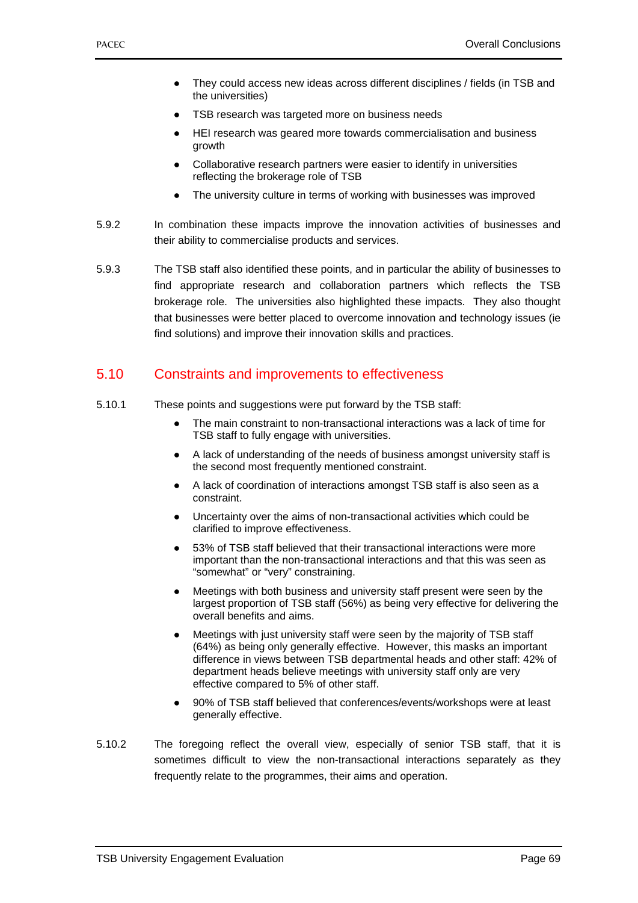- They could access new ideas across different disciplines / fields (in TSB and the universities)
- TSB research was targeted more on business needs
- HEI research was geared more towards commercialisation and business growth
- Collaborative research partners were easier to identify in universities reflecting the brokerage role of TSB
- The university culture in terms of working with businesses was improved

5.9.2 In combination these impacts improve the innovation activities of businesses and their ability to commercialise products and services.

5.9.3 The TSB staff also identified these points, and in particular the ability of businesses to find appropriate research and collaboration partners which reflects the TSB brokerage role. The universities also highlighted these impacts. They also thought that businesses were better placed to overcome innovation and technology issues (ie find solutions) and improve their innovation skills and practices.

## 5.10 Constraints and improvements to effectiveness

5.10.1 These points and suggestions were put forward by the TSB staff:

- The main constraint to non-transactional interactions was a lack of time for TSB staff to fully engage with universities.
- A lack of understanding of the needs of business amongst university staff is the second most frequently mentioned constraint.
- A lack of coordination of interactions amongst TSB staff is also seen as a constraint.
- Uncertainty over the aims of non-transactional activities which could be clarified to improve effectiveness.
- 53% of TSB staff believed that their transactional interactions were more important than the non-transactional interactions and that this was seen as "somewhat" or "very" constraining.
- Meetings with both business and university staff present were seen by the largest proportion of TSB staff (56%) as being very effective for delivering the overall benefits and aims.
- Meetings with just university staff were seen by the majority of TSB staff (64%) as being only generally effective. However, this masks an important difference in views between TSB departmental heads and other staff: 42% of department heads believe meetings with university staff only are very effective compared to 5% of other staff.
- 90% of TSB staff believed that conferences/events/workshops were at least generally effective.

5.10.2 The foregoing reflect the overall view, especially of senior TSB staff, that it is sometimes difficult to view the non-transactional interactions separately as they frequently relate to the programmes, their aims and operation.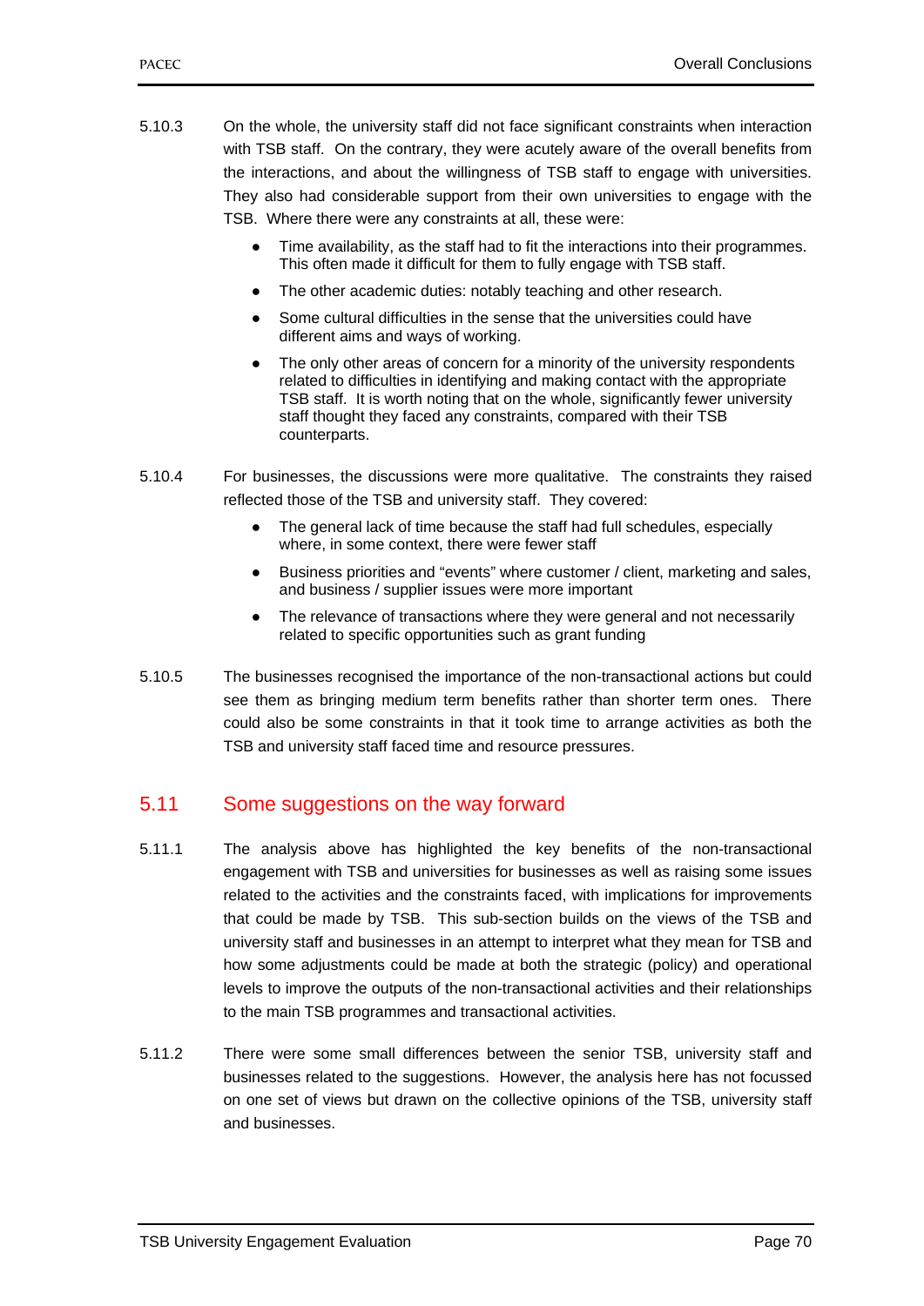5.10.3 On the whole, the university staff did not face significant constraints when interaction with TSB staff. On the contrary, they were acutely aware of the overall benefits from the interactions, and about the willingness of TSB staff to engage with universities. They also had considerable support from their own universities to engage with the TSB. Where there were any constraints at all, these were:

- Time availability, as the staff had to fit the interactions into their programmes. This often made it difficult for them to fully engage with TSB staff.
- The other academic duties: notably teaching and other research.
- Some cultural difficulties in the sense that the universities could have different aims and ways of working.
- The only other areas of concern for a minority of the university respondents related to difficulties in identifying and making contact with the appropriate TSB staff. It is worth noting that on the whole, significantly fewer university staff thought they faced any constraints, compared with their TSB counterparts.

5.10.4 For businesses, the discussions were more qualitative. The constraints they raised reflected those of the TSB and university staff. They covered:

- The general lack of time because the staff had full schedules, especially where, in some context, there were fewer staff
- Business priorities and "events" where customer / client, marketing and sales, and business / supplier issues were more important
- The relevance of transactions where they were general and not necessarily related to specific opportunities such as grant funding

5.10.5 The businesses recognised the importance of the non-transactional actions but could see them as bringing medium term benefits rather than shorter term ones. There could also be some constraints in that it took time to arrange activities as both the TSB and university staff faced time and resource pressures.

## 5.11 Some suggestions on the way forward

5.11.1 The analysis above has highlighted the key benefits of the non-transactional engagement with TSB and universities for businesses as well as raising some issues related to the activities and the constraints faced, with implications for improvements that could be made by TSB. This sub-section builds on the views of the TSB and university staff and businesses in an attempt to interpret what they mean for TSB and how some adjustments could be made at both the strategic (policy) and operational levels to improve the outputs of the non-transactional activities and their relationships to the main TSB programmes and transactional activities.

5.11.2 There were some small differences between the senior TSB, university staff and businesses related to the suggestions. However, the analysis here has not focussed on one set of views but drawn on the collective opinions of the TSB, university staff and businesses.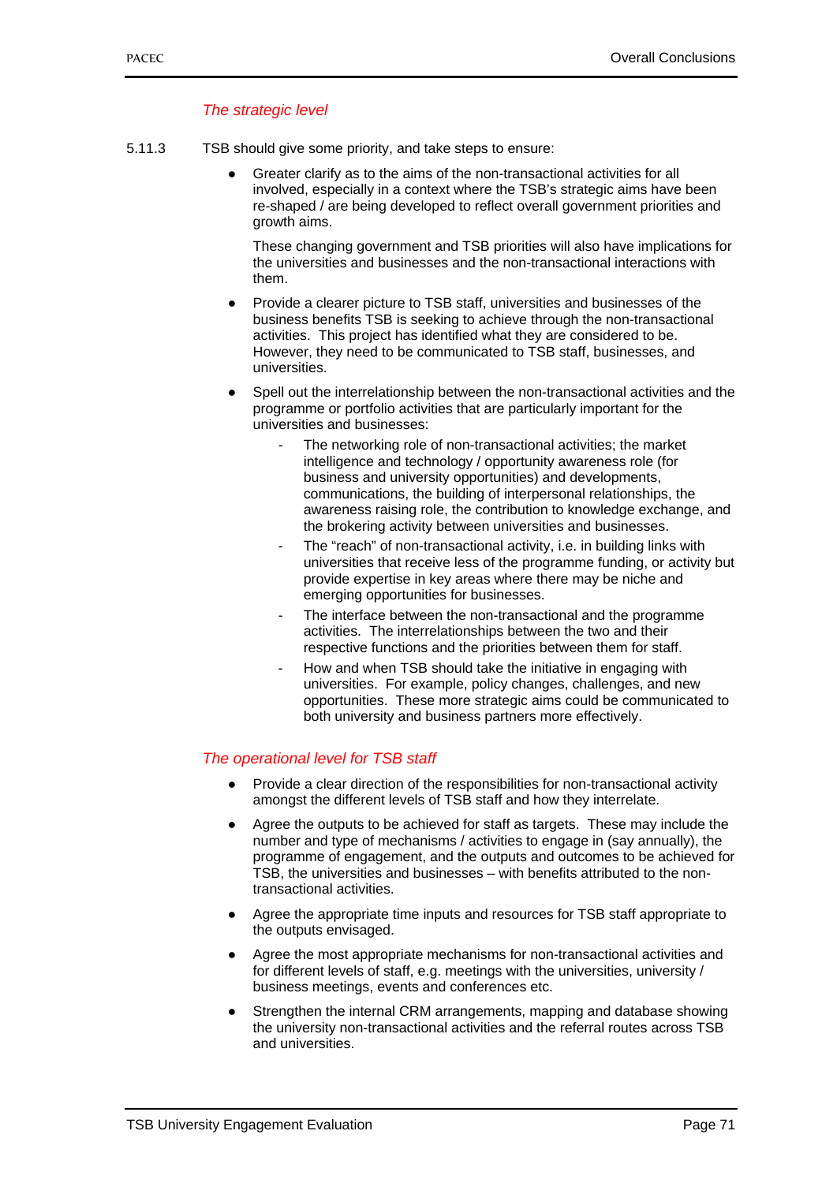*The strategic level*

5.11.3 TSB should give some priority, and take steps to ensure:

- Greater clarify as to the aims of the non-transactional activities for all involved, especially in a context where the TSB's strategic aims have been re-shaped / are being developed to reflect overall government priorities and growth aims.

  These changing government and TSB priorities will also have implications for the universities and businesses and the non-transactional interactions with them.

- Provide a clearer picture to TSB staff, universities and businesses of the business benefits TSB is seeking to achieve through the non-transactional activities. This project has identified what they are considered to be. However, they need to be communicated to TSB staff, businesses, and universities.

- Spell out the interrelationship between the non-transactional activities and the programme or portfolio activities that are particularly important for the universities and businesses:
  - The networking role of non-transactional activities; the market intelligence and technology / opportunity awareness role (for business and university opportunities) and developments, communications, the building of interpersonal relationships, the awareness raising role, the contribution to knowledge exchange, and the brokering activity between universities and businesses.
  - The "reach" of non-transactional activity, i.e. in building links with universities that receive less of the programme funding, or activity but provide expertise in key areas where there may be niche and emerging opportunities for businesses.
  - The interface between the non-transactional and the programme activities. The interrelationships between the two and their respective functions and the priorities between them for staff.
  - How and when TSB should take the initiative in engaging with universities. For example, policy changes, challenges, and new opportunities. These more strategic aims could be communicated to both university and business partners more effectively.

*The operational level for TSB staff*

- Provide a clear direction of the responsibilities for non-transactional activity amongst the different levels of TSB staff and how they interrelate.

- Agree the outputs to be achieved for staff as targets. These may include the number and type of mechanisms / activities to engage in (say annually), the programme of engagement, and the outputs and outcomes to be achieved for TSB, the universities and businesses – with benefits attributed to the non-transactional activities.

- Agree the appropriate time inputs and resources for TSB staff appropriate to the outputs envisaged.

- Agree the most appropriate mechanisms for non-transactional activities and for different levels of staff, e.g. meetings with the universities, university / business meetings, events and conferences etc.

- Strengthen the internal CRM arrangements, mapping and database showing the university non-transactional activities and the referral routes across TSB and universities.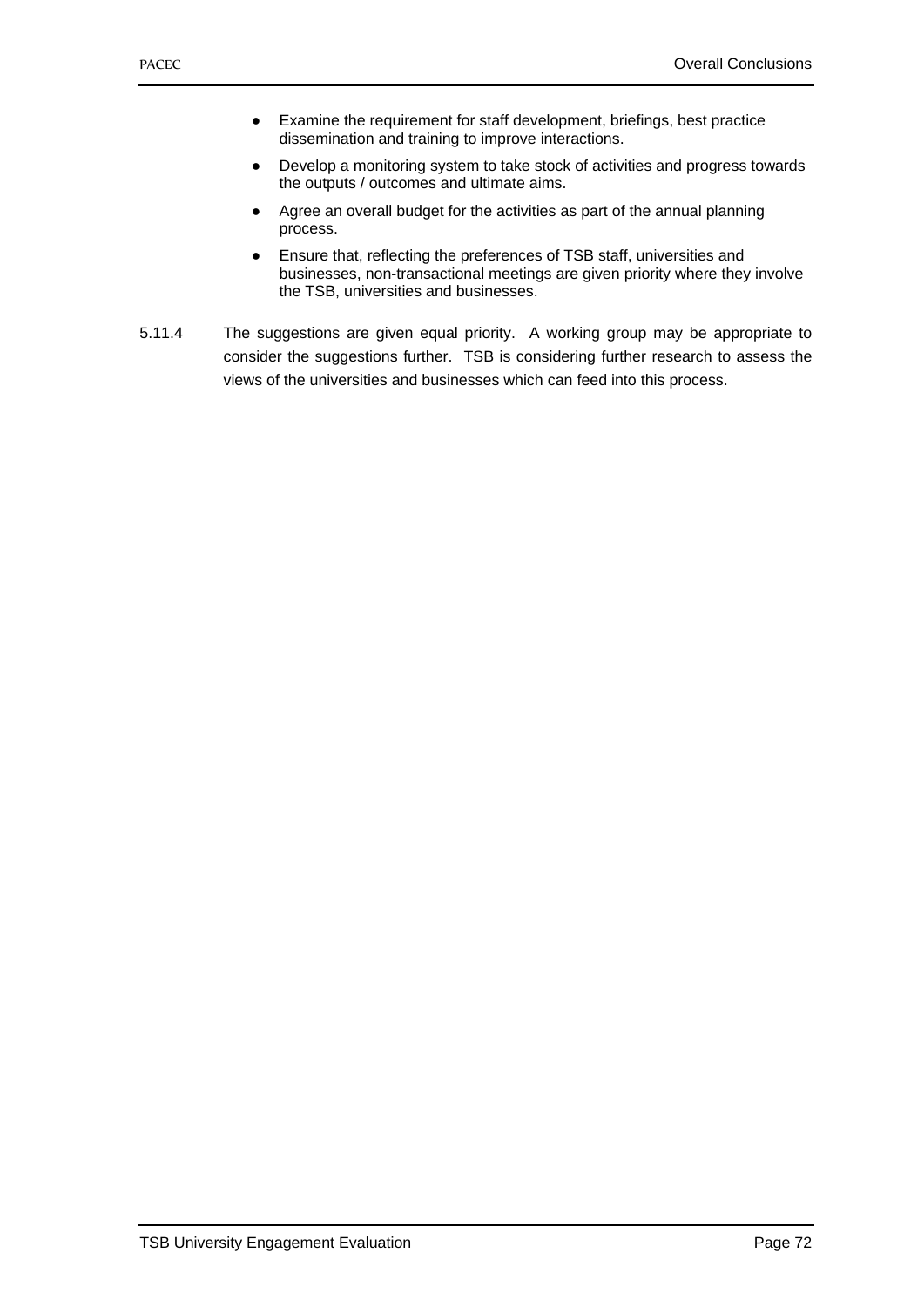- Examine the requirement for staff development, briefings, best practice dissemination and training to improve interactions.
- Develop a monitoring system to take stock of activities and progress towards the outputs / outcomes and ultimate aims.
- Agree an overall budget for the activities as part of the annual planning process.
- Ensure that, reflecting the preferences of TSB staff, universities and businesses, non-transactional meetings are given priority where they involve the TSB, universities and businesses.

5.11.4 The suggestions are given equal priority. A working group may be appropriate to consider the suggestions further. TSB is considering further research to assess the views of the universities and businesses which can feed into this process.